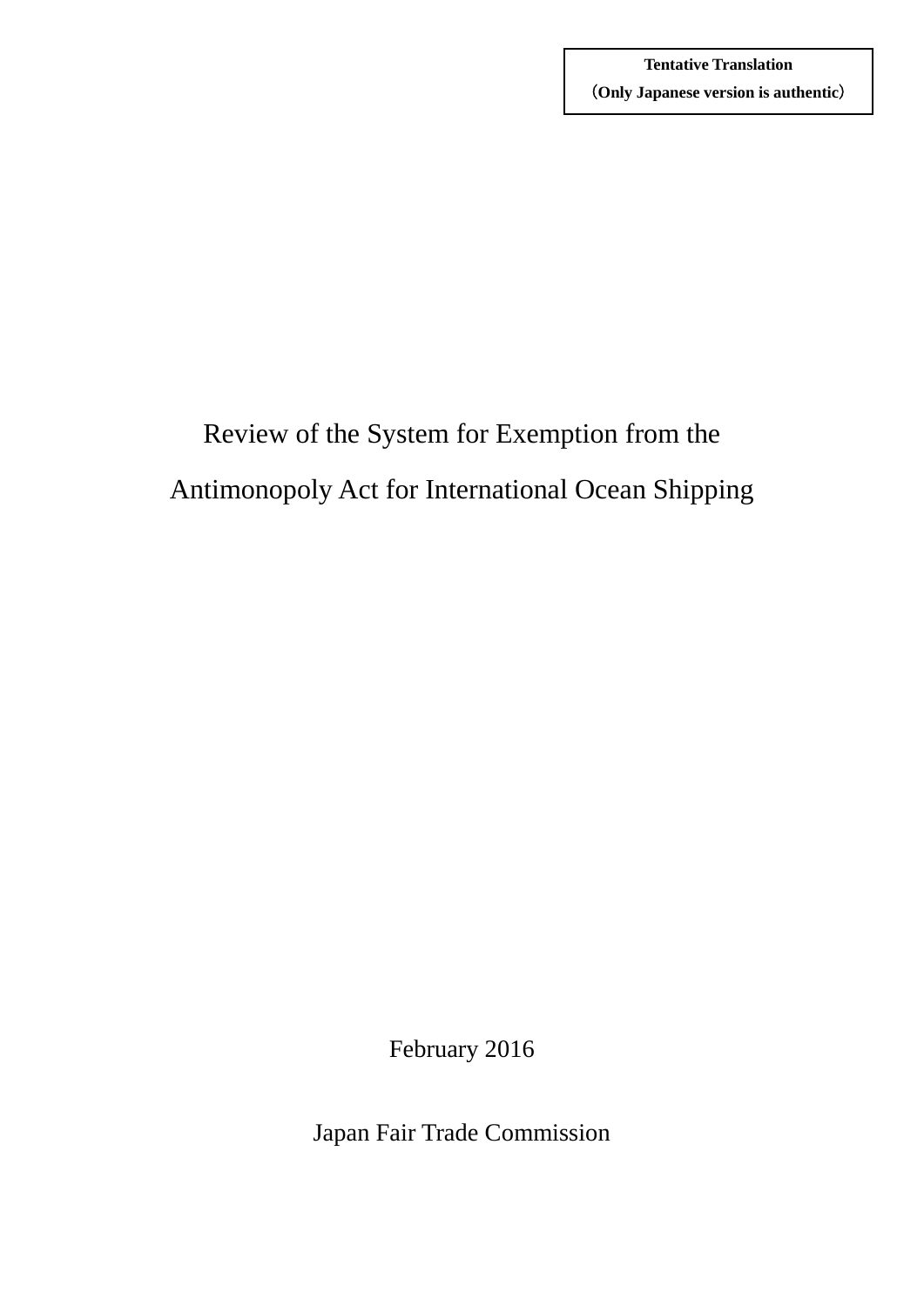**Tentative Translation**
**（Only Japanese version is authentic）**

# Review of the System for Exemption from the Antimonopoly Act for International Ocean Shipping

February 2016

Japan Fair Trade Commission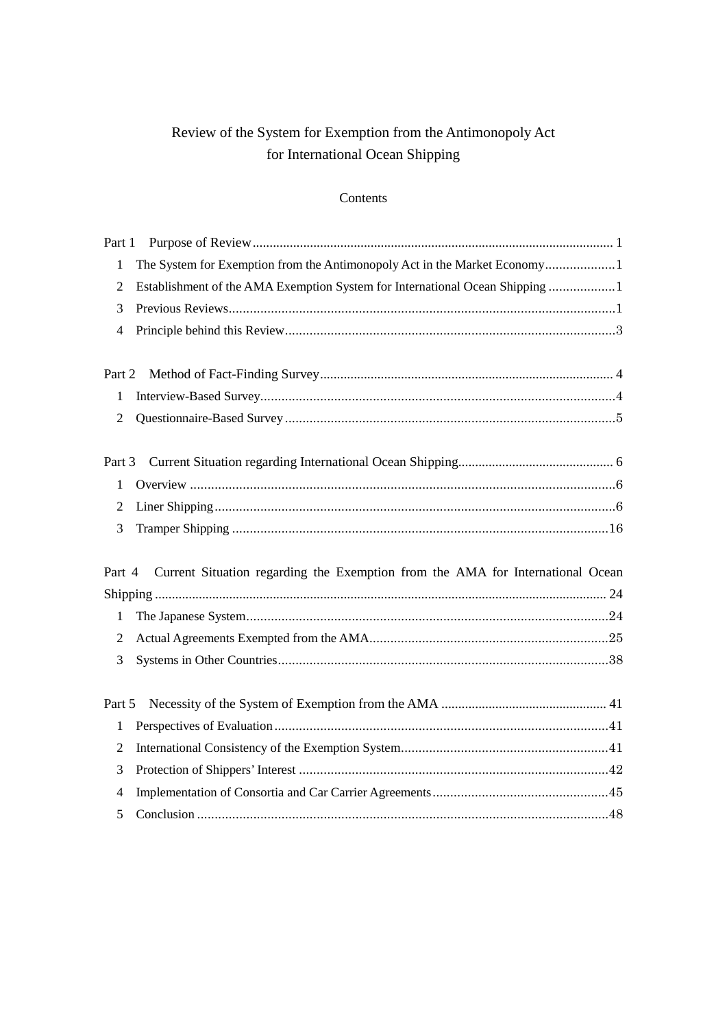# Review of the System for Exemption from the Antimonopoly Act for International Ocean Shipping

## Contents

Part 1 Purpose of Review ........................................................................................................ 1

1 The System for Exemption from the Antimonopoly Act in the Market Economy ....................1

2 Establishment of the AMA Exemption System for International Ocean Shipping ...................1

3 Previous Reviews.............................................................................................................1

4 Principle behind this Review.............................................................................................3

Part 2 Method of Fact-Finding Survey..................................................................................... 4

1 Interview-Based Survey.....................................................................................................4

2 Questionnaire-Based Survey ..............................................................................................5

Part 3 Current Situation regarding International Ocean Shipping............................................. 6

1 Overview .........................................................................................................................6

2 Liner Shipping..................................................................................................................6

3 Tramper Shipping ...........................................................................................................16

Part 4 Current Situation regarding the Exemption from the AMA for International Ocean Shipping ................................................................................................................................ 24

1 The Japanese System.......................................................................................................24

2 Actual Agreements Exempted from the AMA....................................................................25

3 Systems in Other Countries..............................................................................................38

Part 5 Necessity of the System of Exemption from the AMA ................................................ 41

1 Perspectives of Evaluation ...............................................................................................41

2 International Consistency of the Exemption System...........................................................41

3 Protection of Shippers' Interest ........................................................................................42

4 Implementation of Consortia and Car Carrier Agreements..................................................45

5 Conclusion .....................................................................................................................48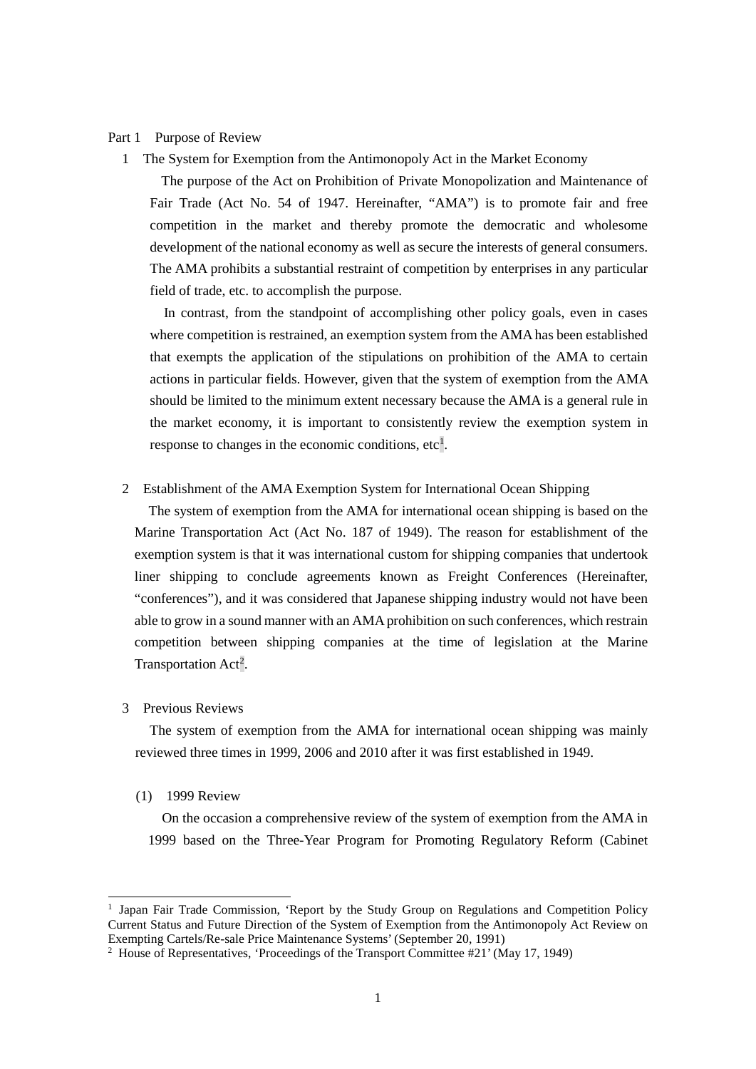## Part 1 Purpose of Review

### 1 The System for Exemption from the Antimonopoly Act in the Market Economy

The purpose of the Act on Prohibition of Private Monopolization and Maintenance of Fair Trade (Act No. 54 of 1947. Hereinafter, "AMA") is to promote fair and free competition in the market and thereby promote the democratic and wholesome development of the national economy as well as secure the interests of general consumers. The AMA prohibits a substantial restraint of competition by enterprises in any particular field of trade, etc. to accomplish the purpose.

In contrast, from the standpoint of accomplishing other policy goals, even in cases where competition is restrained, an exemption system from the AMA has been established that exempts the application of the stipulations on prohibition of the AMA to certain actions in particular fields. However, given that the system of exemption from the AMA should be limited to the minimum extent necessary because the AMA is a general rule in the market economy, it is important to consistently review the exemption system in response to changes in the economic conditions, etc[1].

### 2 Establishment of the AMA Exemption System for International Ocean Shipping

The system of exemption from the AMA for international ocean shipping is based on the Marine Transportation Act (Act No. 187 of 1949). The reason for establishment of the exemption system is that it was international custom for shipping companies that undertook liner shipping to conclude agreements known as Freight Conferences (Hereinafter, "conferences"), and it was considered that Japanese shipping industry would not have been able to grow in a sound manner with an AMA prohibition on such conferences, which restrain competition between shipping companies at the time of legislation at the Marine Transportation Act[2].

### 3 Previous Reviews

The system of exemption from the AMA for international ocean shipping was mainly reviewed three times in 1999, 2006 and 2010 after it was first established in 1949.

#### (1) 1999 Review

On the occasion a comprehensive review of the system of exemption from the AMA in 1999 based on the Three-Year Program for Promoting Regulatory Reform (Cabinet

---

[1] Japan Fair Trade Commission, 'Report by the Study Group on Regulations and Competition Policy Current Status and Future Direction of the System of Exemption from the Antimonopoly Act Review on Exempting Cartels/Re-sale Price Maintenance Systems' (September 20, 1991)

[2] House of Representatives, 'Proceedings of the Transport Committee #21' (May 17, 1949)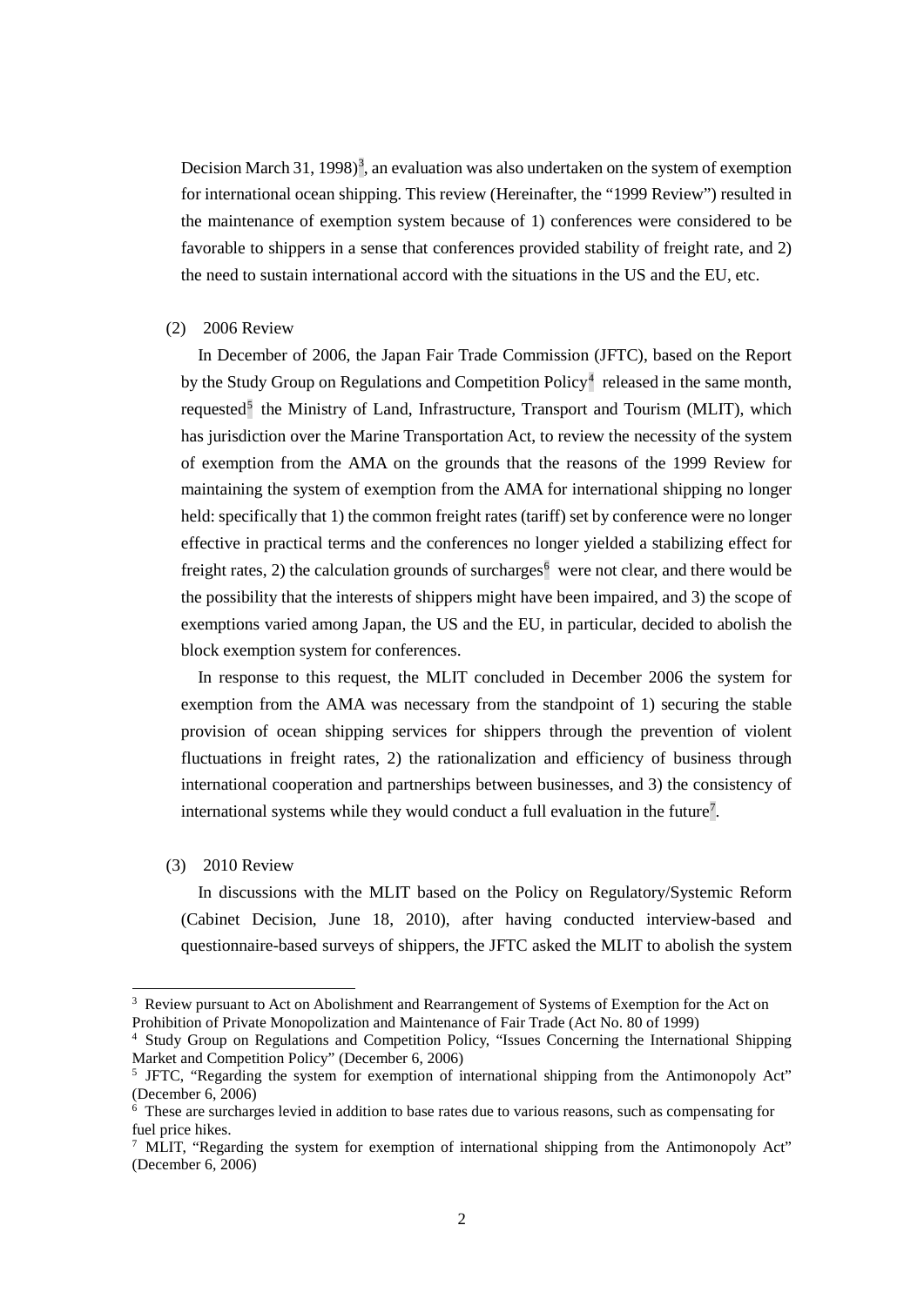Decision March 31, 1998)[3], an evaluation was also undertaken on the system of exemption for international ocean shipping. This review (Hereinafter, the "1999 Review") resulted in the maintenance of exemption system because of 1) conferences were considered to be favorable to shippers in a sense that conferences provided stability of freight rate, and 2) the need to sustain international accord with the situations in the US and the EU, etc.

(2) 2006 Review

In December of 2006, the Japan Fair Trade Commission (JFTC), based on the Report by the Study Group on Regulations and Competition Policy[4] released in the same month, requested[5] the Ministry of Land, Infrastructure, Transport and Tourism (MLIT), which has jurisdiction over the Marine Transportation Act, to review the necessity of the system of exemption from the AMA on the grounds that the reasons of the 1999 Review for maintaining the system of exemption from the AMA for international shipping no longer held: specifically that 1) the common freight rates (tariff) set by conference were no longer effective in practical terms and the conferences no longer yielded a stabilizing effect for freight rates, 2) the calculation grounds of surcharges[6] were not clear, and there would be the possibility that the interests of shippers might have been impaired, and 3) the scope of exemptions varied among Japan, the US and the EU, in particular, decided to abolish the block exemption system for conferences.

In response to this request, the MLIT concluded in December 2006 the system for exemption from the AMA was necessary from the standpoint of 1) securing the stable provision of ocean shipping services for shippers through the prevention of violent fluctuations in freight rates, 2) the rationalization and efficiency of business through international cooperation and partnerships between businesses, and 3) the consistency of international systems while they would conduct a full evaluation in the future[7].

(3) 2010 Review

In discussions with the MLIT based on the Policy on Regulatory/Systemic Reform (Cabinet Decision, June 18, 2010), after having conducted interview-based and questionnaire-based surveys of shippers, the JFTC asked the MLIT to abolish the system

---

[3] Review pursuant to Act on Abolishment and Rearrangement of Systems of Exemption for the Act on Prohibition of Private Monopolization and Maintenance of Fair Trade (Act No. 80 of 1999)

[4] Study Group on Regulations and Competition Policy, "Issues Concerning the International Shipping Market and Competition Policy" (December 6, 2006)

[5] JFTC, "Regarding the system for exemption of international shipping from the Antimonopoly Act" (December 6, 2006)

[6] These are surcharges levied in addition to base rates due to various reasons, such as compensating for fuel price hikes.

[7] MLIT, "Regarding the system for exemption of international shipping from the Antimonopoly Act" (December 6, 2006)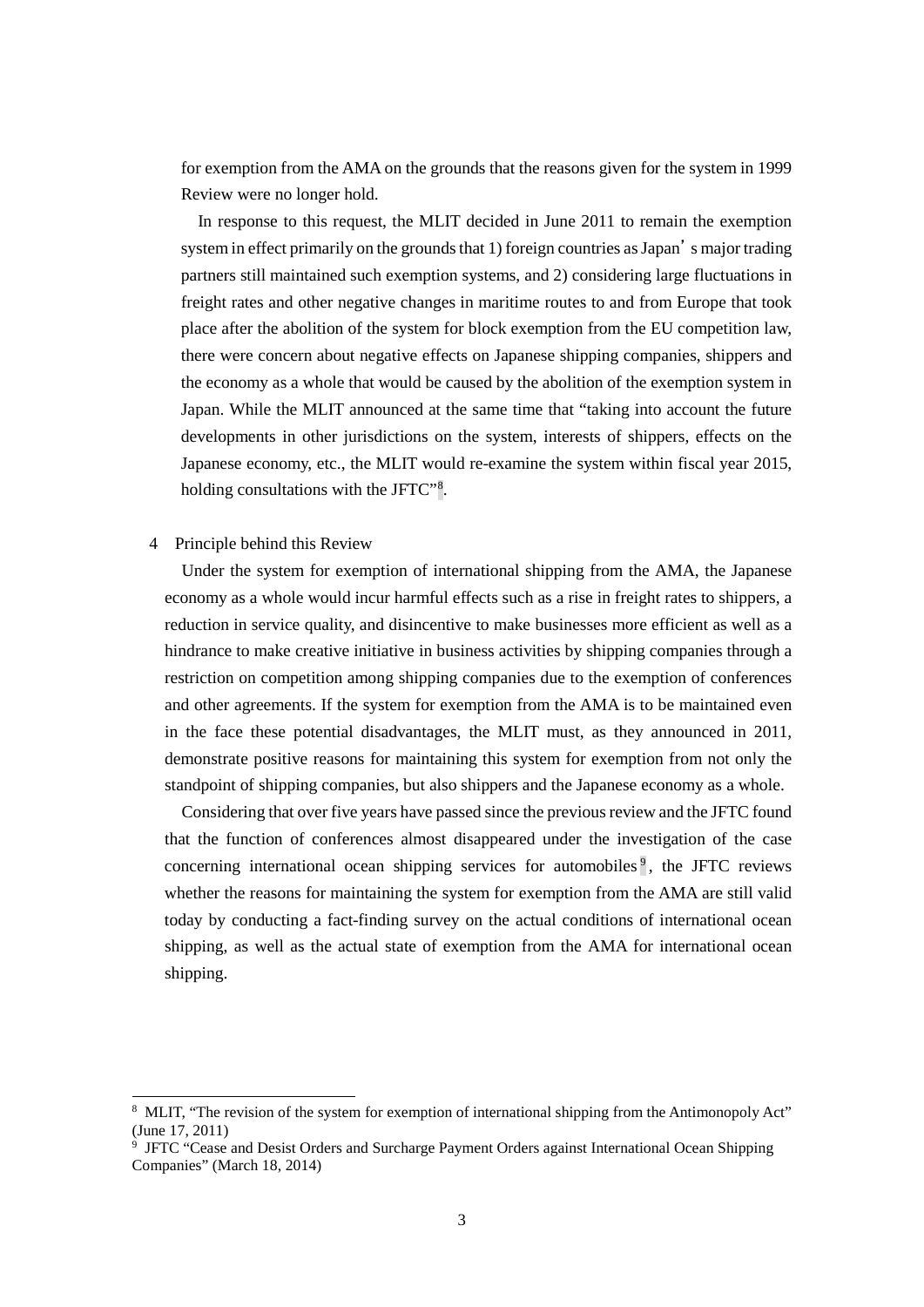for exemption from the AMA on the grounds that the reasons given for the system in 1999 Review were no longer hold.

In response to this request, the MLIT decided in June 2011 to remain the exemption system in effect primarily on the grounds that 1) foreign countries as Japan's major trading partners still maintained such exemption systems, and 2) considering large fluctuations in freight rates and other negative changes in maritime routes to and from Europe that took place after the abolition of the system for block exemption from the EU competition law, there were concern about negative effects on Japanese shipping companies, shippers and the economy as a whole that would be caused by the abolition of the exemption system in Japan. While the MLIT announced at the same time that "taking into account the future developments in other jurisdictions on the system, interests of shippers, effects on the Japanese economy, etc., the MLIT would re-examine the system within fiscal year 2015, holding consultations with the JFTC"[8].

## 4 Principle behind this Review

Under the system for exemption of international shipping from the AMA, the Japanese economy as a whole would incur harmful effects such as a rise in freight rates to shippers, a reduction in service quality, and disincentive to make businesses more efficient as well as a hindrance to make creative initiative in business activities by shipping companies through a restriction on competition among shipping companies due to the exemption of conferences and other agreements. If the system for exemption from the AMA is to be maintained even in the face these potential disadvantages, the MLIT must, as they announced in 2011, demonstrate positive reasons for maintaining this system for exemption from not only the standpoint of shipping companies, but also shippers and the Japanese economy as a whole.

Considering that over five years have passed since the previous review and the JFTC found that the function of conferences almost disappeared under the investigation of the case concerning international ocean shipping services for automobiles[9], the JFTC reviews whether the reasons for maintaining the system for exemption from the AMA are still valid today by conducting a fact-finding survey on the actual conditions of international ocean shipping, as well as the actual state of exemption from the AMA for international ocean shipping.

---

[8] MLIT, "The revision of the system for exemption of international shipping from the Antimonopoly Act" (June 17, 2011)

[9] JFTC "Cease and Desist Orders and Surcharge Payment Orders against International Ocean Shipping Companies" (March 18, 2014)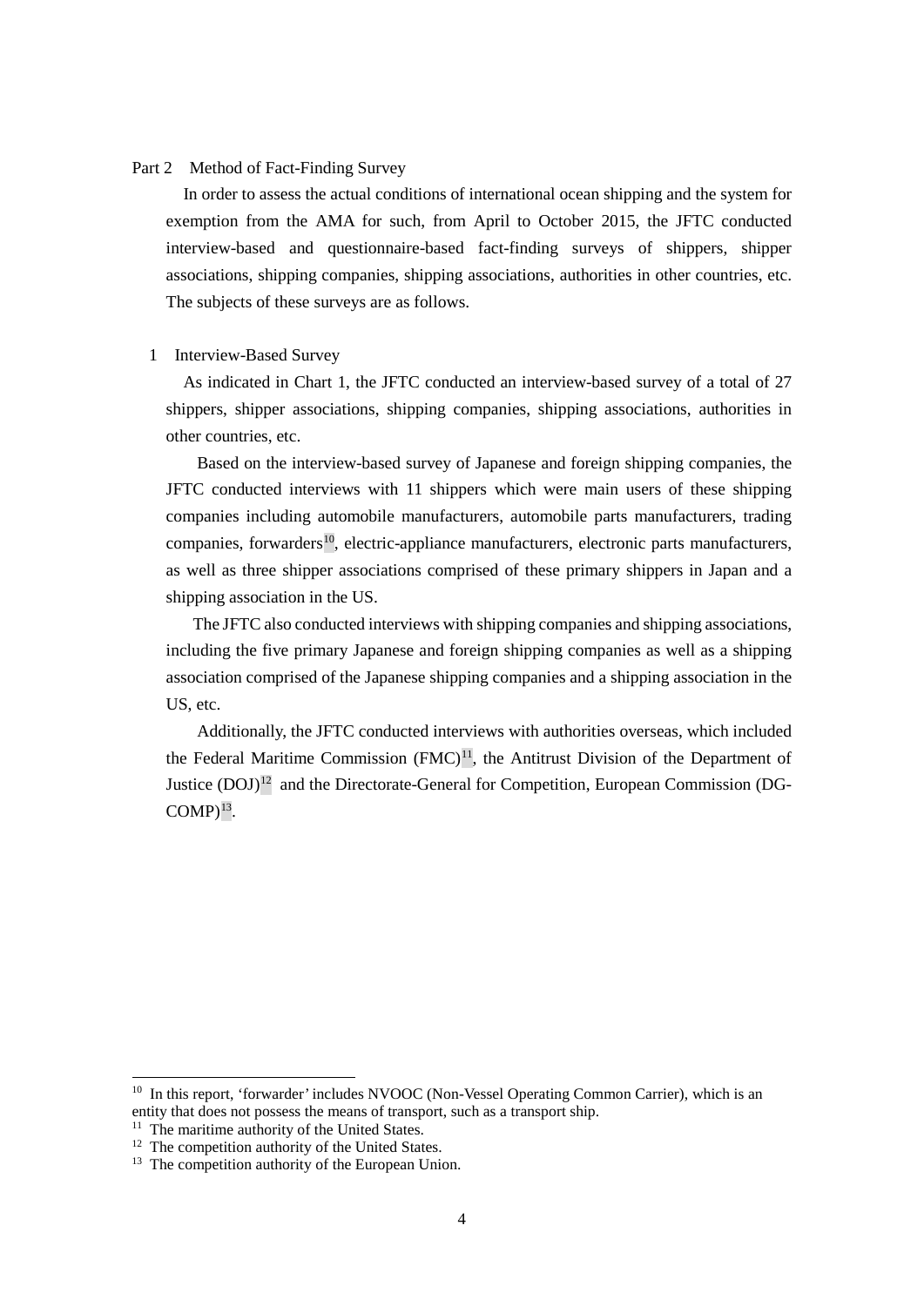## Part 2　Method of Fact-Finding Survey

In order to assess the actual conditions of international ocean shipping and the system for exemption from the AMA for such, from April to October 2015, the JFTC conducted interview-based and questionnaire-based fact-finding surveys of shippers, shipper associations, shipping companies, shipping associations, authorities in other countries, etc. The subjects of these surveys are as follows.

### 1　Interview-Based Survey

As indicated in Chart 1, the JFTC conducted an interview-based survey of a total of 27 shippers, shipper associations, shipping companies, shipping associations, authorities in other countries, etc.

Based on the interview-based survey of Japanese and foreign shipping companies, the JFTC conducted interviews with 11 shippers which were main users of these shipping companies including automobile manufacturers, automobile parts manufacturers, trading companies, forwarders[10], electric-appliance manufacturers, electronic parts manufacturers, as well as three shipper associations comprised of these primary shippers in Japan and a shipping association in the US.

The JFTC also conducted interviews with shipping companies and shipping associations, including the five primary Japanese and foreign shipping companies as well as a shipping association comprised of the Japanese shipping companies and a shipping association in the US, etc.

Additionally, the JFTC conducted interviews with authorities overseas, which included the Federal Maritime Commission (FMC)[11], the Antitrust Division of the Department of Justice (DOJ)[12] and the Directorate-General for Competition, European Commission (DG-COMP)[13].

---

[10] In this report, 'forwarder' includes NVOOC (Non-Vessel Operating Common Carrier), which is an entity that does not possess the means of transport, such as a transport ship.

[11] The maritime authority of the United States.

[12] The competition authority of the United States.

[13] The competition authority of the European Union.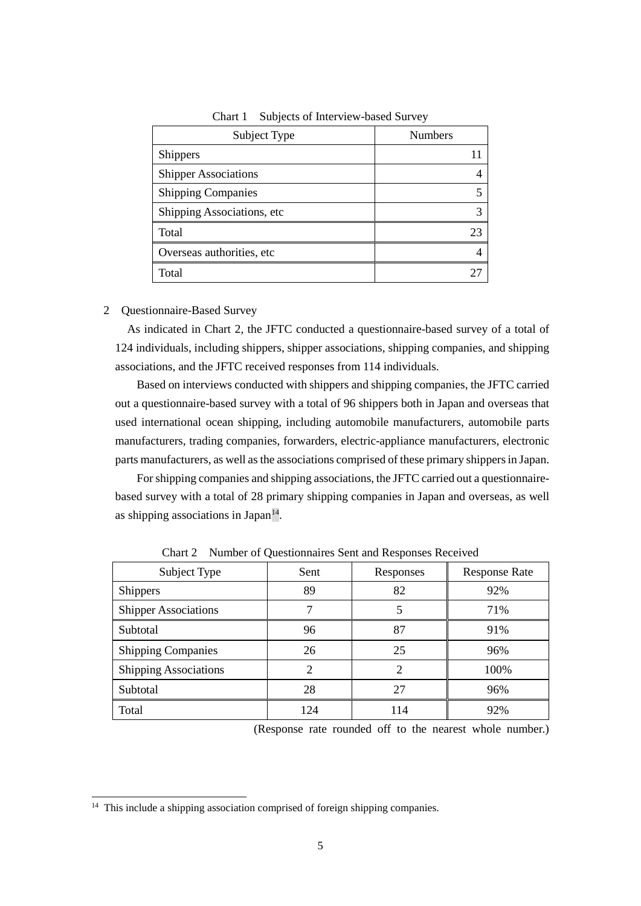Chart 1　Subjects of Interview-based Survey

| Subject Type | Numbers |
| --- | --- |
| Shippers | 11 |
| Shipper Associations | 4 |
| Shipping Companies | 5 |
| Shipping Associations, etc | 3 |
| Total | 23 |
| Overseas authorities, etc | 4 |
| Total | 27 |

## 2　Questionnaire-Based Survey

As indicated in Chart 2, the JFTC conducted a questionnaire-based survey of a total of 124 individuals, including shippers, shipper associations, shipping companies, and shipping associations, and the JFTC received responses from 114 individuals.

Based on interviews conducted with shippers and shipping companies, the JFTC carried out a questionnaire-based survey with a total of 96 shippers both in Japan and overseas that used international ocean shipping, including automobile manufacturers, automobile parts manufacturers, trading companies, forwarders, electric-appliance manufacturers, electronic parts manufacturers, as well as the associations comprised of these primary shippers in Japan.

For shipping companies and shipping associations, the JFTC carried out a questionnaire-based survey with a total of 28 primary shipping companies in Japan and overseas, as well as shipping associations in Japan[14].

Chart 2　Number of Questionnaires Sent and Responses Received

| Subject Type | Sent | Responses | Response Rate |
| --- | --- | --- | --- |
| Shippers | 89 | 82 | 92% |
| Shipper Associations | 7 | 5 | 71% |
| Subtotal | 96 | 87 | 91% |
| Shipping Companies | 26 | 25 | 96% |
| Shipping Associations | 2 | 2 | 100% |
| Subtotal | 28 | 27 | 96% |
| Total | 124 | 114 | 92% |

(Response rate rounded off to the nearest whole number.)

[14] This include a shipping association comprised of foreign shipping companies.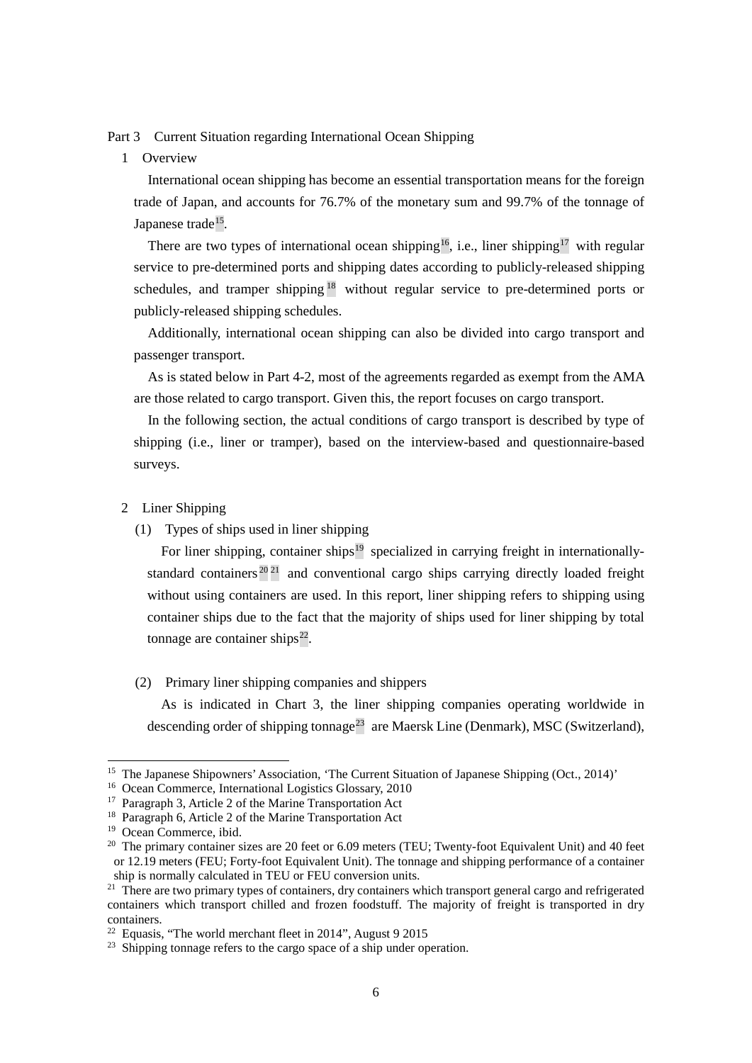## Part 3 Current Situation regarding International Ocean Shipping

### 1 Overview

International ocean shipping has become an essential transportation means for the foreign trade of Japan, and accounts for 76.7% of the monetary sum and 99.7% of the tonnage of Japanese trade[15].

There are two types of international ocean shipping[16], i.e., liner shipping[17] with regular service to pre-determined ports and shipping dates according to publicly-released shipping schedules, and tramper shipping[18] without regular service to pre-determined ports or publicly-released shipping schedules.

Additionally, international ocean shipping can also be divided into cargo transport and passenger transport.

As is stated below in Part 4-2, most of the agreements regarded as exempt from the AMA are those related to cargo transport. Given this, the report focuses on cargo transport.

In the following section, the actual conditions of cargo transport is described by type of shipping (i.e., liner or tramper), based on the interview-based and questionnaire-based surveys.

### 2 Liner Shipping

#### (1) Types of ships used in liner shipping

For liner shipping, container ships[19] specialized in carrying freight in internationally-standard containers[20][21] and conventional cargo ships carrying directly loaded freight without using containers are used. In this report, liner shipping refers to shipping using container ships due to the fact that the majority of ships used for liner shipping by total tonnage are container ships[22].

#### (2) Primary liner shipping companies and shippers

As is indicated in Chart 3, the liner shipping companies operating worldwide in descending order of shipping tonnage[23] are Maersk Line (Denmark), MSC (Switzerland),

---

[15] The Japanese Shipowners' Association, 'The Current Situation of Japanese Shipping (Oct., 2014)'

[16] Ocean Commerce, International Logistics Glossary, 2010

[17] Paragraph 3, Article 2 of the Marine Transportation Act

[18] Paragraph 6, Article 2 of the Marine Transportation Act

[19] Ocean Commerce, ibid.

[20] The primary container sizes are 20 feet or 6.09 meters (TEU; Twenty-foot Equivalent Unit) and 40 feet or 12.19 meters (FEU; Forty-foot Equivalent Unit). The tonnage and shipping performance of a container ship is normally calculated in TEU or FEU conversion units.

[21] There are two primary types of containers, dry containers which transport general cargo and refrigerated containers which transport chilled and frozen foodstuff. The majority of freight is transported in dry containers.

[22] Equasis, "The world merchant fleet in 2014", August 9 2015

[23] Shipping tonnage refers to the cargo space of a ship under operation.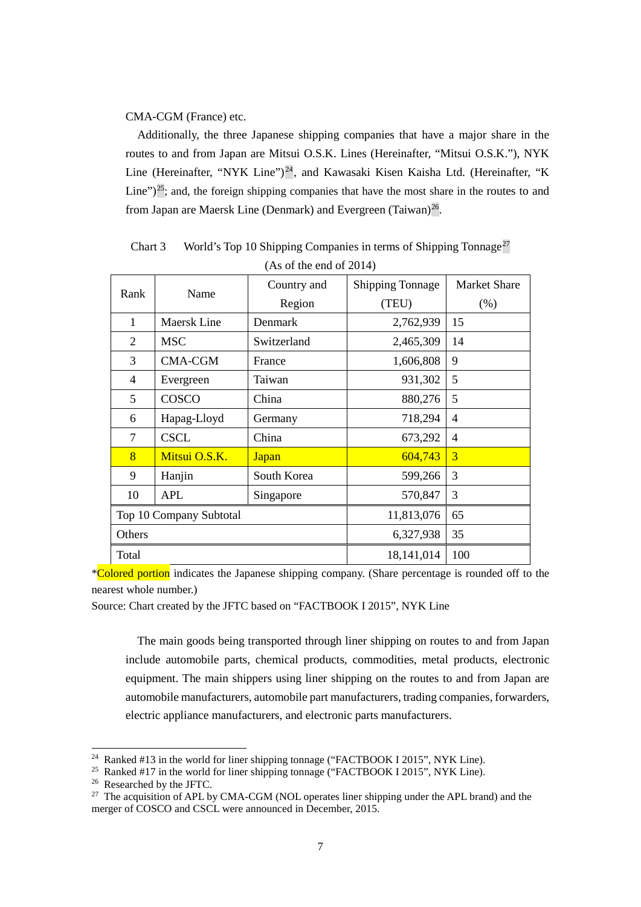CMA-CGM (France) etc.

Additionally, the three Japanese shipping companies that have a major share in the routes to and from Japan are Mitsui O.S.K. Lines (Hereinafter, "Mitsui O.S.K."), NYK Line (Hereinafter, "NYK Line")[24], and Kawasaki Kisen Kaisha Ltd. (Hereinafter, "K Line")[25]; and, the foreign shipping companies that have the most share in the routes to and from Japan are Maersk Line (Denmark) and Evergreen (Taiwan)[26].

Chart 3 World's Top 10 Shipping Companies in terms of Shipping Tonnage[27]

(As of the end of 2014)

| Rank | Name | Country and Region | Shipping Tonnage (TEU) | Market Share (%) |
|---|---|---|---|---|
| 1 | Maersk Line | Denmark | 2,762,939 | 15 |
| 2 | MSC | Switzerland | 2,465,309 | 14 |
| 3 | CMA-CGM | France | 1,606,808 | 9 |
| 4 | Evergreen | Taiwan | 931,302 | 5 |
| 5 | COSCO | China | 880,276 | 5 |
| 6 | Hapag-Lloyd | Germany | 718,294 | 4 |
| 7 | CSCL | China | 673,292 | 4 |
| 8 | Mitsui O.S.K. | Japan | 604,743 | 3 |
| 9 | Hanjin | South Korea | 599,266 | 3 |
| 10 | APL | Singapore | 570,847 | 3 |
| Top 10 Company Subtotal | | | 11,813,076 | 65 |
| Others | | | 6,327,938 | 35 |
| Total | | | 18,141,014 | 100 |

*Colored portion indicates the Japanese shipping company. (Share percentage is rounded off to the nearest whole number.)

Source: Chart created by the JFTC based on "FACTBOOK I 2015", NYK Line

The main goods being transported through liner shipping on routes to and from Japan include automobile parts, chemical products, commodities, metal products, electronic equipment. The main shippers using liner shipping on the routes to and from Japan are automobile manufacturers, automobile part manufacturers, trading companies, forwarders, electric appliance manufacturers, and electronic parts manufacturers.

[24] Ranked #13 in the world for liner shipping tonnage ("FACTBOOK I 2015", NYK Line).

[25] Ranked #17 in the world for liner shipping tonnage ("FACTBOOK I 2015", NYK Line).

[26] Researched by the JFTC.

[27] The acquisition of APL by CMA-CGM (NOL operates liner shipping under the APL brand) and the merger of COSCO and CSCL were announced in December, 2015.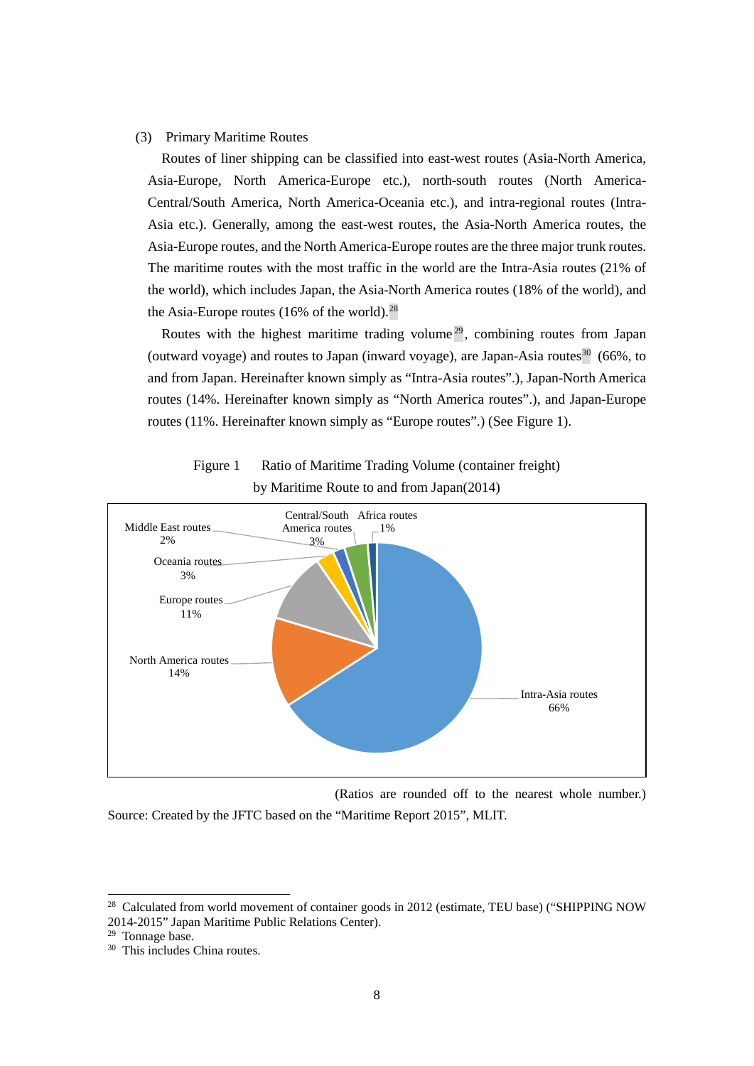### (3) Primary Maritime Routes

Routes of liner shipping can be classified into east-west routes (Asia-North America, Asia-Europe, North America-Europe etc.), north-south routes (North America-Central/South America, North America-Oceania etc.), and intra-regional routes (Intra-Asia etc.). Generally, among the east-west routes, the Asia-North America routes, the Asia-Europe routes, and the North America-Europe routes are the three major trunk routes. The maritime routes with the most traffic in the world are the Intra-Asia routes (21% of the world), which includes Japan, the Asia-North America routes (18% of the world), and the Asia-Europe routes (16% of the world).[28]

Routes with the highest maritime trading volume[29], combining routes from Japan (outward voyage) and routes to Japan (inward voyage), are Japan-Asia routes[30] (66%, to and from Japan. Hereinafter known simply as "Intra-Asia routes".), Japan-North America routes (14%. Hereinafter known simply as "North America routes".), and Japan-Europe routes (11%. Hereinafter known simply as "Europe routes".) (See Figure 1).

Figure 1 Ratio of Maritime Trading Volume (container freight) by Maritime Route to and from Japan(2014)

| Route | Ratio |
| --- | --- |
| Intra-Asia routes | 66% |
| North America routes | 14% |
| Europe routes | 11% |
| Oceania routes | 3% |
| Middle East routes | 2% |
| Central/South America routes | 3% |
| Africa routes | 1% |

(Ratios are rounded off to the nearest whole number.)

Source: Created by the JFTC based on the "Maritime Report 2015", MLIT.

---

[28] Calculated from world movement of container goods in 2012 (estimate, TEU base) ("SHIPPING NOW 2014-2015" Japan Maritime Public Relations Center).

[29] Tonnage base.

[30] This includes China routes.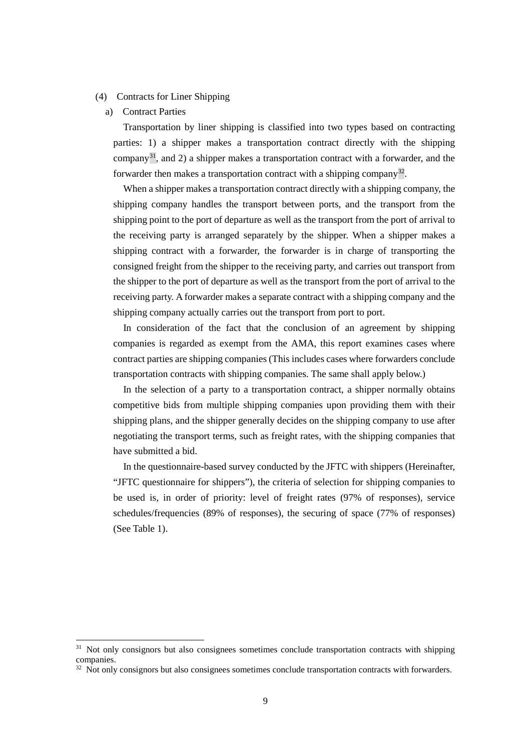### (4) Contracts for Liner Shipping

#### a) Contract Parties

Transportation by liner shipping is classified into two types based on contracting parties: 1) a shipper makes a transportation contract directly with the shipping company[31], and 2) a shipper makes a transportation contract with a forwarder, and the forwarder then makes a transportation contract with a shipping company[32].

When a shipper makes a transportation contract directly with a shipping company, the shipping company handles the transport between ports, and the transport from the shipping point to the port of departure as well as the transport from the port of arrival to the receiving party is arranged separately by the shipper. When a shipper makes a shipping contract with a forwarder, the forwarder is in charge of transporting the consigned freight from the shipper to the receiving party, and carries out transport from the shipper to the port of departure as well as the transport from the port of arrival to the receiving party. A forwarder makes a separate contract with a shipping company and the shipping company actually carries out the transport from port to port.

In consideration of the fact that the conclusion of an agreement by shipping companies is regarded as exempt from the AMA, this report examines cases where contract parties are shipping companies (This includes cases where forwarders conclude transportation contracts with shipping companies. The same shall apply below.)

In the selection of a party to a transportation contract, a shipper normally obtains competitive bids from multiple shipping companies upon providing them with their shipping plans, and the shipper generally decides on the shipping company to use after negotiating the transport terms, such as freight rates, with the shipping companies that have submitted a bid.

In the questionnaire-based survey conducted by the JFTC with shippers (Hereinafter, "JFTC questionnaire for shippers"), the criteria of selection for shipping companies to be used is, in order of priority: level of freight rates (97% of responses), service schedules/frequencies (89% of responses), the securing of space (77% of responses) (See Table 1).

---

[31] Not only consignors but also consignees sometimes conclude transportation contracts with shipping companies.

[32] Not only consignors but also consignees sometimes conclude transportation contracts with forwarders.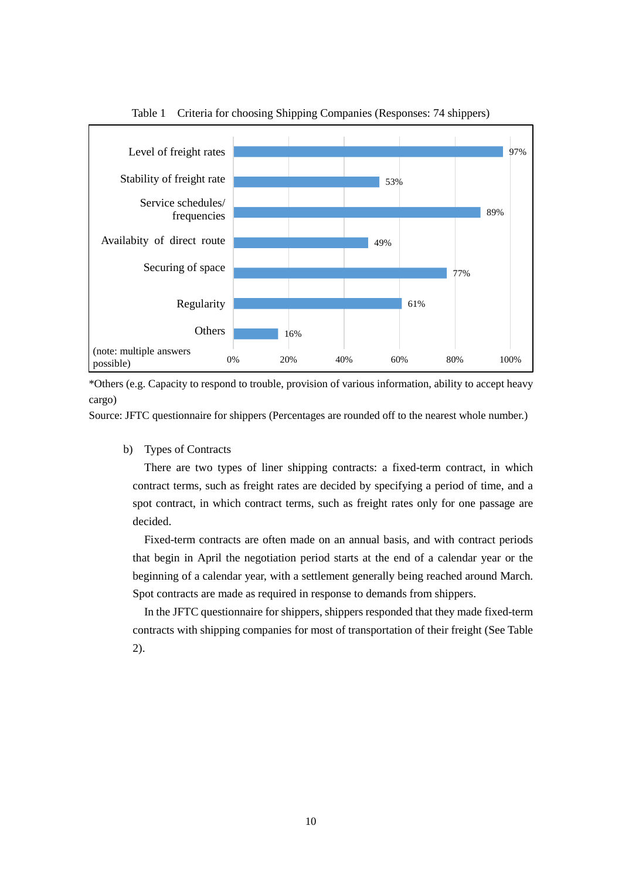Table 1　Criteria for choosing Shipping Companies (Responses: 74 shippers)

| Criteria | Percentage |
| --- | --- |
| Level of freight rates | 97% |
| Stability of freight rate | 53% |
| Service schedules/ frequencies | 89% |
| Availabity of direct route | 49% |
| Securing of space | 77% |
| Regularity | 61% |
| Others | 16% |

(note: multiple answers possible)

*Others (e.g. Capacity to respond to trouble, provision of various information, ability to accept heavy cargo)

Source: JFTC questionnaire for shippers (Percentages are rounded off to the nearest whole number.)

b) Types of Contracts

There are two types of liner shipping contracts: a fixed-term contract, in which contract terms, such as freight rates are decided by specifying a period of time, and a spot contract, in which contract terms, such as freight rates only for one passage are decided.

Fixed-term contracts are often made on an annual basis, and with contract periods that begin in April the negotiation period starts at the end of a calendar year or the beginning of a calendar year, with a settlement generally being reached around March. Spot contracts are made as required in response to demands from shippers.

In the JFTC questionnaire for shippers, shippers responded that they made fixed-term contracts with shipping companies for most of transportation of their freight (See Table 2).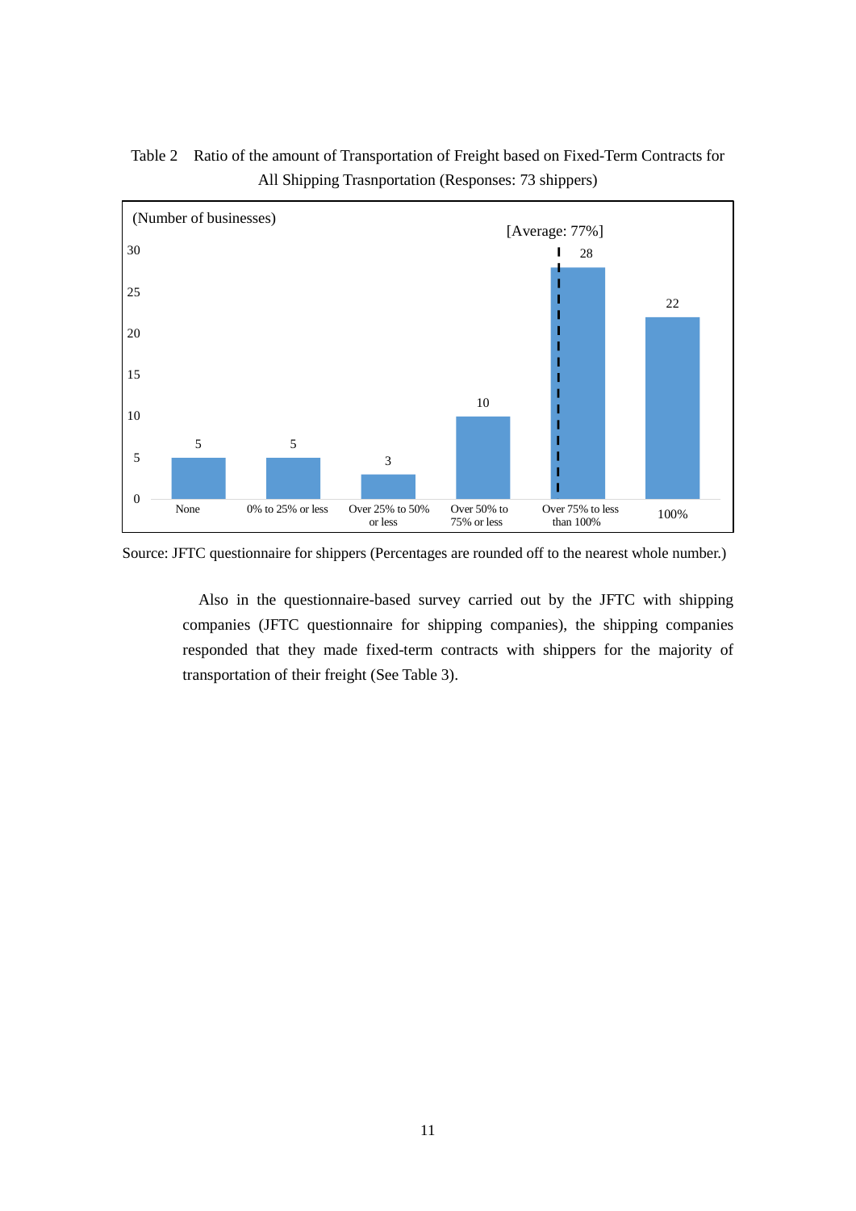Table 2 Ratio of the amount of Transportation of Freight based on Fixed-Term Contracts for All Shipping Trasnportation (Responses: 73 shippers)

(Number of businesses)

[Average: 77%]

| Ratio | Number of businesses |
|---|---|
| None | 5 |
| 0% to 25% or less | 5 |
| Over 25% to 50% or less | 3 |
| Over 50% to 75% or less | 10 |
| Over 75% to less than 100% | 28 |
| 100% | 22 |

Source: JFTC questionnaire for shippers (Percentages are rounded off to the nearest whole number.)

Also in the questionnaire-based survey carried out by the JFTC with shipping companies (JFTC questionnaire for shipping companies), the shipping companies responded that they made fixed-term contracts with shippers for the majority of transportation of their freight (See Table 3).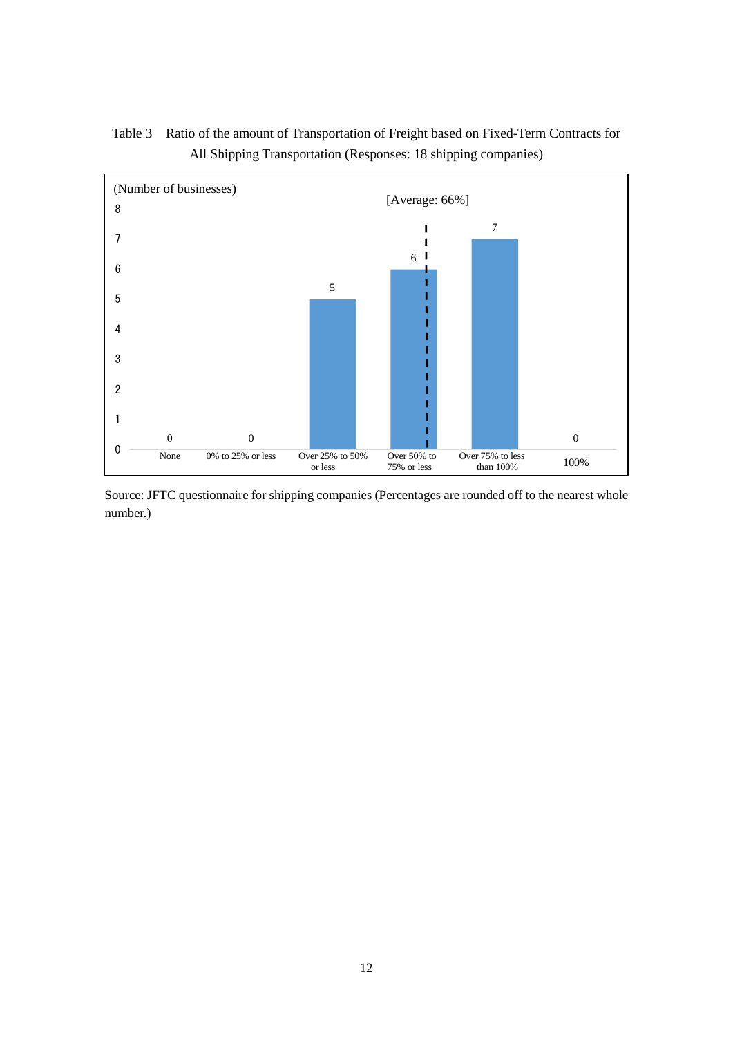Table 3　Ratio of the amount of Transportation of Freight based on Fixed-Term Contracts for All Shipping Transportation (Responses: 18 shipping companies)

[Average: 66%]

| | Number of businesses |
|---|---|
| None | 0 |
| 0% to 25% or less | 0 |
| Over 25% to 50% or less | 5 |
| Over 50% to 75% or less | 6 |
| Over 75% to less than 100% | 7 |
| 100% | 0 |

Source: JFTC questionnaire for shipping companies (Percentages are rounded off to the nearest whole number.)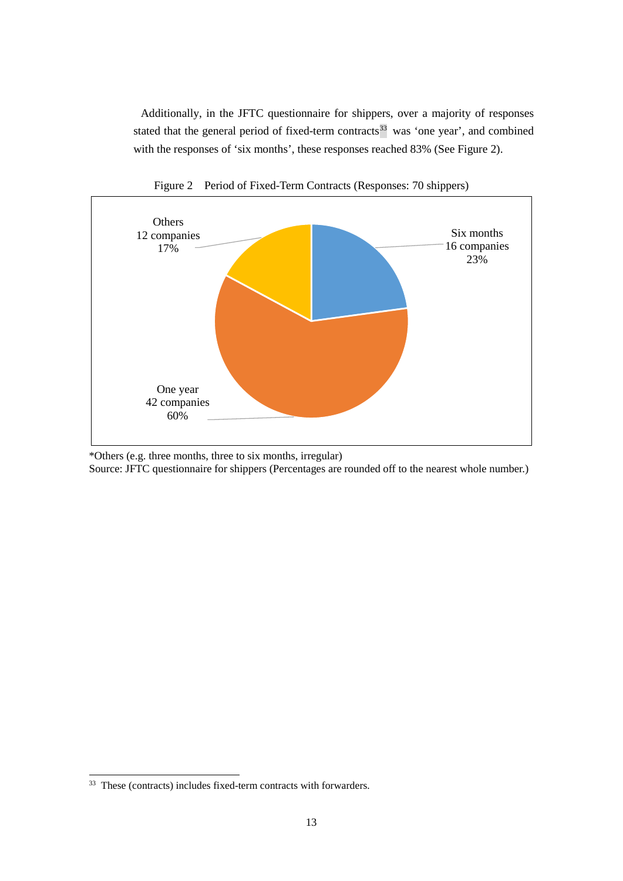Additionally, in the JFTC questionnaire for shippers, over a majority of responses stated that the general period of fixed-term contracts[33] was 'one year', and combined with the responses of 'six months', these responses reached 83% (See Figure 2).

Figure 2 Period of Fixed-Term Contracts (Responses: 70 shippers)

| Period | Companies | Share |
| --- | --- | --- |
| Six months | 16 companies | 23% |
| One year | 42 companies | 60% |
| Others | 12 companies | 17% |

*Others (e.g. three months, three to six months, irregular)
Source: JFTC questionnaire for shippers (Percentages are rounded off to the nearest whole number.)

---

[33] These (contracts) includes fixed-term contracts with forwarders.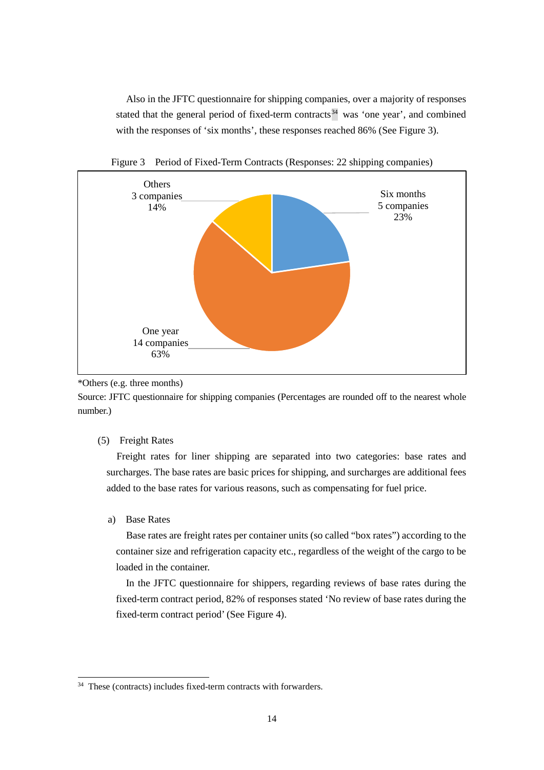Also in the JFTC questionnaire for shipping companies, over a majority of responses stated that the general period of fixed-term contracts[34] was 'one year', and combined with the responses of 'six months', these responses reached 86% (See Figure 3).

Figure 3 Period of Fixed-Term Contracts (Responses: 22 shipping companies)

| Period | Companies | Share |
| --- | --- | --- |
| Six months | 5 companies | 23% |
| One year | 14 companies | 63% |
| Others | 3 companies | 14% |

*Others (e.g. three months)

Source: JFTC questionnaire for shipping companies (Percentages are rounded off to the nearest whole number.)

(5) Freight Rates

Freight rates for liner shipping are separated into two categories: base rates and surcharges. The base rates are basic prices for shipping, and surcharges are additional fees added to the base rates for various reasons, such as compensating for fuel price.

a) Base Rates

Base rates are freight rates per container units (so called "box rates") according to the container size and refrigeration capacity etc., regardless of the weight of the cargo to be loaded in the container.

In the JFTC questionnaire for shippers, regarding reviews of base rates during the fixed-term contract period, 82% of responses stated 'No review of base rates during the fixed-term contract period' (See Figure 4).

[34] These (contracts) includes fixed-term contracts with forwarders.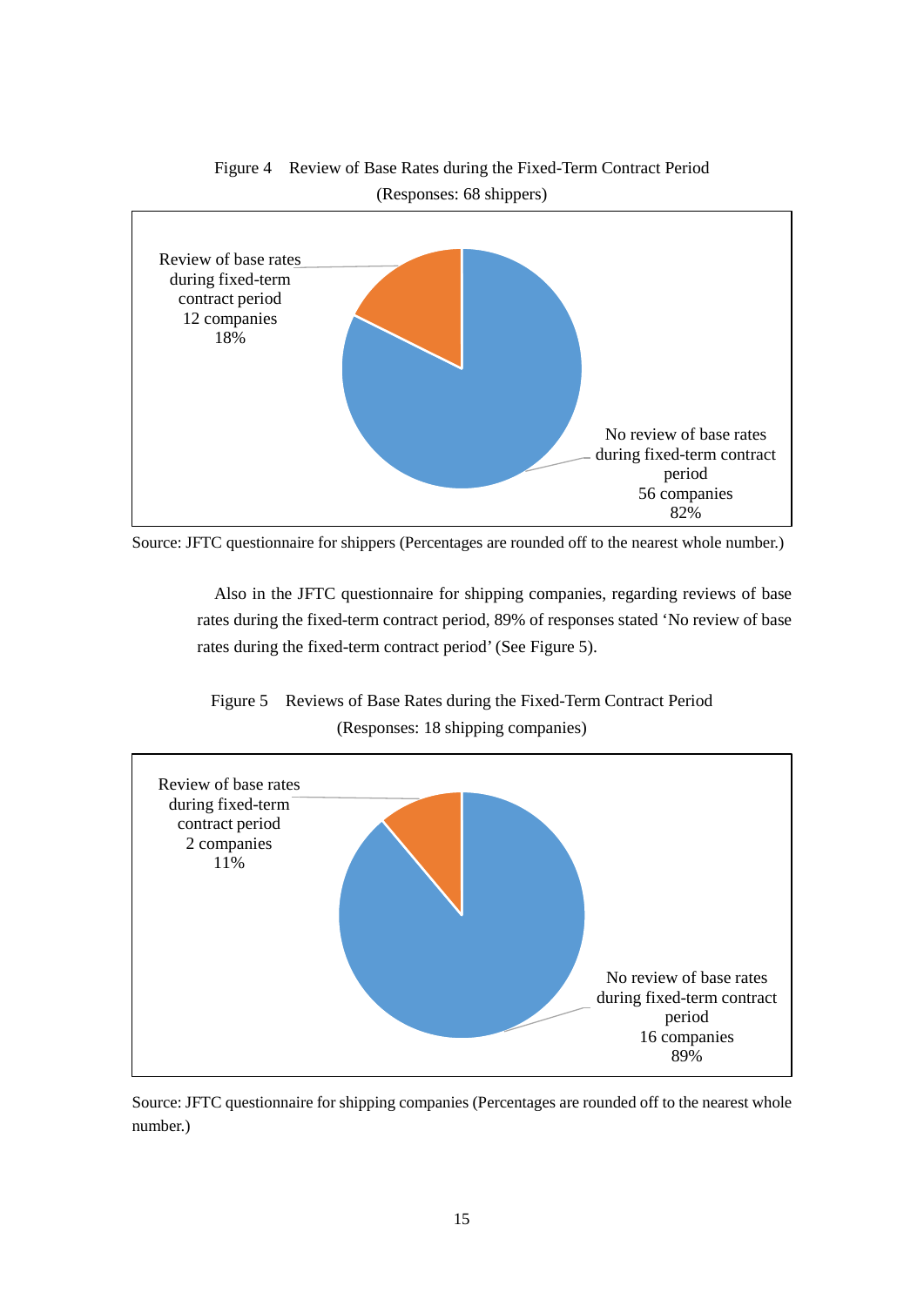Figure 4　Review of Base Rates during the Fixed-Term Contract Period

(Responses: 68 shippers)

Review of base rates during fixed-term contract period 12 companies 18%

No review of base rates during fixed-term contract period 56 companies 82%

Source: JFTC questionnaire for shippers (Percentages are rounded off to the nearest whole number.)

Also in the JFTC questionnaire for shipping companies, regarding reviews of base rates during the fixed-term contract period, 89% of responses stated 'No review of base rates during the fixed-term contract period' (See Figure 5).

Figure 5　Reviews of Base Rates during the Fixed-Term Contract Period

(Responses: 18 shipping companies)

Review of base rates during fixed-term contract period 2 companies 11%

No review of base rates during fixed-term contract period 16 companies 89%

Source: JFTC questionnaire for shipping companies (Percentages are rounded off to the nearest whole number.)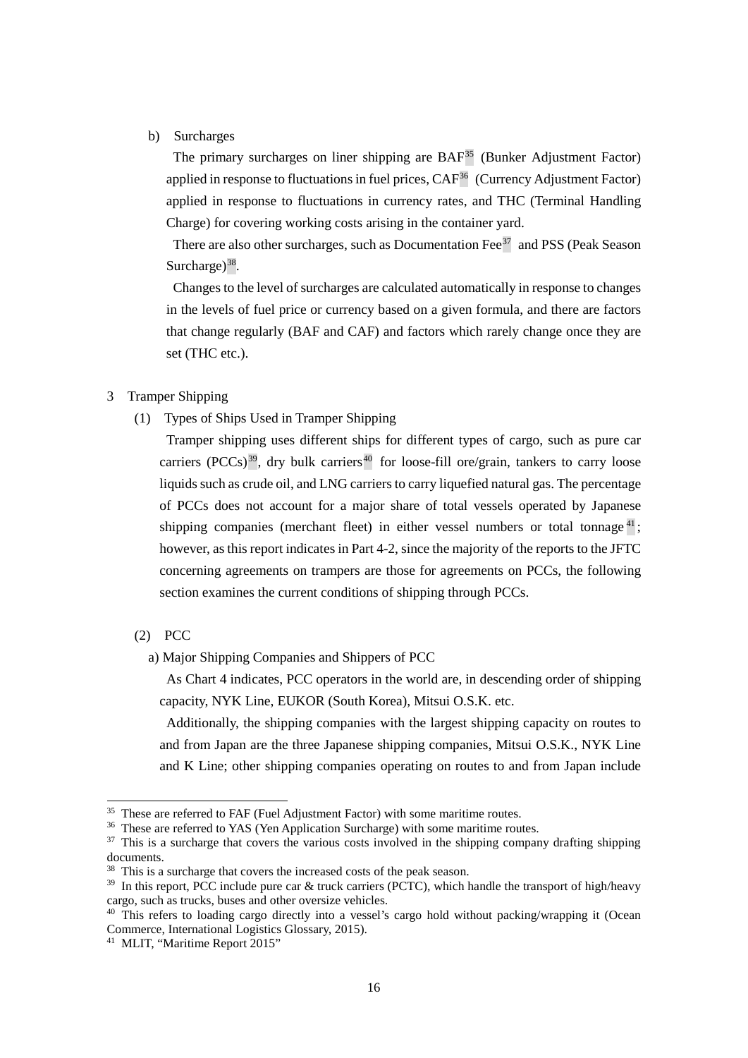b) Surcharges

The primary surcharges on liner shipping are BAF[35] (Bunker Adjustment Factor) applied in response to fluctuations in fuel prices, CAF[36] (Currency Adjustment Factor) applied in response to fluctuations in currency rates, and THC (Terminal Handling Charge) for covering working costs arising in the container yard.

There are also other surcharges, such as Documentation Fee[37] and PSS (Peak Season Surcharge)[38].

Changes to the level of surcharges are calculated automatically in response to changes in the levels of fuel price or currency based on a given formula, and there are factors that change regularly (BAF and CAF) and factors which rarely change once they are set (THC etc.).

## 3 Tramper Shipping

### (1) Types of Ships Used in Tramper Shipping

Tramper shipping uses different ships for different types of cargo, such as pure car carriers (PCCs)[39], dry bulk carriers[40] for loose-fill ore/grain, tankers to carry loose liquids such as crude oil, and LNG carriers to carry liquefied natural gas. The percentage of PCCs does not account for a major share of total vessels operated by Japanese shipping companies (merchant fleet) in either vessel numbers or total tonnage[41]; however, as this report indicates in Part 4-2, since the majority of the reports to the JFTC concerning agreements on trampers are those for agreements on PCCs, the following section examines the current conditions of shipping through PCCs.

### (2) PCC

a) Major Shipping Companies and Shippers of PCC

As Chart 4 indicates, PCC operators in the world are, in descending order of shipping capacity, NYK Line, EUKOR (South Korea), Mitsui O.S.K. etc.

Additionally, the shipping companies with the largest shipping capacity on routes to and from Japan are the three Japanese shipping companies, Mitsui O.S.K., NYK Line and K Line; other shipping companies operating on routes to and from Japan include

---

[35] These are referred to FAF (Fuel Adjustment Factor) with some maritime routes.

[36] These are referred to YAS (Yen Application Surcharge) with some maritime routes.

[37] This is a surcharge that covers the various costs involved in the shipping company drafting shipping documents.

[38] This is a surcharge that covers the increased costs of the peak season.

[39] In this report, PCC include pure car & truck carriers (PCTC), which handle the transport of high/heavy cargo, such as trucks, buses and other oversize vehicles.

[40] This refers to loading cargo directly into a vessel's cargo hold without packing/wrapping it (Ocean Commerce, International Logistics Glossary, 2015).

[41] MLIT, "Maritime Report 2015"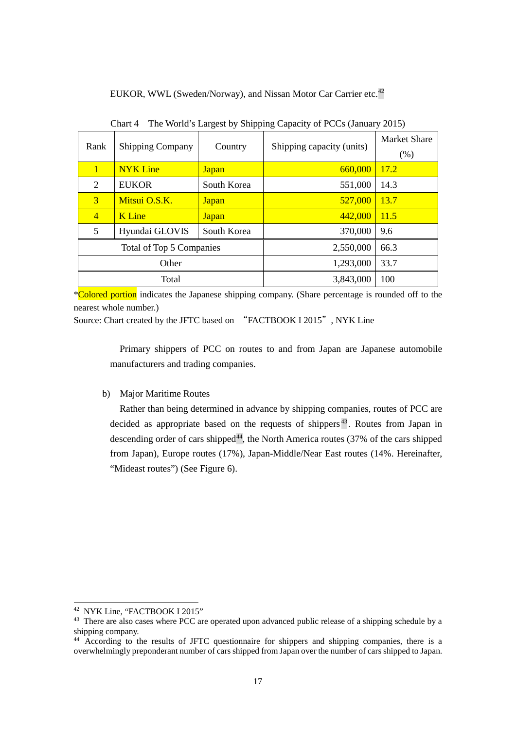EUKOR, WWL (Sweden/Norway), and Nissan Motor Car Carrier etc.[42]

Chart 4 The World's Largest by Shipping Capacity of PCCs (January 2015)

| Rank | Shipping Company | Country | Shipping capacity (units) | Market Share (%) |
|---|---|---|---|---|
| 1 | NYK Line | Japan | 660,000 | 17.2 |
| 2 | EUKOR | South Korea | 551,000 | 14.3 |
| 3 | Mitsui O.S.K. | Japan | 527,000 | 13.7 |
| 4 | K Line | Japan | 442,000 | 11.5 |
| 5 | Hyundai GLOVIS | South Korea | 370,000 | 9.6 |
| Total of Top 5 Companies | | | 2,550,000 | 66.3 |
| Other | | | 1,293,000 | 33.7 |
| Total | | | 3,843,000 | 100 |

*Colored portion indicates the Japanese shipping company. (Share percentage is rounded off to the nearest whole number.)

Source: Chart created by the JFTC based on "FACTBOOK I 2015", NYK Line

Primary shippers of PCC on routes to and from Japan are Japanese automobile manufacturers and trading companies.

b) Major Maritime Routes

Rather than being determined in advance by shipping companies, routes of PCC are decided as appropriate based on the requests of shippers[43]. Routes from Japan in descending order of cars shipped[44], the North America routes (37% of the cars shipped from Japan), Europe routes (17%), Japan-Middle/Near East routes (14%. Hereinafter, "Mideast routes") (See Figure 6).

---

42 NYK Line, "FACTBOOK I 2015"

43 There are also cases where PCC are operated upon advanced public release of a shipping schedule by a shipping company.

44 According to the results of JFTC questionnaire for shippers and shipping companies, there is a overwhelmingly preponderant number of cars shipped from Japan over the number of cars shipped to Japan.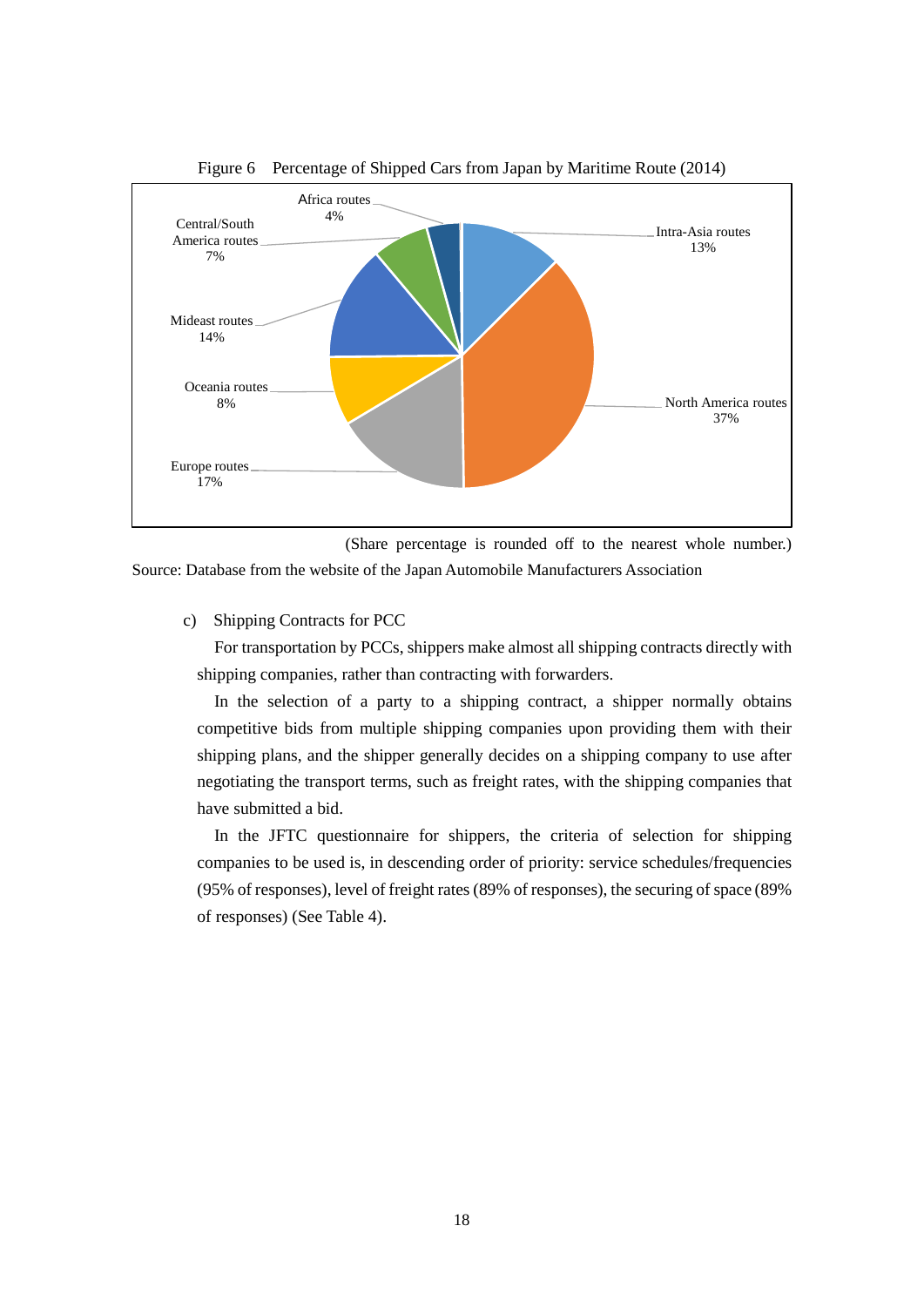Figure 6　Percentage of Shipped Cars from Japan by Maritime Route (2014)

| Route | Share |
|---|---|
| Intra-Asia routes | 13% |
| North America routes | 37% |
| Europe routes | 17% |
| Oceania routes | 8% |
| Mideast routes | 14% |
| Central/South America routes | 7% |
| Africa routes | 4% |

(Share percentage is rounded off to the nearest whole number.)

Source: Database from the website of the Japan Automobile Manufacturers Association

c) Shipping Contracts for PCC

For transportation by PCCs, shippers make almost all shipping contracts directly with shipping companies, rather than contracting with forwarders.

In the selection of a party to a shipping contract, a shipper normally obtains competitive bids from multiple shipping companies upon providing them with their shipping plans, and the shipper generally decides on a shipping company to use after negotiating the transport terms, such as freight rates, with the shipping companies that have submitted a bid.

In the JFTC questionnaire for shippers, the criteria of selection for shipping companies to be used is, in descending order of priority: service schedules/frequencies (95% of responses), level of freight rates (89% of responses), the securing of space (89% of responses) (See Table 4).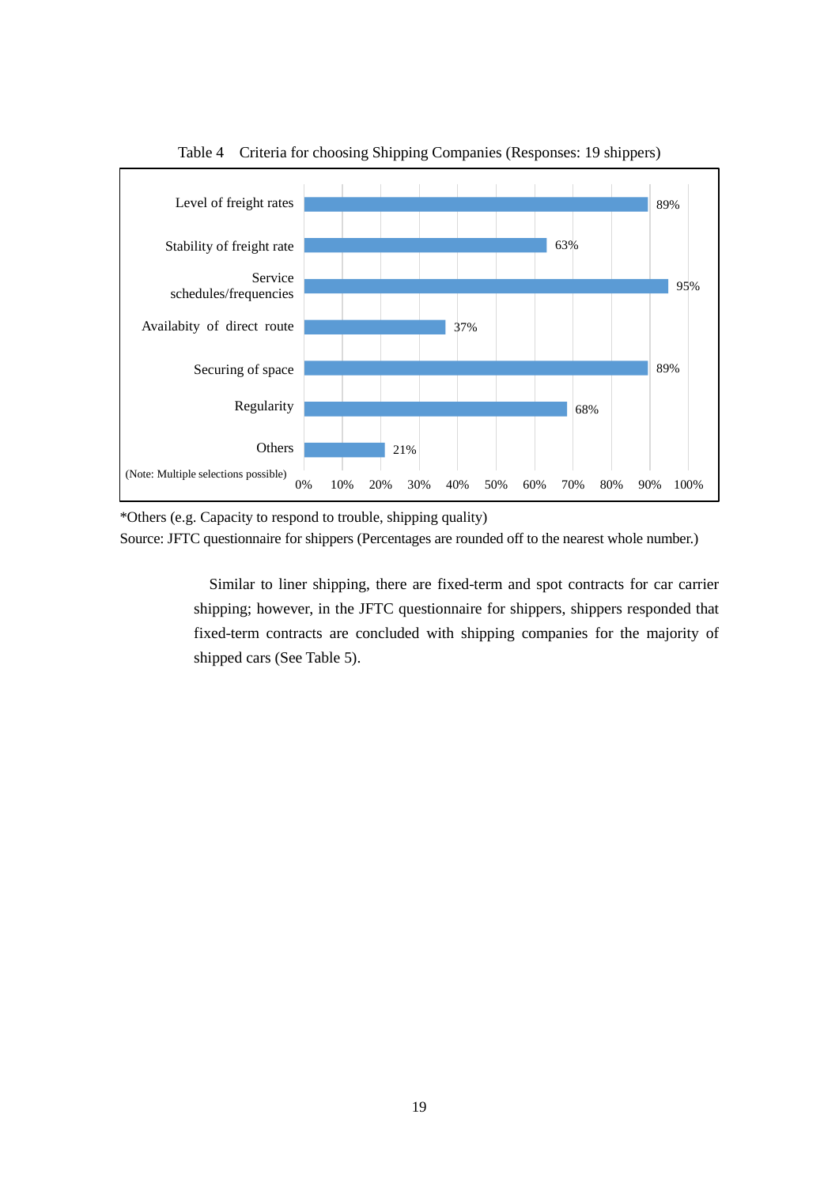Table 4 Criteria for choosing Shipping Companies (Responses: 19 shippers)

| Criteria | Percentage |
|---|---|
| Level of freight rates | 89% |
| Stability of freight rate | 63% |
| Service schedules/frequencies | 95% |
| Availabity of direct route | 37% |
| Securing of space | 89% |
| Regularity | 68% |
| Others | 21% |

(Note: Multiple selections possible)

*Others (e.g. Capacity to respond to trouble, shipping quality)

Source: JFTC questionnaire for shippers (Percentages are rounded off to the nearest whole number.)

Similar to liner shipping, there are fixed-term and spot contracts for car carrier shipping; however, in the JFTC questionnaire for shippers, shippers responded that fixed-term contracts are concluded with shipping companies for the majority of shipped cars (See Table 5).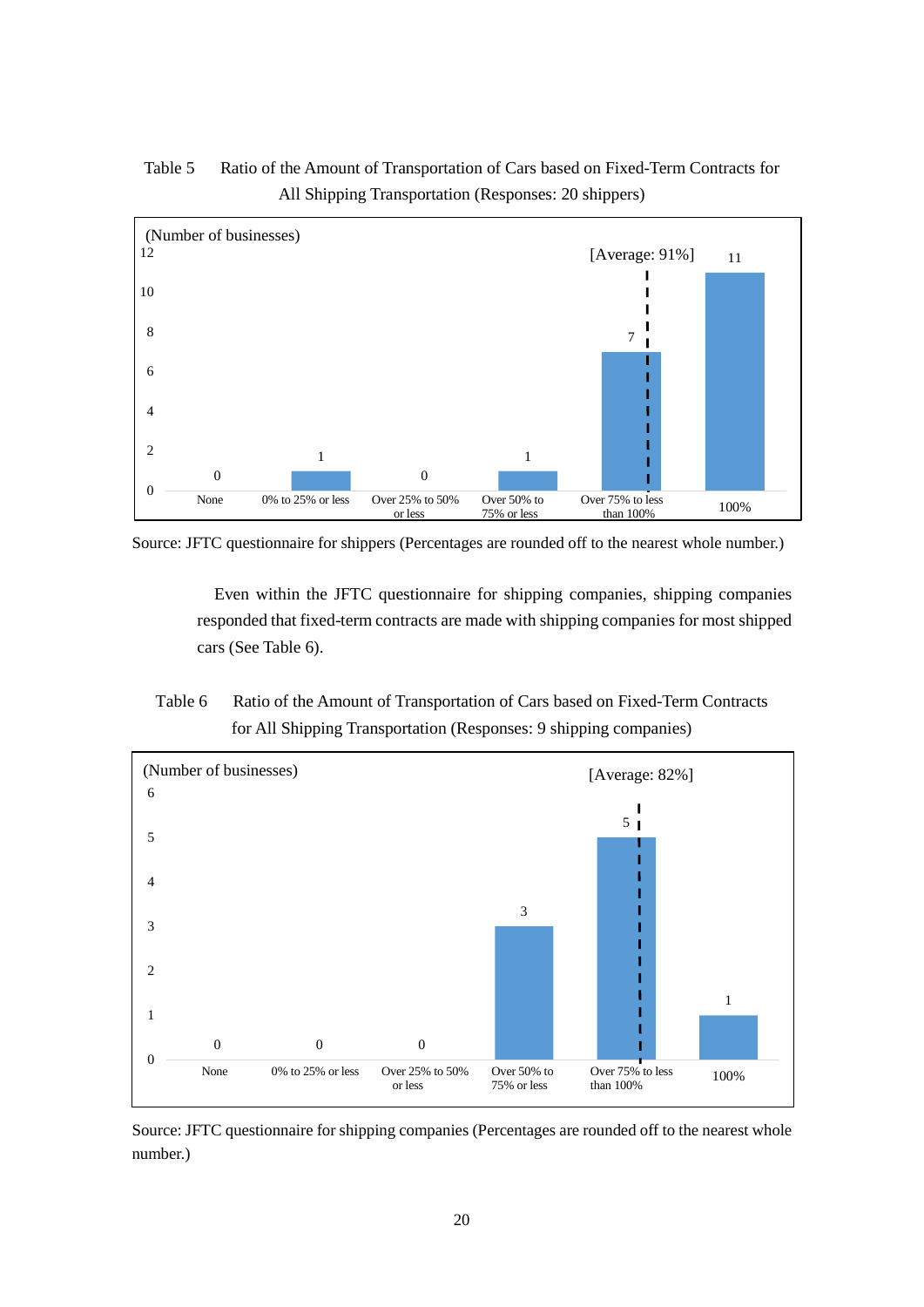Table 5 Ratio of the Amount of Transportation of Cars based on Fixed-Term Contracts for All Shipping Transportation (Responses: 20 shippers)

| Ratio | Number of businesses |
|---|---|
| None | 0 |
| 0% to 25% or less | 1 |
| Over 25% to 50% or less | 0 |
| Over 50% to 75% or less | 1 |
| Over 75% to less than 100% | 7 |
| 100% | 11 |

[Average: 91%]

Source: JFTC questionnaire for shippers (Percentages are rounded off to the nearest whole number.)

Even within the JFTC questionnaire for shipping companies, shipping companies responded that fixed-term contracts are made with shipping companies for most shipped cars (See Table 6).

Table 6 Ratio of the Amount of Transportation of Cars based on Fixed-Term Contracts for All Shipping Transportation (Responses: 9 shipping companies)

| Ratio | Number of businesses |
|---|---|
| None | 0 |
| 0% to 25% or less | 0 |
| Over 25% to 50% or less | 0 |
| Over 50% to 75% or less | 3 |
| Over 75% to less than 100% | 5 |
| 100% | 1 |

[Average: 82%]

Source: JFTC questionnaire for shipping companies (Percentages are rounded off to the nearest whole number.)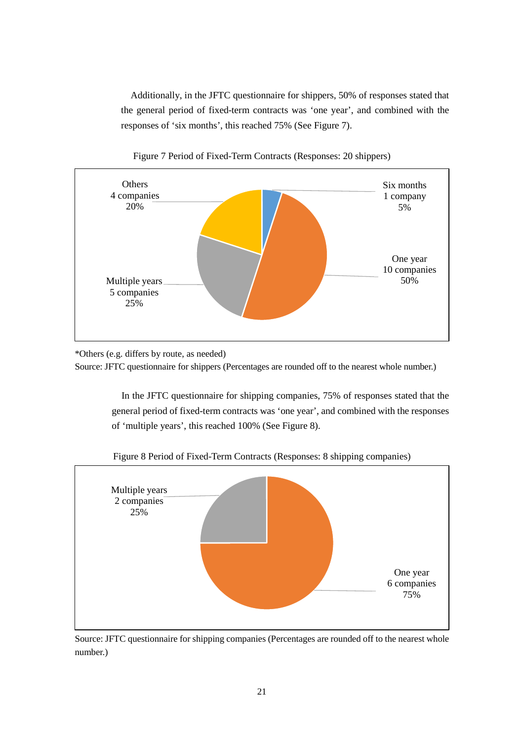Additionally, in the JFTC questionnaire for shippers, 50% of responses stated that the general period of fixed-term contracts was 'one year', and combined with the responses of 'six months', this reached 75% (See Figure 7).

Figure 7 Period of Fixed-Term Contracts (Responses: 20 shippers)

| Period | Companies | Percentage |
| --- | --- | --- |
| Six months | 1 company | 5% |
| One year | 10 companies | 50% |
| Multiple years | 5 companies | 25% |
| Others | 4 companies | 20% |

*Others (e.g. differs by route, as needed)

Source: JFTC questionnaire for shippers (Percentages are rounded off to the nearest whole number.)

In the JFTC questionnaire for shipping companies, 75% of responses stated that the general period of fixed-term contracts was 'one year', and combined with the responses of 'multiple years', this reached 100% (See Figure 8).

Figure 8 Period of Fixed-Term Contracts (Responses: 8 shipping companies)

| Period | Companies | Percentage |
| --- | --- | --- |
| One year | 6 companies | 75% |
| Multiple years | 2 companies | 25% |

Source: JFTC questionnaire for shipping companies (Percentages are rounded off to the nearest whole number.)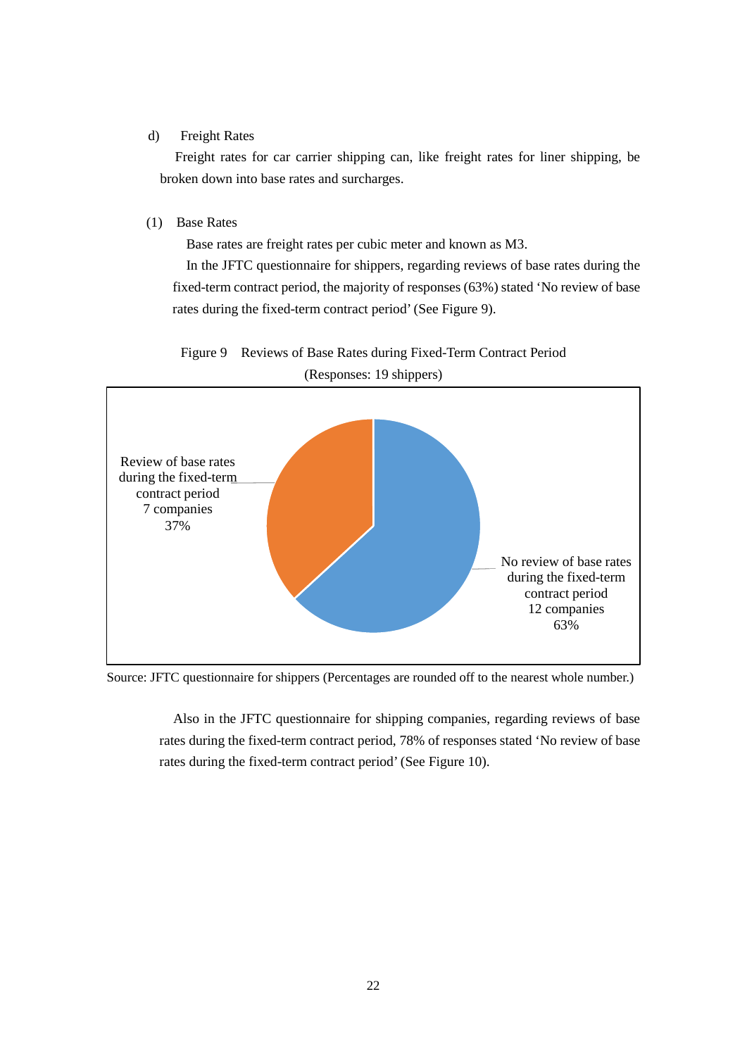d) Freight Rates

Freight rates for car carrier shipping can, like freight rates for liner shipping, be broken down into base rates and surcharges.

(1) Base Rates

Base rates are freight rates per cubic meter and known as M3.

In the JFTC questionnaire for shippers, regarding reviews of base rates during the fixed-term contract period, the majority of responses (63%) stated 'No review of base rates during the fixed-term contract period' (See Figure 9).

Figure 9 Reviews of Base Rates during Fixed-Term Contract Period
(Responses: 19 shippers)

| Response | Companies | Share |
| --- | --- | --- |
| Review of base rates during the fixed-term contract period | 7 companies | 37% |
| No review of base rates during the fixed-term contract period | 12 companies | 63% |

Source: JFTC questionnaire for shippers (Percentages are rounded off to the nearest whole number.)

Also in the JFTC questionnaire for shipping companies, regarding reviews of base rates during the fixed-term contract period, 78% of responses stated 'No review of base rates during the fixed-term contract period' (See Figure 10).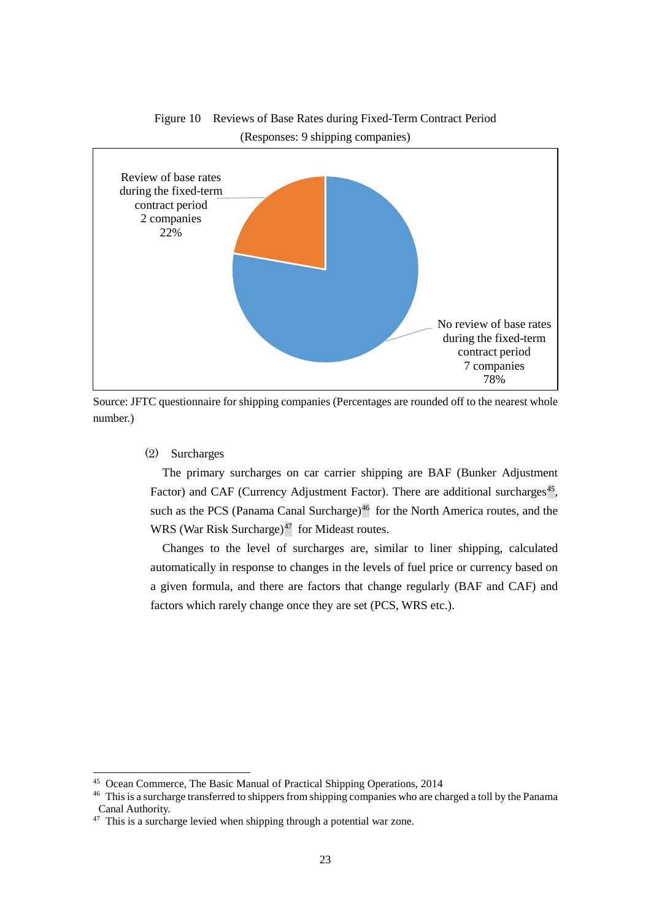Figure 10　Reviews of Base Rates during Fixed-Term Contract Period
(Responses: 9 shipping companies)

Review of base rates during the fixed-term contract period
2 companies
22%

No review of base rates during the fixed-term contract period
7 companies
78%

Source: JFTC questionnaire for shipping companies (Percentages are rounded off to the nearest whole number.)

(2)　Surcharges

The primary surcharges on car carrier shipping are BAF (Bunker Adjustment Factor) and CAF (Currency Adjustment Factor). There are additional surcharges[45], such as the PCS (Panama Canal Surcharge)[46] for the North America routes, and the WRS (War Risk Surcharge)[47] for Mideast routes.

Changes to the level of surcharges are, similar to liner shipping, calculated automatically in response to changes in the levels of fuel price or currency based on a given formula, and there are factors that change regularly (BAF and CAF) and factors which rarely change once they are set (PCS, WRS etc.).

---

[45] Ocean Commerce, The Basic Manual of Practical Shipping Operations, 2014

[46] This is a surcharge transferred to shippers from shipping companies who are charged a toll by the Panama Canal Authority.

[47] This is a surcharge levied when shipping through a potential war zone.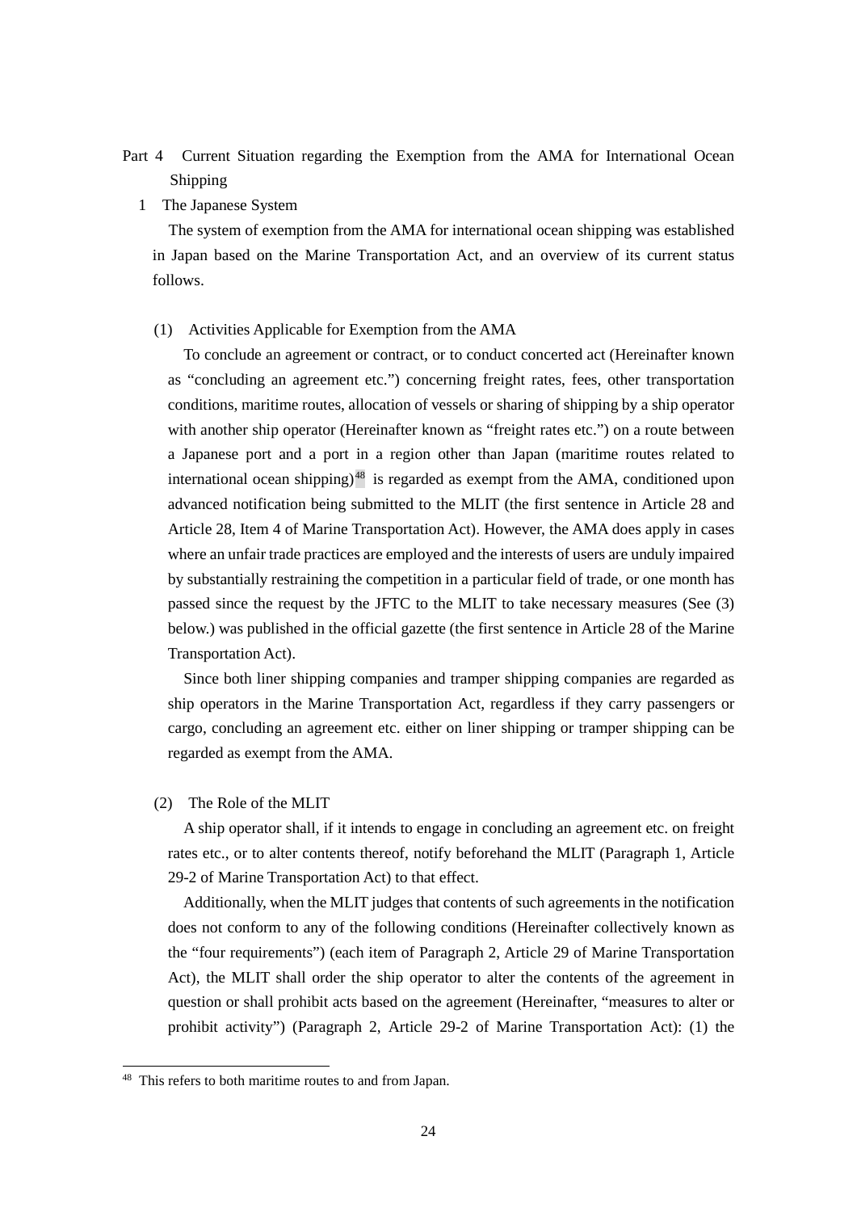# Part 4 Current Situation regarding the Exemption from the AMA for International Ocean Shipping

## 1 The Japanese System

The system of exemption from the AMA for international ocean shipping was established in Japan based on the Marine Transportation Act, and an overview of its current status follows.

### (1) Activities Applicable for Exemption from the AMA

To conclude an agreement or contract, or to conduct concerted act (Hereinafter known as "concluding an agreement etc.") concerning freight rates, fees, other transportation conditions, maritime routes, allocation of vessels or sharing of shipping by a ship operator with another ship operator (Hereinafter known as "freight rates etc.") on a route between a Japanese port and a port in a region other than Japan (maritime routes related to international ocean shipping)[48] is regarded as exempt from the AMA, conditioned upon advanced notification being submitted to the MLIT (the first sentence in Article 28 and Article 28, Item 4 of Marine Transportation Act). However, the AMA does apply in cases where an unfair trade practices are employed and the interests of users are unduly impaired by substantially restraining the competition in a particular field of trade, or one month has passed since the request by the JFTC to the MLIT to take necessary measures (See (3) below.) was published in the official gazette (the first sentence in Article 28 of the Marine Transportation Act).

Since both liner shipping companies and tramper shipping companies are regarded as ship operators in the Marine Transportation Act, regardless if they carry passengers or cargo, concluding an agreement etc. either on liner shipping or tramper shipping can be regarded as exempt from the AMA.

### (2) The Role of the MLIT

A ship operator shall, if it intends to engage in concluding an agreement etc. on freight rates etc., or to alter contents thereof, notify beforehand the MLIT (Paragraph 1, Article 29-2 of Marine Transportation Act) to that effect.

Additionally, when the MLIT judges that contents of such agreements in the notification does not conform to any of the following conditions (Hereinafter collectively known as the "four requirements") (each item of Paragraph 2, Article 29 of Marine Transportation Act), the MLIT shall order the ship operator to alter the contents of the agreement in question or shall prohibit acts based on the agreement (Hereinafter, "measures to alter or prohibit activity") (Paragraph 2, Article 29-2 of Marine Transportation Act): (1) the

---

[48] This refers to both maritime routes to and from Japan.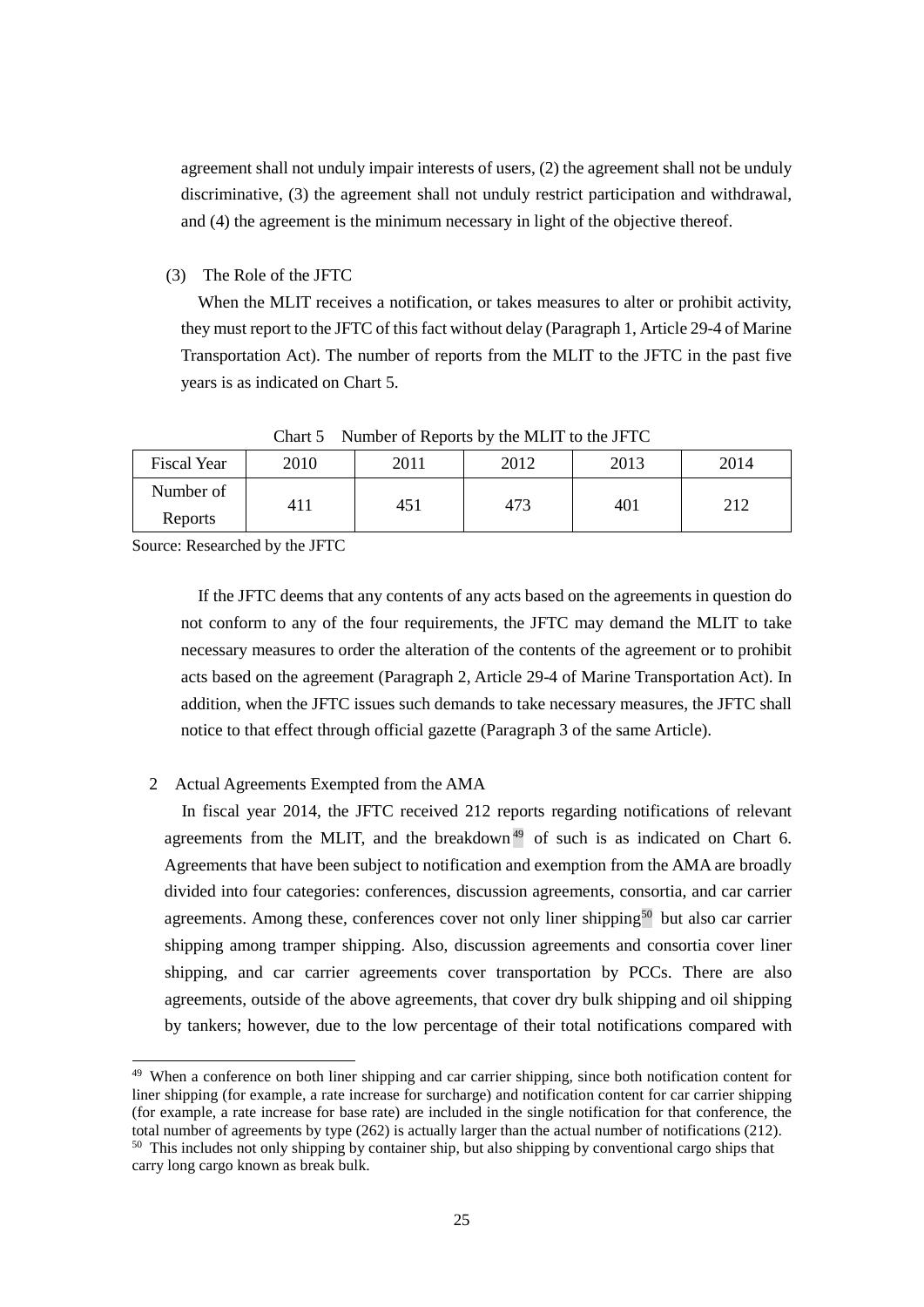agreement shall not unduly impair interests of users, (2) the agreement shall not be unduly discriminative, (3) the agreement shall not unduly restrict participation and withdrawal, and (4) the agreement is the minimum necessary in light of the objective thereof.

(3) The Role of the JFTC

When the MLIT receives a notification, or takes measures to alter or prohibit activity, they must report to the JFTC of this fact without delay (Paragraph 1, Article 29-4 of Marine Transportation Act). The number of reports from the MLIT to the JFTC in the past five years is as indicated on Chart 5.

Chart 5 Number of Reports by the MLIT to the JFTC

| Fiscal Year | 2010 | 2011 | 2012 | 2013 | 2014 |
|---|---|---|---|---|---|
| Number of Reports | 411 | 451 | 473 | 401 | 212 |

Source: Researched by the JFTC

If the JFTC deems that any contents of any acts based on the agreements in question do not conform to any of the four requirements, the JFTC may demand the MLIT to take necessary measures to order the alteration of the contents of the agreement or to prohibit acts based on the agreement (Paragraph 2, Article 29-4 of Marine Transportation Act). In addition, when the JFTC issues such demands to take necessary measures, the JFTC shall notice to that effect through official gazette (Paragraph 3 of the same Article).

## 2 Actual Agreements Exempted from the AMA

In fiscal year 2014, the JFTC received 212 reports regarding notifications of relevant agreements from the MLIT, and the breakdown[49] of such is as indicated on Chart 6. Agreements that have been subject to notification and exemption from the AMA are broadly divided into four categories: conferences, discussion agreements, consortia, and car carrier agreements. Among these, conferences cover not only liner shipping[50] but also car carrier shipping among tramper shipping. Also, discussion agreements and consortia cover liner shipping, and car carrier agreements cover transportation by PCCs. There are also agreements, outside of the above agreements, that cover dry bulk shipping and oil shipping by tankers; however, due to the low percentage of their total notifications compared with

[49] When a conference on both liner shipping and car carrier shipping, since both notification content for liner shipping (for example, a rate increase for surcharge) and notification content for car carrier shipping (for example, a rate increase for base rate) are included in the single notification for that conference, the total number of agreements by type (262) is actually larger than the actual number of notifications (212).

[50] This includes not only shipping by container ship, but also shipping by conventional cargo ships that carry long cargo known as break bulk.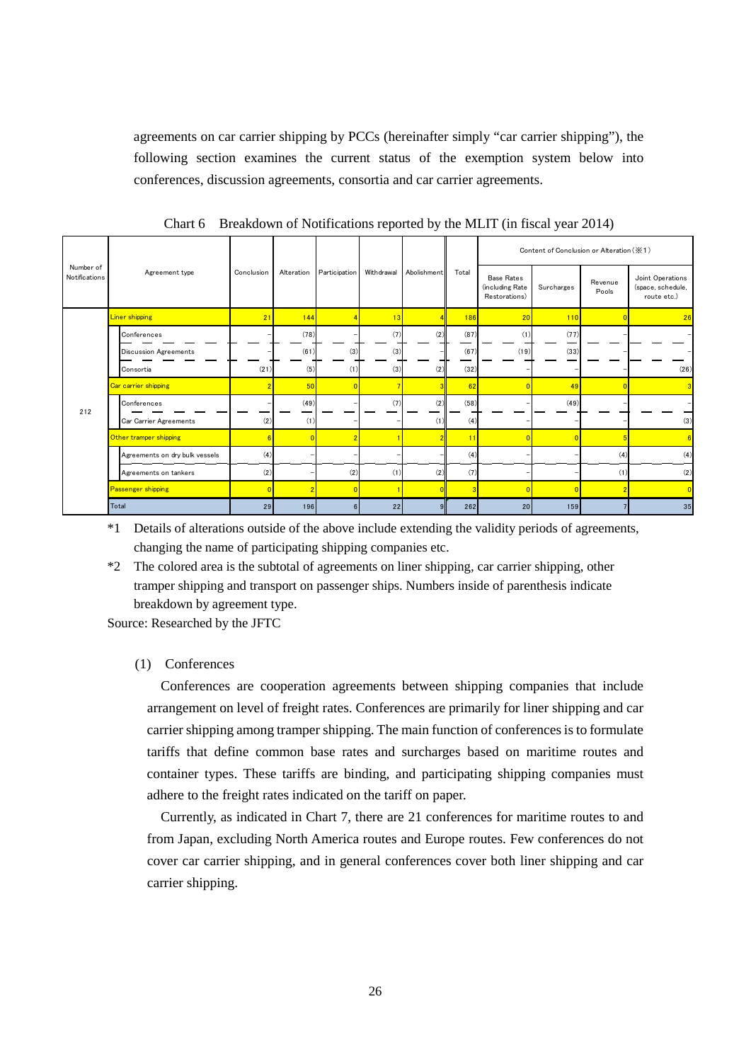agreements on car carrier shipping by PCCs (hereinafter simply "car carrier shipping"), the following section examines the current status of the exemption system below into conferences, discussion agreements, consortia and car carrier agreements.

Chart 6 Breakdown of Notifications reported by the MLIT (in fiscal year 2014)

| Number of Notifications | Agreement type | Conclusion | Alteration | Participation | Withdrawal | Abolishment | Total | Content of Conclusion or Alteration (※1) | | | |
|---|---|---|---|---|---|---|---|---|---|---|---|
| | | | | | | | | Base Rates (including Rate Restorations) | Surcharges | Revenue Pools | Joint Operations (space, schedule, route etc.) |
| 212 | Liner shipping | 21 | 144 | 4 | 13 | 4 | 186 | 20 | 110 | 0 | 26 |
| | Conferences | – | (78) | – | (7) | (2) | (87) | (1) | (77) | – | – |
| | Discussion Agreements | – | (61) | (3) | (3) | – | (67) | (19) | (33) | – | – |
| | Consortia | (21) | (5) | (1) | (3) | (2) | (32) | – | – | – | (26) |
| | Car carrier shipping | 2 | 50 | 0 | 7 | 3 | 62 | 0 | 49 | 0 | 3 |
| | Conferences | – | (49) | – | (7) | (2) | (58) | – | (49) | – | – |
| | Car Carrier Agreements | (2) | (1) | – | – | (1) | (4) | – | – | – | (3) |
| | Other tramper shipping | 6 | 0 | 2 | 1 | 2 | 11 | 0 | 0 | 5 | 6 |
| | Agreements on dry bulk vessels | (4) | – | – | – | – | (4) | – | – | (4) | (4) |
| | Agreements on tankers | (2) | – | (2) | (1) | (2) | (7) | – | – | (1) | (2) |
| | Passenger shipping | 0 | 2 | 0 | 1 | 0 | 3 | 0 | 0 | 2 | 0 |
| | Total | 29 | 196 | 6 | 22 | 9 | 262 | 20 | 159 | 7 | 35 |

*1 Details of alterations outside of the above include extending the validity periods of agreements, changing the name of participating shipping companies etc.

*2 The colored area is the subtotal of agreements on liner shipping, car carrier shipping, other tramper shipping and transport on passenger ships. Numbers inside of parenthesis indicate breakdown by agreement type.

Source: Researched by the JFTC

### (1) Conferences

Conferences are cooperation agreements between shipping companies that include arrangement on level of freight rates. Conferences are primarily for liner shipping and car carrier shipping among tramper shipping. The main function of conferences is to formulate tariffs that define common base rates and surcharges based on maritime routes and container types. These tariffs are binding, and participating shipping companies must adhere to the freight rates indicated on the tariff on paper.

Currently, as indicated in Chart 7, there are 21 conferences for maritime routes to and from Japan, excluding North America routes and Europe routes. Few conferences do not cover car carrier shipping, and in general conferences cover both liner shipping and car carrier shipping.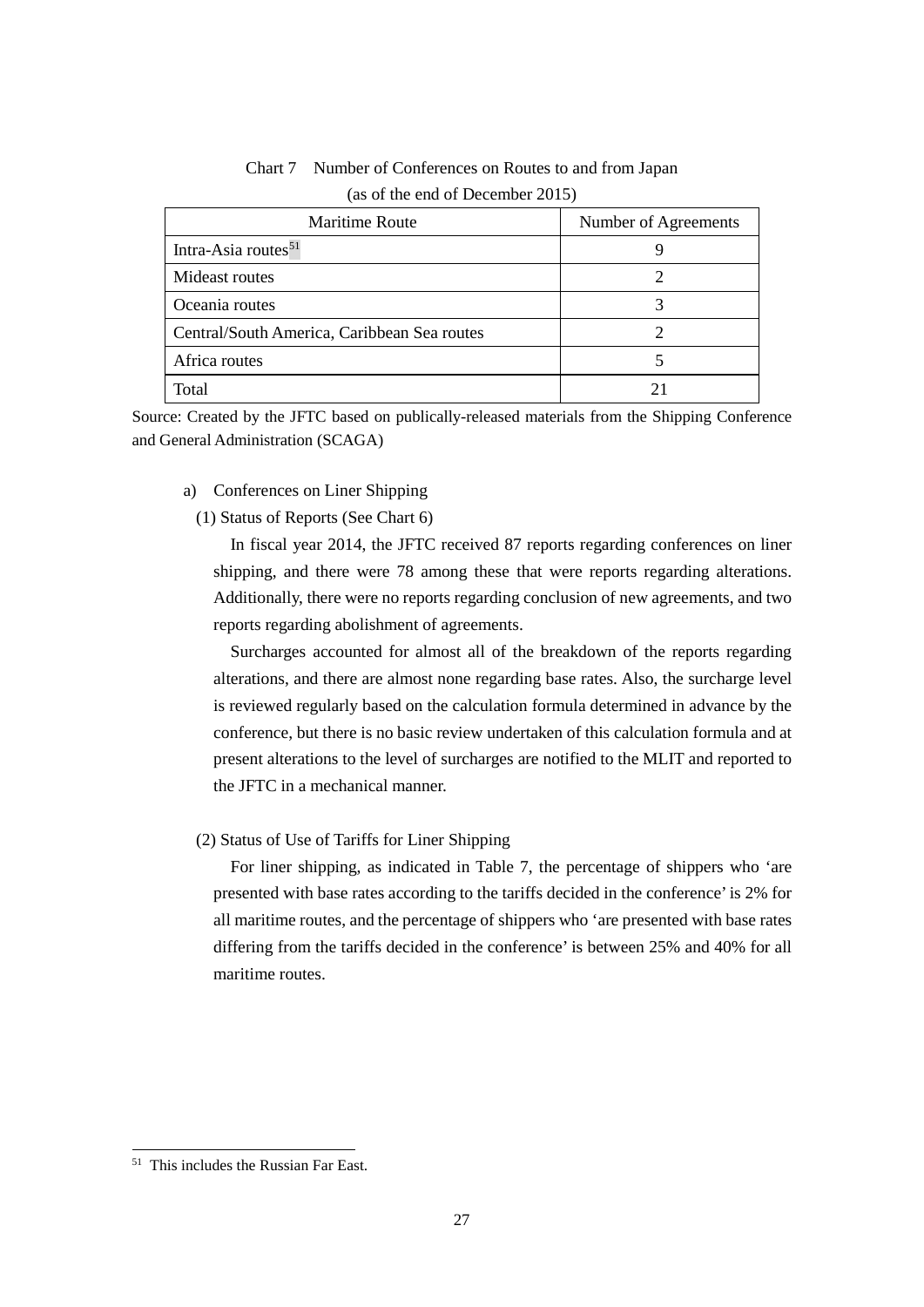Chart 7　Number of Conferences on Routes to and from Japan
(as of the end of December 2015)

| Maritime Route | Number of Agreements |
|---|---|
| Intra-Asia routes[51] | 9 |
| Mideast routes | 2 |
| Oceania routes | 3 |
| Central/South America, Caribbean Sea routes | 2 |
| Africa routes | 5 |
| Total | 21 |

Source: Created by the JFTC based on publically-released materials from the Shipping Conference and General Administration (SCAGA)

a) Conferences on Liner Shipping

(1) Status of Reports (See Chart 6)

In fiscal year 2014, the JFTC received 87 reports regarding conferences on liner shipping, and there were 78 among these that were reports regarding alterations. Additionally, there were no reports regarding conclusion of new agreements, and two reports regarding abolishment of agreements.

Surcharges accounted for almost all of the breakdown of the reports regarding alterations, and there are almost none regarding base rates. Also, the surcharge level is reviewed regularly based on the calculation formula determined in advance by the conference, but there is no basic review undertaken of this calculation formula and at present alterations to the level of surcharges are notified to the MLIT and reported to the JFTC in a mechanical manner.

(2) Status of Use of Tariffs for Liner Shipping

For liner shipping, as indicated in Table 7, the percentage of shippers who ‘are presented with base rates according to the tariffs decided in the conference’ is 2% for all maritime routes, and the percentage of shippers who ‘are presented with base rates differing from the tariffs decided in the conference’ is between 25% and 40% for all maritime routes.

[51] This includes the Russian Far East.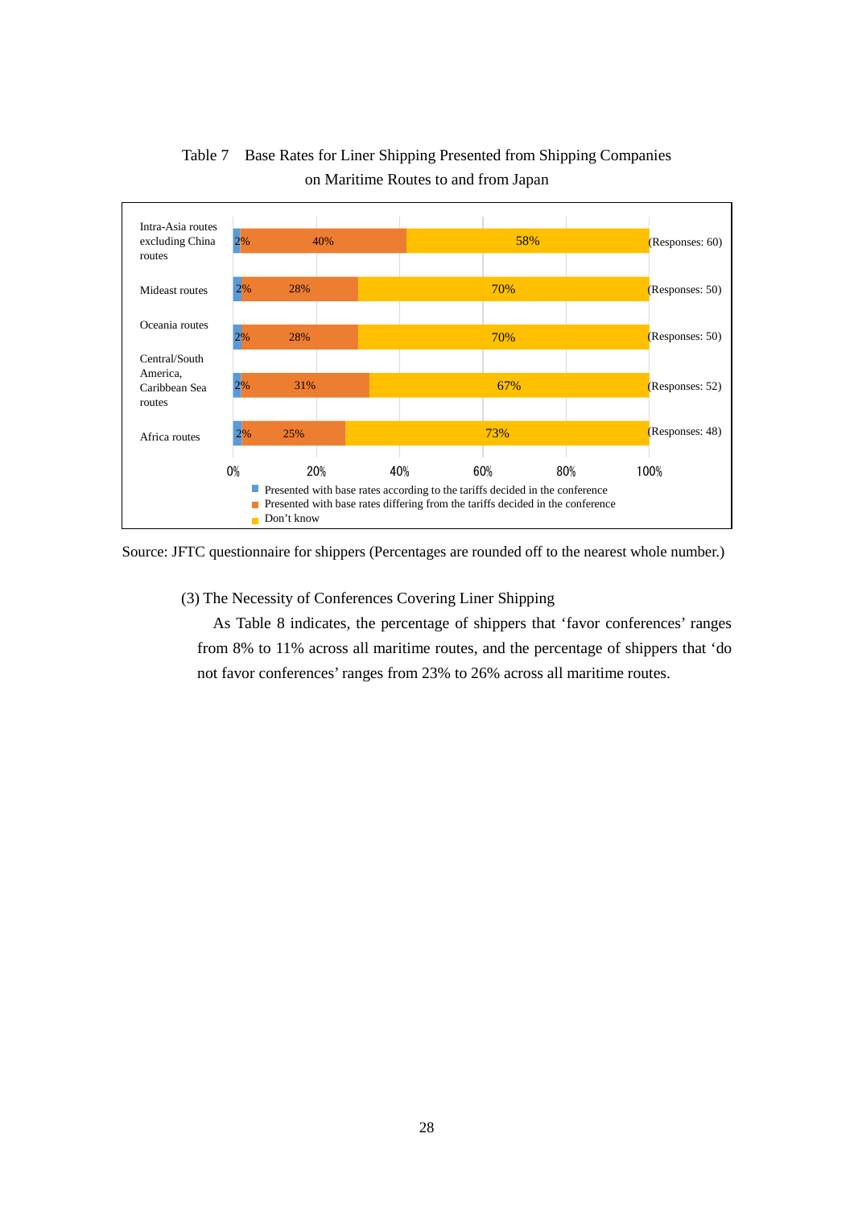Table 7 Base Rates for Liner Shipping Presented from Shipping Companies on Maritime Routes to and from Japan

| Route | Presented with base rates according to the tariffs decided in the conference | Presented with base rates differing from the tariffs decided in the conference | Don't know | Responses |
|---|---|---|---|---|
| Intra-Asia routes excluding China routes | 2% | 40% | 58% | 60 |
| Mideast routes | 2% | 28% | 70% | 50 |
| Oceania routes | 2% | 28% | 70% | 50 |
| Central/South America, Caribbean Sea routes | 2% | 31% | 67% | 52 |
| Africa routes | 2% | 25% | 73% | 48 |

Source: JFTC questionnaire for shippers (Percentages are rounded off to the nearest whole number.)

(3) The Necessity of Conferences Covering Liner Shipping

As Table 8 indicates, the percentage of shippers that 'favor conferences' ranges from 8% to 11% across all maritime routes, and the percentage of shippers that 'do not favor conferences' ranges from 23% to 26% across all maritime routes.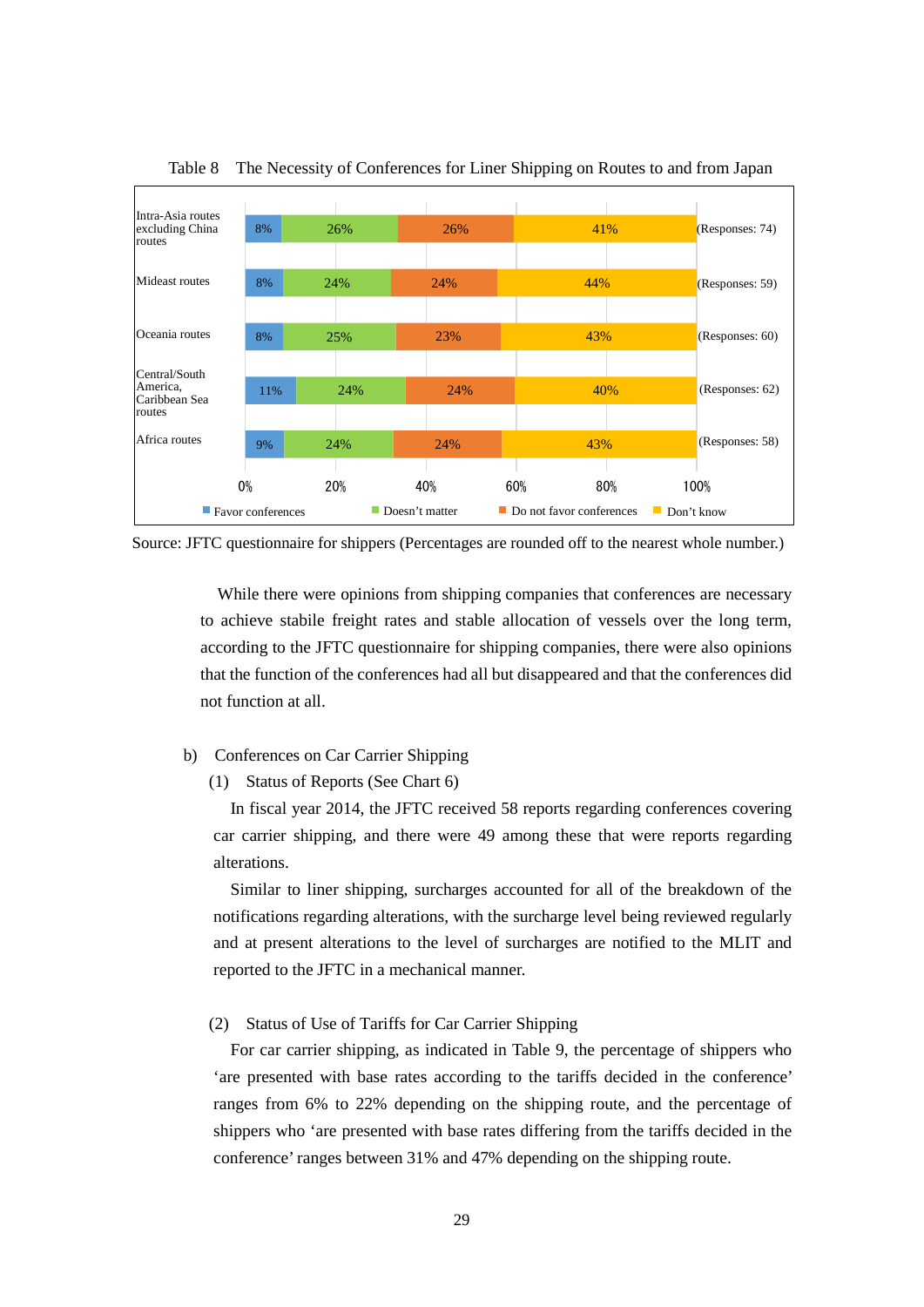Table 8　The Necessity of Conferences for Liner Shipping on Routes to and from Japan

| Route | Favor conferences | Doesn't matter | Do not favor conferences | Don't know | Responses |
|---|---|---|---|---|---|
| Intra-Asia routes excluding China routes | 8% | 26% | 26% | 41% | (Responses: 74) |
| Mideast routes | 8% | 24% | 24% | 44% | (Responses: 59) |
| Oceania routes | 8% | 25% | 23% | 43% | (Responses: 60) |
| Central/South America, Caribbean Sea routes | 11% | 24% | 24% | 40% | (Responses: 62) |
| Africa routes | 9% | 24% | 24% | 43% | (Responses: 58) |

Source: JFTC questionnaire for shippers (Percentages are rounded off to the nearest whole number.)

While there were opinions from shipping companies that conferences are necessary to achieve stabile freight rates and stable allocation of vessels over the long term, according to the JFTC questionnaire for shipping companies, there were also opinions that the function of the conferences had all but disappeared and that the conferences did not function at all.

b)　Conferences on Car Carrier Shipping

(1)　Status of Reports (See Chart 6)

In fiscal year 2014, the JFTC received 58 reports regarding conferences covering car carrier shipping, and there were 49 among these that were reports regarding alterations.

Similar to liner shipping, surcharges accounted for all of the breakdown of the notifications regarding alterations, with the surcharge level being reviewed regularly and at present alterations to the level of surcharges are notified to the MLIT and reported to the JFTC in a mechanical manner.

(2)　Status of Use of Tariffs for Car Carrier Shipping

For car carrier shipping, as indicated in Table 9, the percentage of shippers who 'are presented with base rates according to the tariffs decided in the conference' ranges from 6% to 22% depending on the shipping route, and the percentage of shippers who 'are presented with base rates differing from the tariffs decided in the conference' ranges between 31% and 47% depending on the shipping route.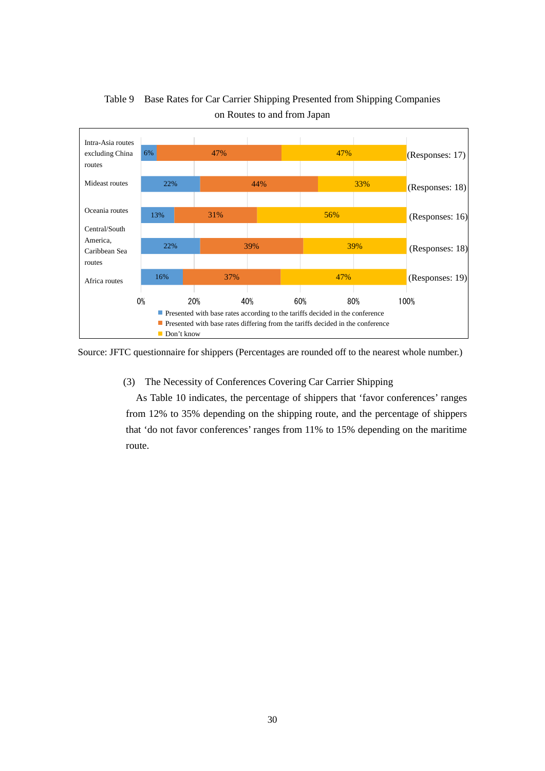Table 9　Base Rates for Car Carrier Shipping Presented from Shipping Companies on Routes to and from Japan

| Route | Presented with base rates according to the tariffs decided in the conference | Presented with base rates differing from the tariffs decided in the conference | Don't know | Responses |
|---|---|---|---|---|
| Intra-Asia routes excluding China routes | 6% | 47% | 47% | 17 |
| Mideast routes | 22% | 44% | 33% | 18 |
| Oceania routes | 13% | 31% | 56% | 16 |
| Central/South America, Caribbean Sea routes | 22% | 39% | 39% | 18 |
| Africa routes | 16% | 37% | 47% | 19 |

Source: JFTC questionnaire for shippers (Percentages are rounded off to the nearest whole number.)

(3)　The Necessity of Conferences Covering Car Carrier Shipping

As Table 10 indicates, the percentage of shippers that 'favor conferences' ranges from 12% to 35% depending on the shipping route, and the percentage of shippers that 'do not favor conferences' ranges from 11% to 15% depending on the maritime route.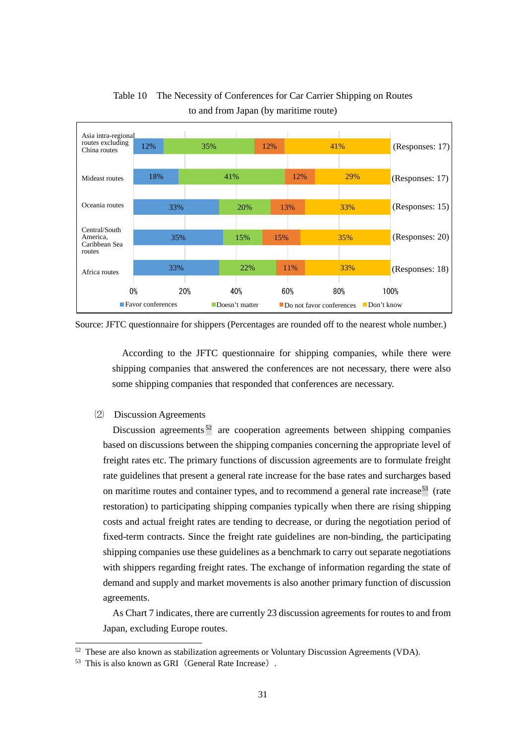Table 10　The Necessity of Conferences for Car Carrier Shipping on Routes to and from Japan (by maritime route)

| Route | Favor conferences | Doesn't matter | Do not favor conferences | Don't know | Responses |
|---|---|---|---|---|---|
| Asia intra-regional routes excluding China routes | 12% | 35% | 12% | 41% | 17 |
| Mideast routes | 18% | 41% | 12% | 29% | 17 |
| Oceania routes | 33% | 20% | 13% | 33% | 15 |
| Central/South America, Caribbean Sea routes | 35% | 15% | 15% | 35% | 20 |
| Africa routes | 33% | 22% | 11% | 33% | 18 |

Source: JFTC questionnaire for shippers (Percentages are rounded off to the nearest whole number.)

According to the JFTC questionnaire for shipping companies, while there were shipping companies that answered the conferences are not necessary, there were also some shipping companies that responded that conferences are necessary.

(2)　Discussion Agreements

Discussion agreements[52] are cooperation agreements between shipping companies based on discussions between the shipping companies concerning the appropriate level of freight rates etc. The primary functions of discussion agreements are to formulate freight rate guidelines that present a general rate increase for the base rates and surcharges based on maritime routes and container types, and to recommend a general rate increase[53] (rate restoration) to participating shipping companies typically when there are rising shipping costs and actual freight rates are tending to decrease, or during the negotiation period of fixed-term contracts. Since the freight rate guidelines are non-binding, the participating shipping companies use these guidelines as a benchmark to carry out separate negotiations with shippers regarding freight rates. The exchange of information regarding the state of demand and supply and market movements is also another primary function of discussion agreements.

As Chart 7 indicates, there are currently 23 discussion agreements for routes to and from Japan, excluding Europe routes.

[52] These are also known as stabilization agreements or Voluntary Discussion Agreements (VDA).

[53] This is also known as GRI（General Rate Increase）.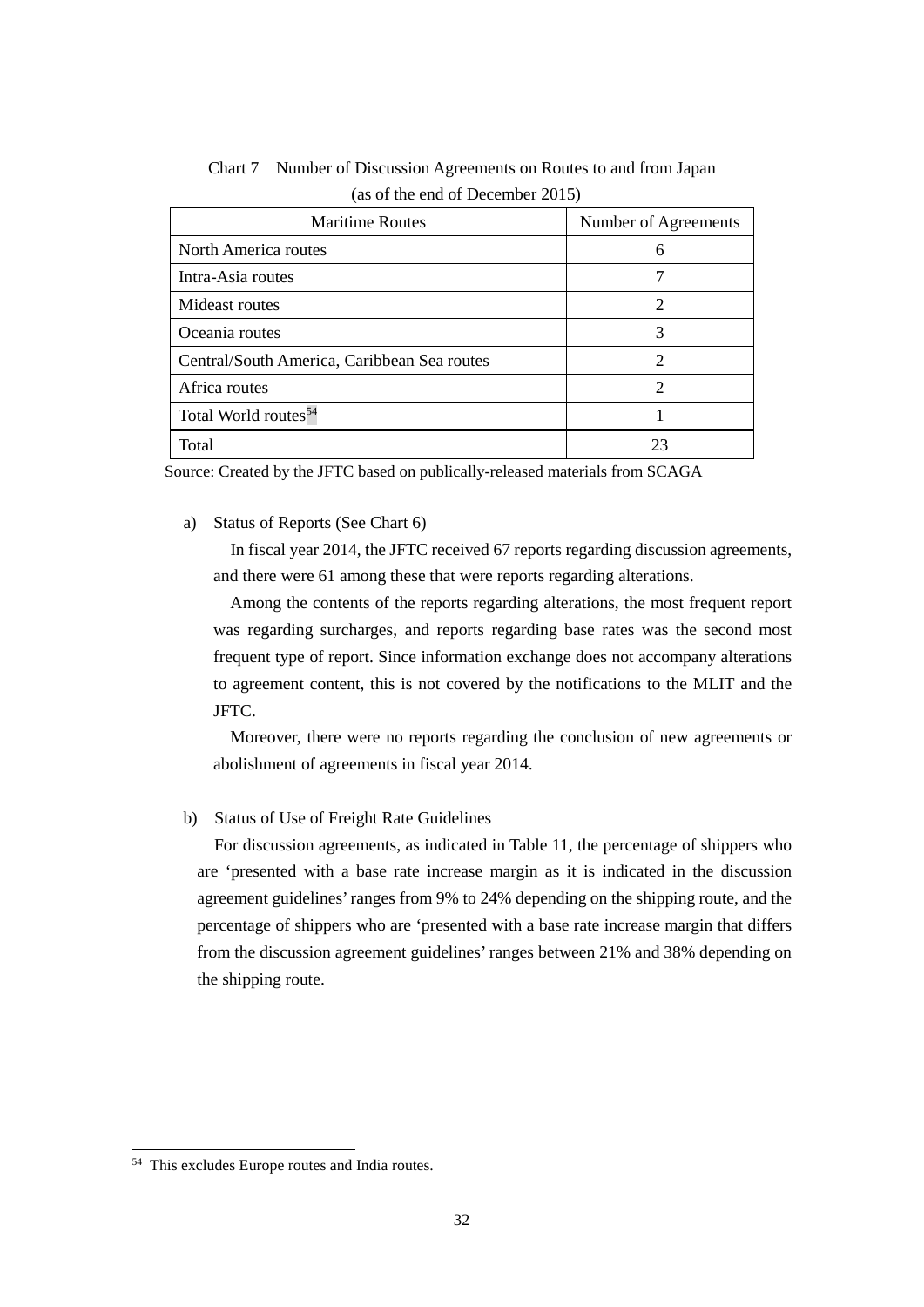Chart 7　Number of Discussion Agreements on Routes to and from Japan
(as of the end of December 2015)

| Maritime Routes | Number of Agreements |
|---|---|
| North America routes | 6 |
| Intra-Asia routes | 7 |
| Mideast routes | 2 |
| Oceania routes | 3 |
| Central/South America, Caribbean Sea routes | 2 |
| Africa routes | 2 |
| Total World routes[54] | 1 |
| Total | 23 |

Source: Created by the JFTC based on publically-released materials from SCAGA

a) Status of Reports (See Chart 6)

In fiscal year 2014, the JFTC received 67 reports regarding discussion agreements, and there were 61 among these that were reports regarding alterations.

Among the contents of the reports regarding alterations, the most frequent report was regarding surcharges, and reports regarding base rates was the second most frequent type of report. Since information exchange does not accompany alterations to agreement content, this is not covered by the notifications to the MLIT and the JFTC.

Moreover, there were no reports regarding the conclusion of new agreements or abolishment of agreements in fiscal year 2014.

b) Status of Use of Freight Rate Guidelines

For discussion agreements, as indicated in Table 11, the percentage of shippers who are 'presented with a base rate increase margin as it is indicated in the discussion agreement guidelines' ranges from 9% to 24% depending on the shipping route, and the percentage of shippers who are 'presented with a base rate increase margin that differs from the discussion agreement guidelines' ranges between 21% and 38% depending on the shipping route.

[54] This excludes Europe routes and India routes.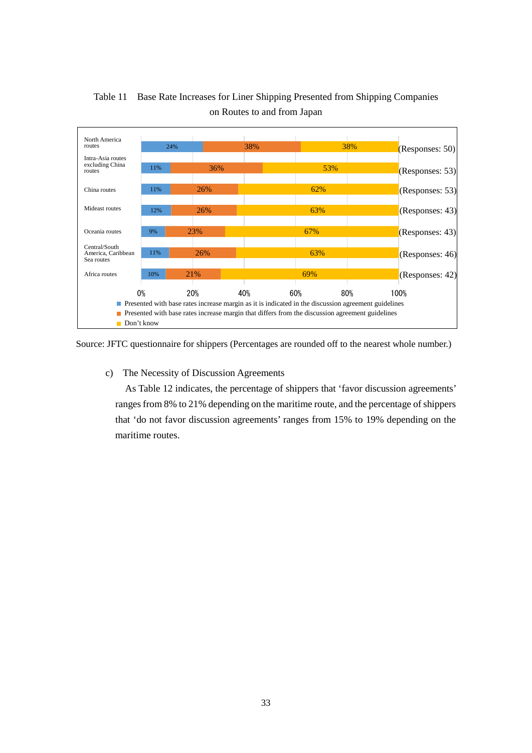Table 11 Base Rate Increases for Liner Shipping Presented from Shipping Companies on Routes to and from Japan

| Route | Presented with base rates increase margin as it is indicated in the discussion agreement guidelines | Presented with base rates increase margin that differs from the discussion agreement guidelines | Don't know | Responses |
|---|---|---|---|---|
| North America routes | 24% | 38% | 38% | 50 |
| Intra-Asia routes excluding China routes | 11% | 36% | 53% | 53 |
| China routes | 11% | 26% | 62% | 53 |
| Mideast routes | 12% | 26% | 63% | 43 |
| Oceania routes | 9% | 23% | 67% | 43 |
| Central/South America, Caribbean Sea routes | 11% | 26% | 63% | 46 |
| Africa routes | 10% | 21% | 69% | 42 |

Source: JFTC questionnaire for shippers (Percentages are rounded off to the nearest whole number.)

c) The Necessity of Discussion Agreements

As Table 12 indicates, the percentage of shippers that 'favor discussion agreements' ranges from 8% to 21% depending on the maritime route, and the percentage of shippers that 'do not favor discussion agreements' ranges from 15% to 19% depending on the maritime routes.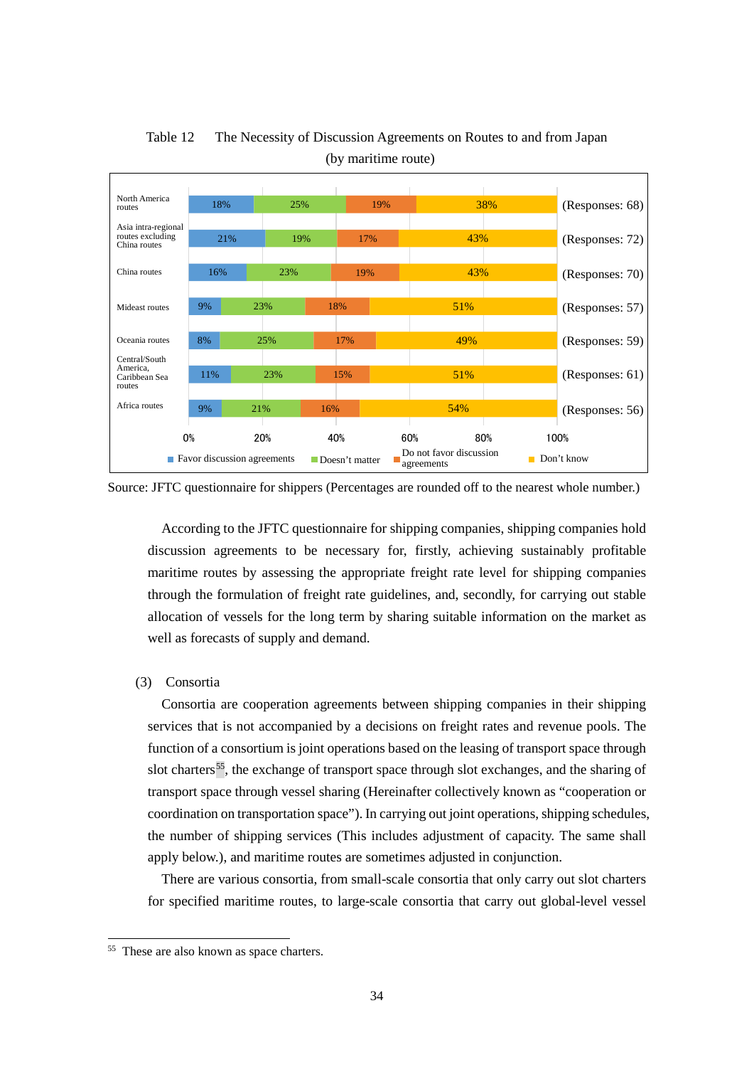Table 12　The Necessity of Discussion Agreements on Routes to and from Japan (by maritime route)

| Route | Favor discussion agreements | Doesn't matter | Do not favor discussion agreements | Don't know | Responses |
|---|---|---|---|---|---|
| North America routes | 18% | 25% | 19% | 38% | (Responses: 68) |
| Asia intra-regional routes excluding China routes | 21% | 19% | 17% | 43% | (Responses: 72) |
| China routes | 16% | 23% | 19% | 43% | (Responses: 70) |
| Mideast routes | 9% | 23% | 18% | 51% | (Responses: 57) |
| Oceania routes | 8% | 25% | 17% | 49% | (Responses: 59) |
| Central/South America, Caribbean Sea routes | 11% | 23% | 15% | 51% | (Responses: 61) |
| Africa routes | 9% | 21% | 16% | 54% | (Responses: 56) |

Source: JFTC questionnaire for shippers (Percentages are rounded off to the nearest whole number.)

According to the JFTC questionnaire for shipping companies, shipping companies hold discussion agreements to be necessary for, firstly, achieving sustainably profitable maritime routes by assessing the appropriate freight rate level for shipping companies through the formulation of freight rate guidelines, and, secondly, for carrying out stable allocation of vessels for the long term by sharing suitable information on the market as well as forecasts of supply and demand.

(3)　Consortia

Consortia are cooperation agreements between shipping companies in their shipping services that is not accompanied by a decisions on freight rates and revenue pools. The function of a consortium is joint operations based on the leasing of transport space through slot charters[55], the exchange of transport space through slot exchanges, and the sharing of transport space through vessel sharing (Hereinafter collectively known as "cooperation or coordination on transportation space"). In carrying out joint operations, shipping schedules, the number of shipping services (This includes adjustment of capacity. The same shall apply below.), and maritime routes are sometimes adjusted in conjunction.

There are various consortia, from small-scale consortia that only carry out slot charters for specified maritime routes, to large-scale consortia that carry out global-level vessel

[55] These are also known as space charters.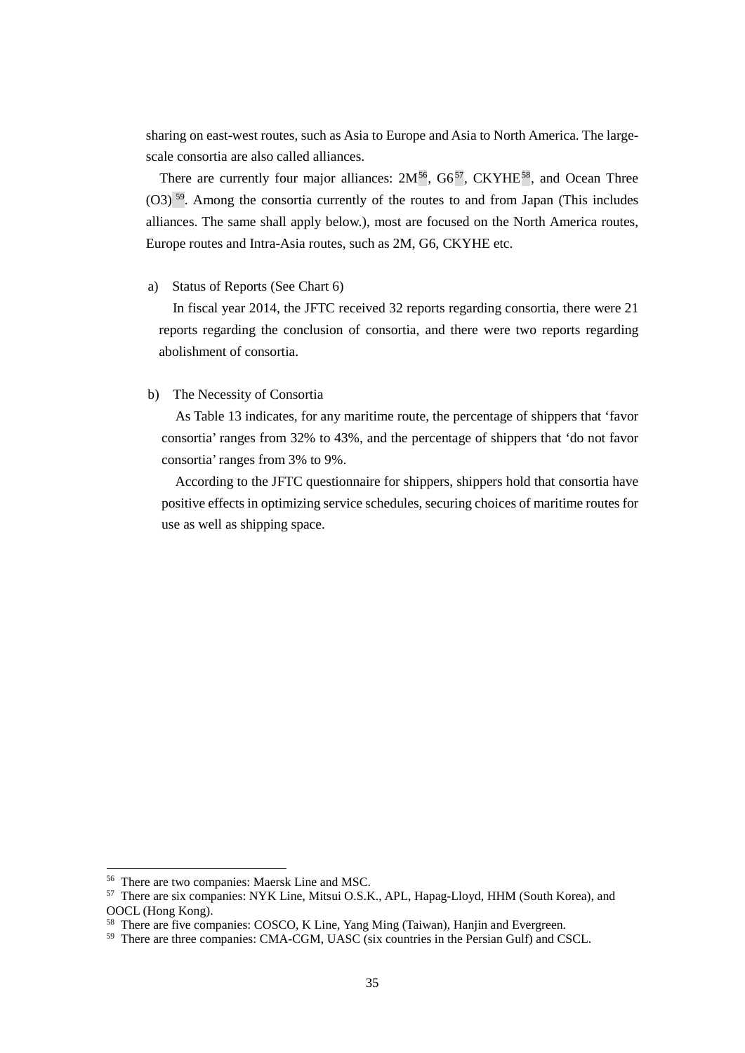sharing on east-west routes, such as Asia to Europe and Asia to North America. The large-scale consortia are also called alliances.

There are currently four major alliances: 2M[56], G6[57], CKYHE[58], and Ocean Three (O3)[59]. Among the consortia currently of the routes to and from Japan (This includes alliances. The same shall apply below.), most are focused on the North America routes, Europe routes and Intra-Asia routes, such as 2M, G6, CKYHE etc.

a) Status of Reports (See Chart 6)

In fiscal year 2014, the JFTC received 32 reports regarding consortia, there were 21 reports regarding the conclusion of consortia, and there were two reports regarding abolishment of consortia.

b) The Necessity of Consortia

As Table 13 indicates, for any maritime route, the percentage of shippers that 'favor consortia' ranges from 32% to 43%, and the percentage of shippers that 'do not favor consortia' ranges from 3% to 9%.

According to the JFTC questionnaire for shippers, shippers hold that consortia have positive effects in optimizing service schedules, securing choices of maritime routes for use as well as shipping space.

---

[56] There are two companies: Maersk Line and MSC.

[57] There are six companies: NYK Line, Mitsui O.S.K., APL, Hapag-Lloyd, HHM (South Korea), and OOCL (Hong Kong).

[58] There are five companies: COSCO, K Line, Yang Ming (Taiwan), Hanjin and Evergreen.

[59] There are three companies: CMA-CGM, UASC (six countries in the Persian Gulf) and CSCL.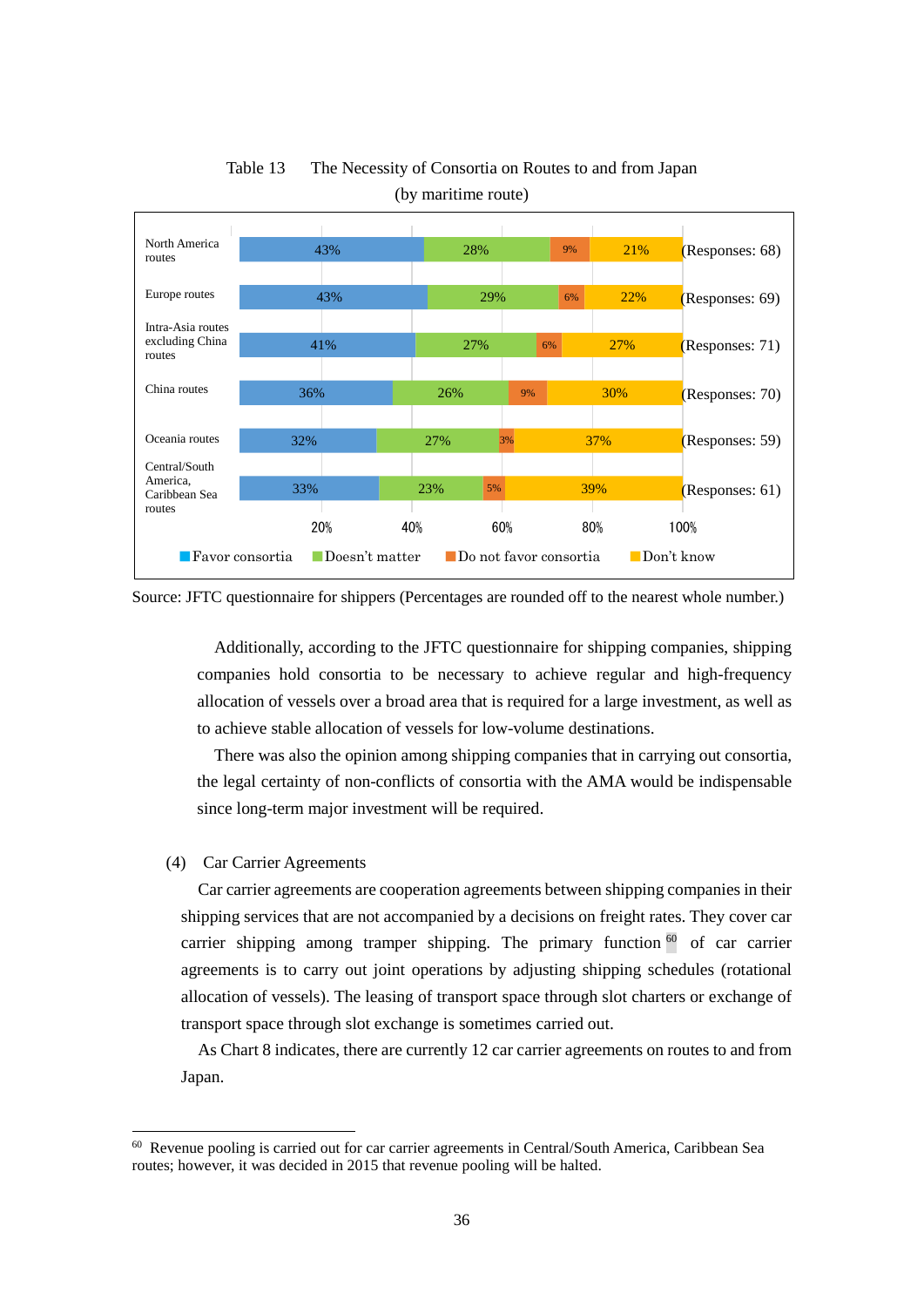Table 13 The Necessity of Consortia on Routes to and from Japan (by maritime route)

| Route | Favor consortia | Doesn't matter | Do not favor consortia | Don't know | Responses |
|---|---|---|---|---|---|
| North America routes | 43% | 28% | 9% | 21% | (Responses: 68) |
| Europe routes | 43% | 29% | 6% | 22% | (Responses: 69) |
| Intra-Asia routes excluding China routes | 41% | 27% | 6% | 27% | (Responses: 71) |
| China routes | 36% | 26% | 9% | 30% | (Responses: 70) |
| Oceania routes | 32% | 27% | 3% | 37% | (Responses: 59) |
| Central/South America, Caribbean Sea routes | 33% | 23% | 5% | 39% | (Responses: 61) |

Source: JFTC questionnaire for shippers (Percentages are rounded off to the nearest whole number.)

Additionally, according to the JFTC questionnaire for shipping companies, shipping companies hold consortia to be necessary to achieve regular and high-frequency allocation of vessels over a broad area that is required for a large investment, as well as to achieve stable allocation of vessels for low-volume destinations.

There was also the opinion among shipping companies that in carrying out consortia, the legal certainty of non-conflicts of consortia with the AMA would be indispensable since long-term major investment will be required.

(4) Car Carrier Agreements

Car carrier agreements are cooperation agreements between shipping companies in their shipping services that are not accompanied by a decisions on freight rates. They cover car carrier shipping among tramper shipping. The primary function [60] of car carrier agreements is to carry out joint operations by adjusting shipping schedules (rotational allocation of vessels). The leasing of transport space through slot charters or exchange of transport space through slot exchange is sometimes carried out.

As Chart 8 indicates, there are currently 12 car carrier agreements on routes to and from Japan.

---

[60] Revenue pooling is carried out for car carrier agreements in Central/South America, Caribbean Sea routes; however, it was decided in 2015 that revenue pooling will be halted.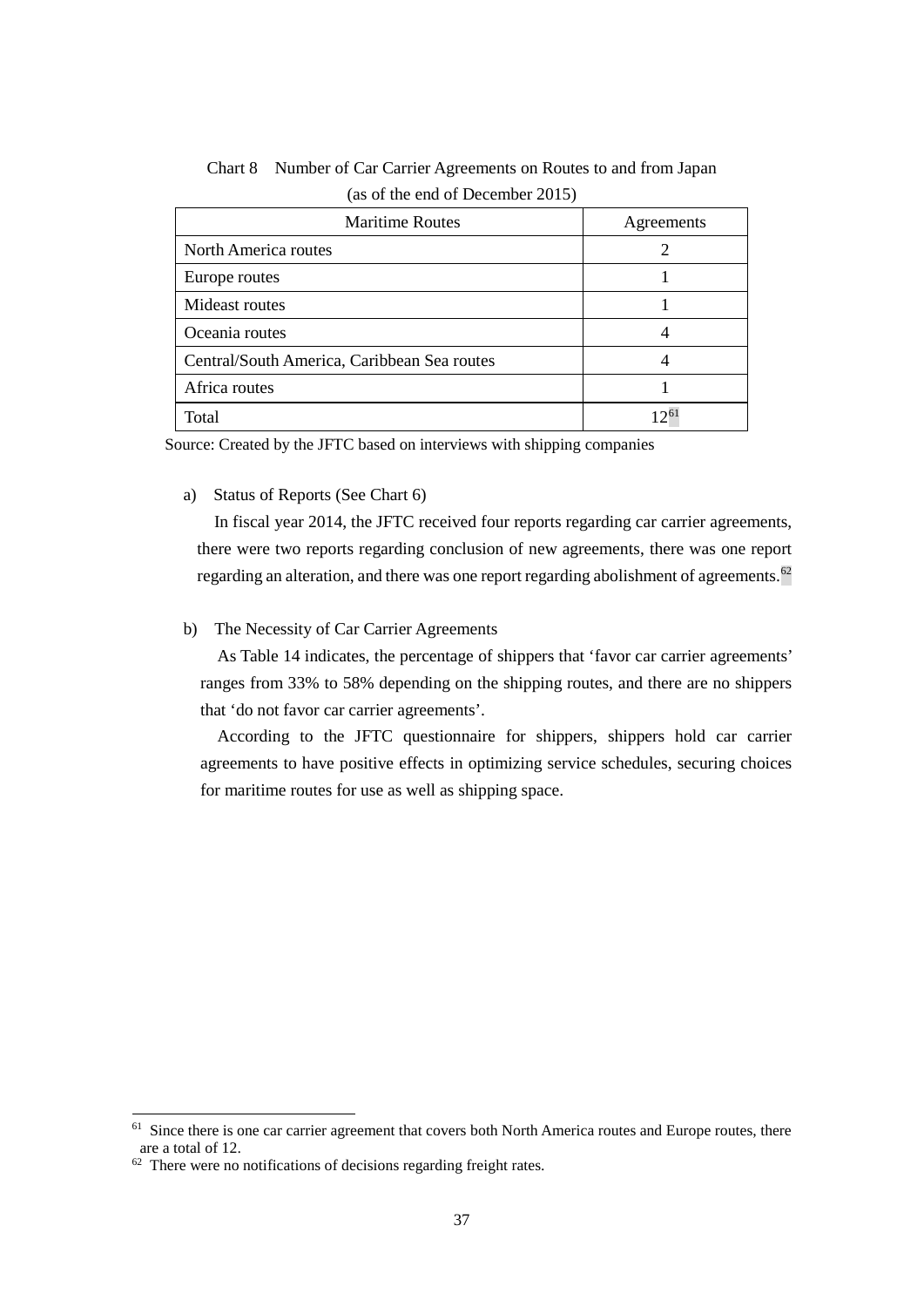Chart 8 Number of Car Carrier Agreements on Routes to and from Japan (as of the end of December 2015)

| Maritime Routes | Agreements |
|---|---|
| North America routes | 2 |
| Europe routes | 1 |
| Mideast routes | 1 |
| Oceania routes | 4 |
| Central/South America, Caribbean Sea routes | 4 |
| Africa routes | 1 |
| Total | 12[61] |

Source: Created by the JFTC based on interviews with shipping companies

a) Status of Reports (See Chart 6)

In fiscal year 2014, the JFTC received four reports regarding car carrier agreements, there were two reports regarding conclusion of new agreements, there was one report regarding an alteration, and there was one report regarding abolishment of agreements.[62]

b) The Necessity of Car Carrier Agreements

As Table 14 indicates, the percentage of shippers that 'favor car carrier agreements' ranges from 33% to 58% depending on the shipping routes, and there are no shippers that 'do not favor car carrier agreements'.

According to the JFTC questionnaire for shippers, shippers hold car carrier agreements to have positive effects in optimizing service schedules, securing choices for maritime routes for use as well as shipping space.

---

[61] Since there is one car carrier agreement that covers both North America routes and Europe routes, there are a total of 12.

[62] There were no notifications of decisions regarding freight rates.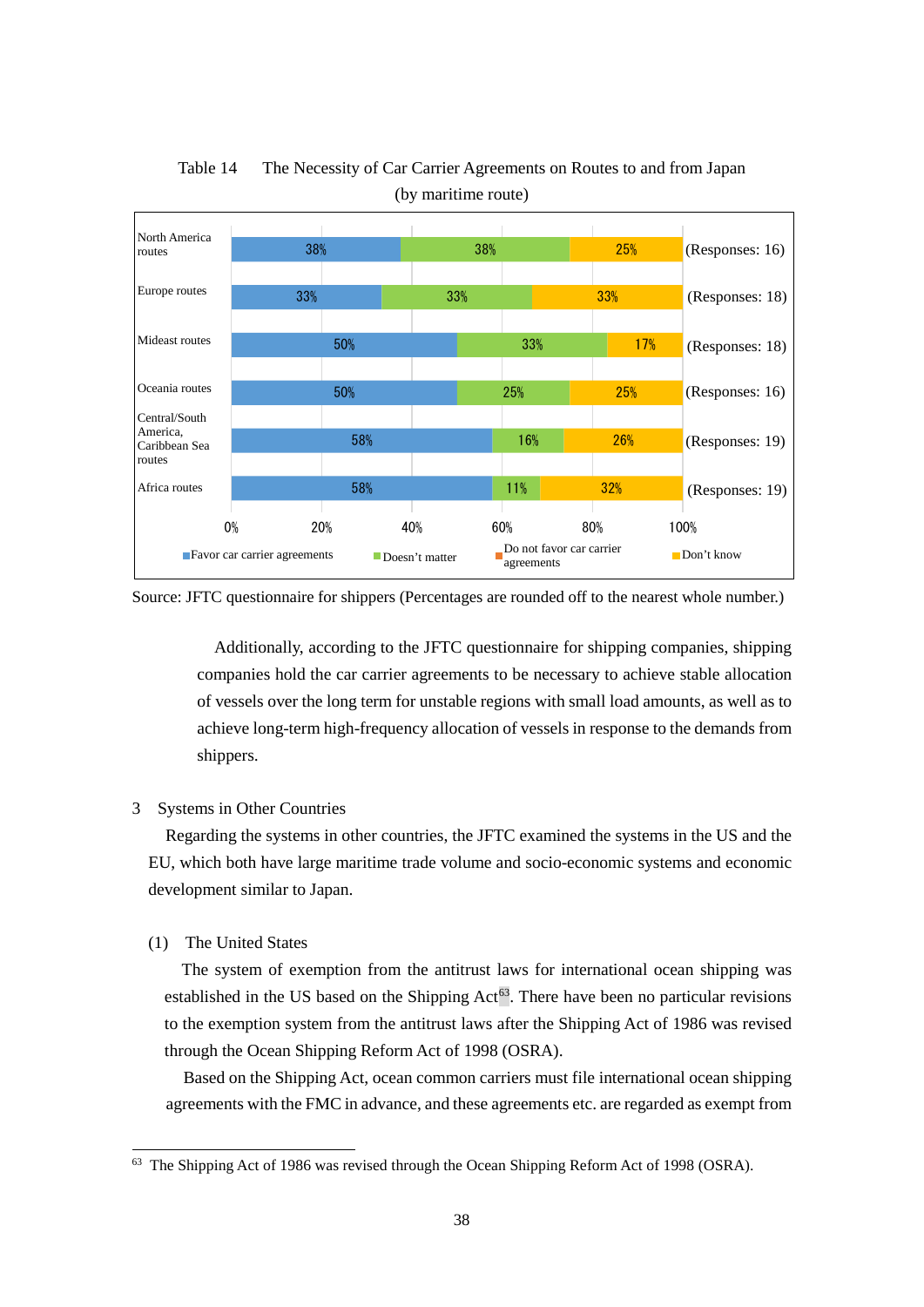Table 14 The Necessity of Car Carrier Agreements on Routes to and from Japan (by maritime route)

| Route | Favor car carrier agreements | Doesn't matter | Do not favor car carrier agreements | Don't know | Responses |
|---|---|---|---|---|---|
| North America routes | 38% | 38% | | 25% | 16 |
| Europe routes | 33% | 33% | | 33% | 18 |
| Mideast routes | 50% | 33% | | 17% | 18 |
| Oceania routes | 50% | 25% | | 25% | 16 |
| Central/South America, Caribbean Sea routes | 58% | 16% | | 26% | 19 |
| Africa routes | 58% | 11% | | 32% | 19 |

Source: JFTC questionnaire for shippers (Percentages are rounded off to the nearest whole number.)

Additionally, according to the JFTC questionnaire for shipping companies, shipping companies hold the car carrier agreements to be necessary to achieve stable allocation of vessels over the long term for unstable regions with small load amounts, as well as to achieve long-term high-frequency allocation of vessels in response to the demands from shippers.

## 3 Systems in Other Countries

Regarding the systems in other countries, the JFTC examined the systems in the US and the EU, which both have large maritime trade volume and socio-economic systems and economic development similar to Japan.

### (1) The United States

The system of exemption from the antitrust laws for international ocean shipping was established in the US based on the Shipping Act[63]. There have been no particular revisions to the exemption system from the antitrust laws after the Shipping Act of 1986 was revised through the Ocean Shipping Reform Act of 1998 (OSRA).

Based on the Shipping Act, ocean common carriers must file international ocean shipping agreements with the FMC in advance, and these agreements etc. are regarded as exempt from

[63] The Shipping Act of 1986 was revised through the Ocean Shipping Reform Act of 1998 (OSRA).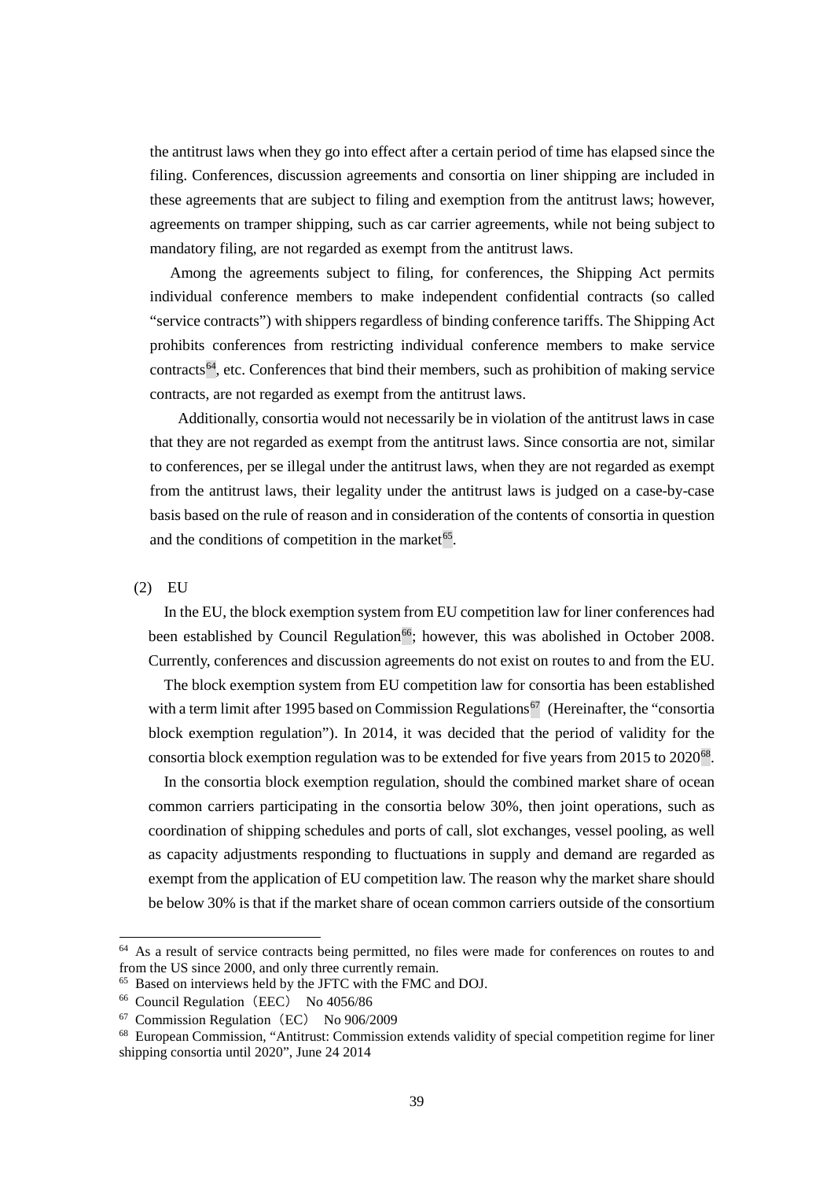the antitrust laws when they go into effect after a certain period of time has elapsed since the filing. Conferences, discussion agreements and consortia on liner shipping are included in these agreements that are subject to filing and exemption from the antitrust laws; however, agreements on tramper shipping, such as car carrier agreements, while not being subject to mandatory filing, are not regarded as exempt from the antitrust laws.

Among the agreements subject to filing, for conferences, the Shipping Act permits individual conference members to make independent confidential contracts (so called "service contracts") with shippers regardless of binding conference tariffs. The Shipping Act prohibits conferences from restricting individual conference members to make service contracts[64], etc. Conferences that bind their members, such as prohibition of making service contracts, are not regarded as exempt from the antitrust laws.

Additionally, consortia would not necessarily be in violation of the antitrust laws in case that they are not regarded as exempt from the antitrust laws. Since consortia are not, similar to conferences, per se illegal under the antitrust laws, when they are not regarded as exempt from the antitrust laws, their legality under the antitrust laws is judged on a case-by-case basis based on the rule of reason and in consideration of the contents of consortia in question and the conditions of competition in the market[65].

(2) EU

In the EU, the block exemption system from EU competition law for liner conferences had been established by Council Regulation[66]; however, this was abolished in October 2008. Currently, conferences and discussion agreements do not exist on routes to and from the EU.

The block exemption system from EU competition law for consortia has been established with a term limit after 1995 based on Commission Regulations[67] (Hereinafter, the "consortia block exemption regulation"). In 2014, it was decided that the period of validity for the consortia block exemption regulation was to be extended for five years from 2015 to 2020[68].

In the consortia block exemption regulation, should the combined market share of ocean common carriers participating in the consortia below 30%, then joint operations, such as coordination of shipping schedules and ports of call, slot exchanges, vessel pooling, as well as capacity adjustments responding to fluctuations in supply and demand are regarded as exempt from the application of EU competition law. The reason why the market share should be below 30% is that if the market share of ocean common carriers outside of the consortium

---

[64] As a result of service contracts being permitted, no files were made for conferences on routes to and from the US since 2000, and only three currently remain.

[65] Based on interviews held by the JFTC with the FMC and DOJ.

[66] Council Regulation（EEC） No 4056/86

[67] Commission Regulation（EC） No 906/2009

[68] European Commission, "Antitrust: Commission extends validity of special competition regime for liner shipping consortia until 2020", June 24 2014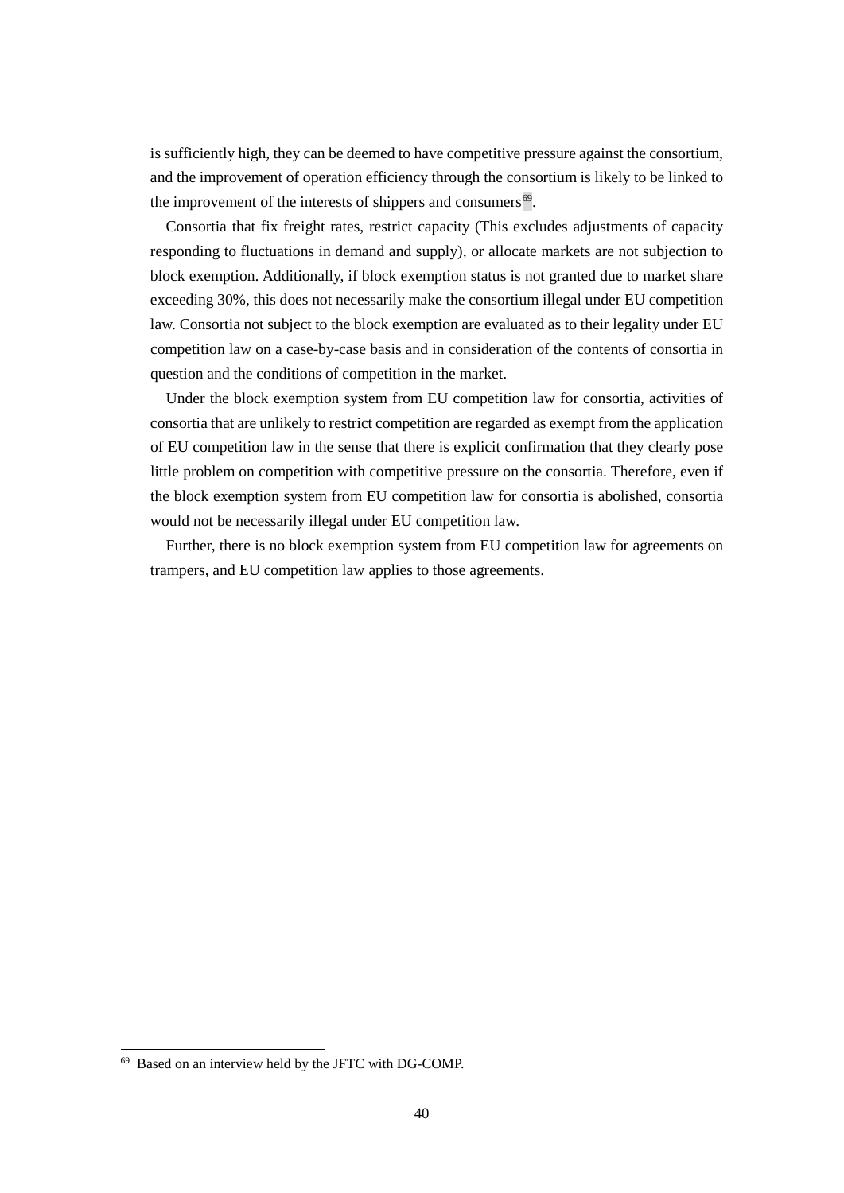is sufficiently high, they can be deemed to have competitive pressure against the consortium, and the improvement of operation efficiency through the consortium is likely to be linked to the improvement of the interests of shippers and consumers[69].

Consortia that fix freight rates, restrict capacity (This excludes adjustments of capacity responding to fluctuations in demand and supply), or allocate markets are not subjection to block exemption. Additionally, if block exemption status is not granted due to market share exceeding 30%, this does not necessarily make the consortium illegal under EU competition law. Consortia not subject to the block exemption are evaluated as to their legality under EU competition law on a case-by-case basis and in consideration of the contents of consortia in question and the conditions of competition in the market.

Under the block exemption system from EU competition law for consortia, activities of consortia that are unlikely to restrict competition are regarded as exempt from the application of EU competition law in the sense that there is explicit confirmation that they clearly pose little problem on competition with competitive pressure on the consortia. Therefore, even if the block exemption system from EU competition law for consortia is abolished, consortia would not be necessarily illegal under EU competition law.

Further, there is no block exemption system from EU competition law for agreements on trampers, and EU competition law applies to those agreements.

[69] Based on an interview held by the JFTC with DG-COMP.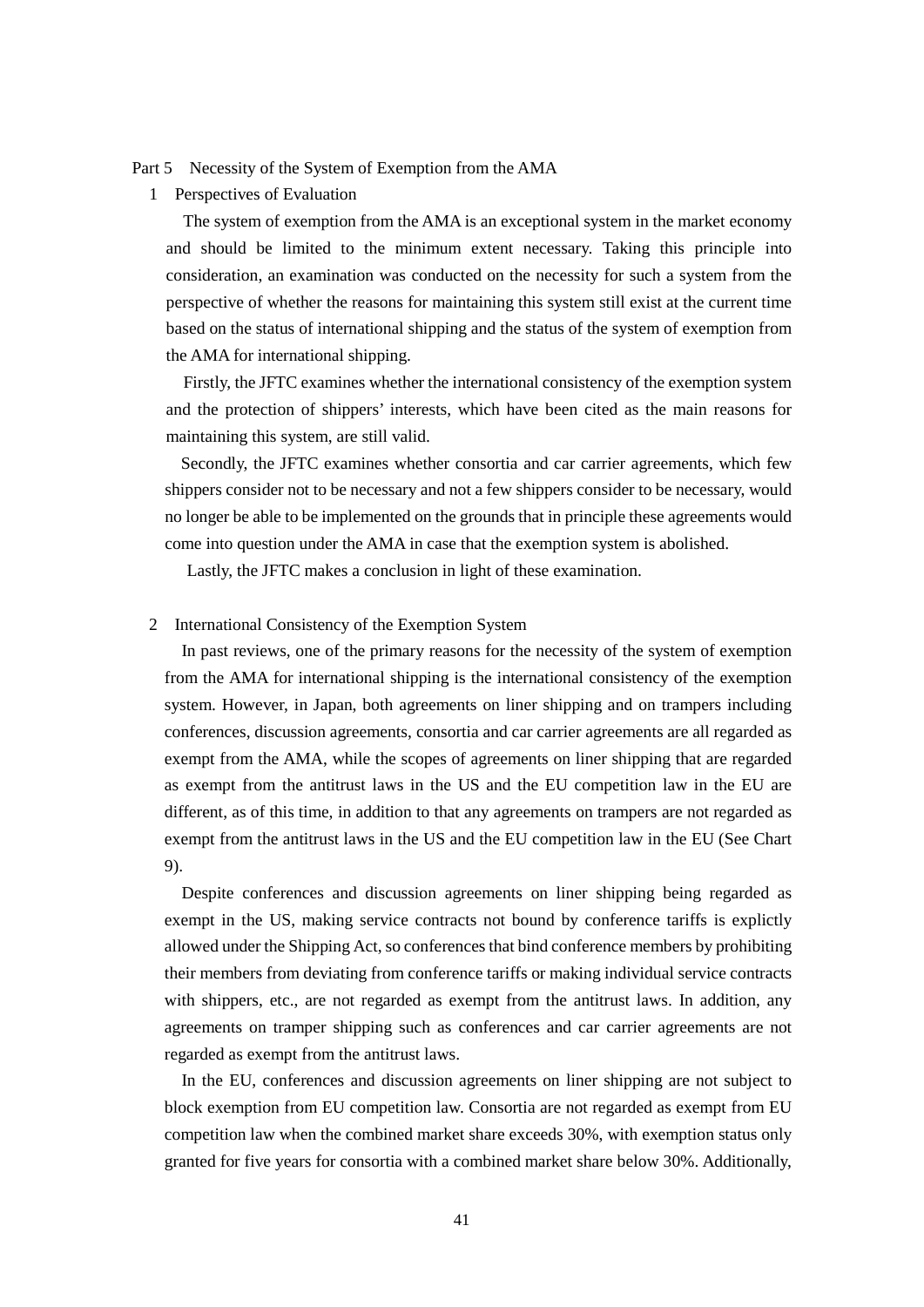# Part 5 Necessity of the System of Exemption from the AMA

## 1 Perspectives of Evaluation

The system of exemption from the AMA is an exceptional system in the market economy and should be limited to the minimum extent necessary. Taking this principle into consideration, an examination was conducted on the necessity for such a system from the perspective of whether the reasons for maintaining this system still exist at the current time based on the status of international shipping and the status of the system of exemption from the AMA for international shipping.

Firstly, the JFTC examines whether the international consistency of the exemption system and the protection of shippers' interests, which have been cited as the main reasons for maintaining this system, are still valid.

Secondly, the JFTC examines whether consortia and car carrier agreements, which few shippers consider not to be necessary and not a few shippers consider to be necessary, would no longer be able to be implemented on the grounds that in principle these agreements would come into question under the AMA in case that the exemption system is abolished.

Lastly, the JFTC makes a conclusion in light of these examination.

## 2 International Consistency of the Exemption System

In past reviews, one of the primary reasons for the necessity of the system of exemption from the AMA for international shipping is the international consistency of the exemption system. However, in Japan, both agreements on liner shipping and on trampers including conferences, discussion agreements, consortia and car carrier agreements are all regarded as exempt from the AMA, while the scopes of agreements on liner shipping that are regarded as exempt from the antitrust laws in the US and the EU competition law in the EU are different, as of this time, in addition to that any agreements on trampers are not regarded as exempt from the antitrust laws in the US and the EU competition law in the EU (See Chart 9).

Despite conferences and discussion agreements on liner shipping being regarded as exempt in the US, making service contracts not bound by conference tariffs is explictly allowed under the Shipping Act, so conferences that bind conference members by prohibiting their members from deviating from conference tariffs or making individual service contracts with shippers, etc., are not regarded as exempt from the antitrust laws. In addition, any agreements on tramper shipping such as conferences and car carrier agreements are not regarded as exempt from the antitrust laws.

In the EU, conferences and discussion agreements on liner shipping are not subject to block exemption from EU competition law. Consortia are not regarded as exempt from EU competition law when the combined market share exceeds 30%, with exemption status only granted for five years for consortia with a combined market share below 30%. Additionally,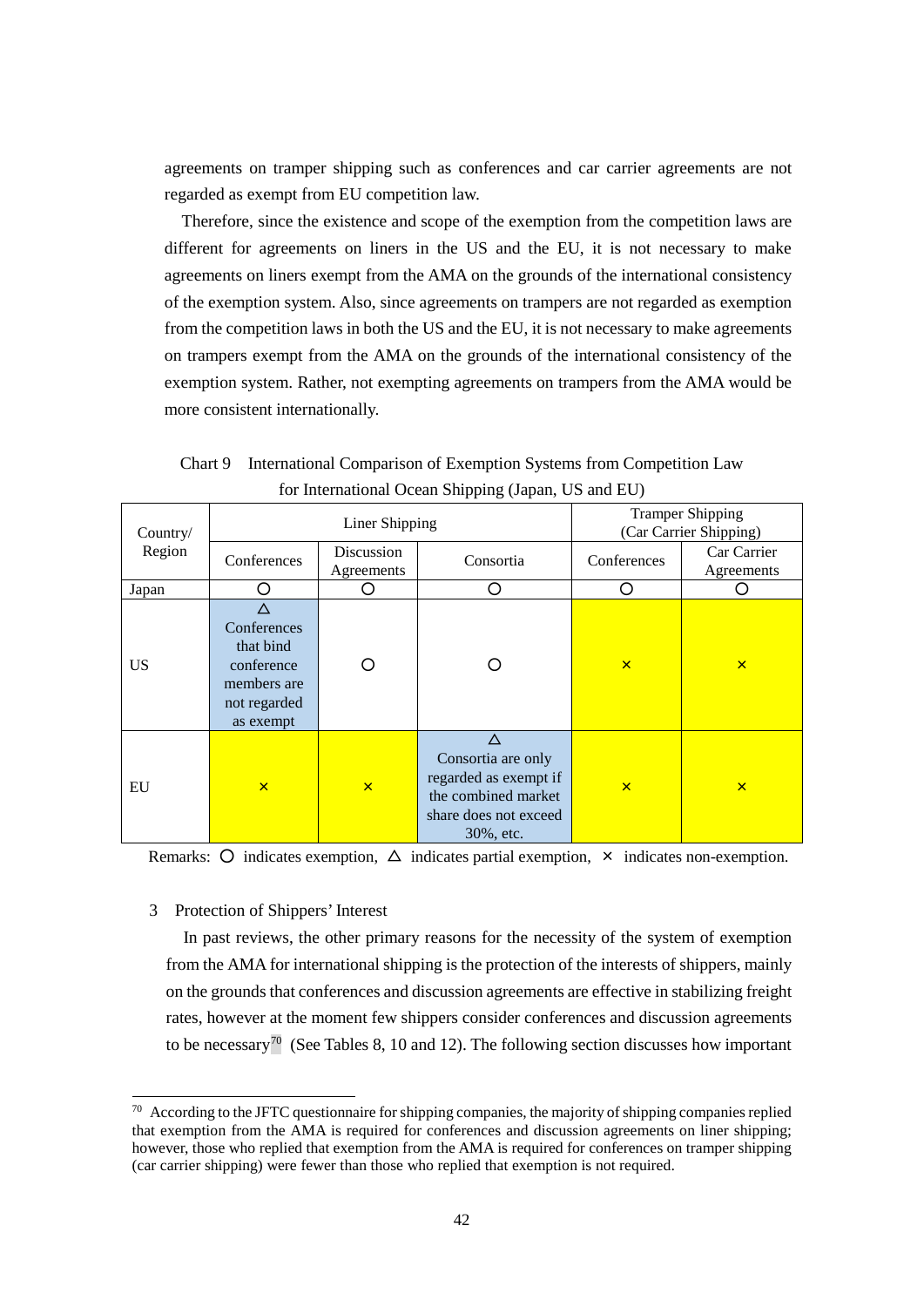agreements on tramper shipping such as conferences and car carrier agreements are not regarded as exempt from EU competition law.

Therefore, since the existence and scope of the exemption from the competition laws are different for agreements on liners in the US and the EU, it is not necessary to make agreements on liners exempt from the AMA on the grounds of the international consistency of the exemption system. Also, since agreements on trampers are not regarded as exemption from the competition laws in both the US and the EU, it is not necessary to make agreements on trampers exempt from the AMA on the grounds of the international consistency of the exemption system. Rather, not exempting agreements on trampers from the AMA would be more consistent internationally.

Chart 9 International Comparison of Exemption Systems from Competition Law for International Ocean Shipping (Japan, US and EU)

| Country/ Region | Liner Shipping | | | Tramper Shipping (Car Carrier Shipping) | |
|---|---|---|---|---|---|
| | Conferences | Discussion Agreements | Consortia | Conferences | Car Carrier Agreements |
| Japan | ○ | ○ | ○ | ○ | ○ |
| US | △ Conferences that bind conference members are not regarded as exempt | ○ | ○ | × | × |
| EU | × | × | △ Consortia are only regarded as exempt if the combined market share does not exceed 30%, etc. | × | × |

Remarks: ○ indicates exemption, △ indicates partial exemption, × indicates non-exemption.

## 3 Protection of Shippers' Interest

In past reviews, the other primary reasons for the necessity of the system of exemption from the AMA for international shipping is the protection of the interests of shippers, mainly on the grounds that conferences and discussion agreements are effective in stabilizing freight rates, however at the moment few shippers consider conferences and discussion agreements to be necessary[70] (See Tables 8, 10 and 12). The following section discusses how important

[70] According to the JFTC questionnaire for shipping companies, the majority of shipping companies replied that exemption from the AMA is required for conferences and discussion agreements on liner shipping; however, those who replied that exemption from the AMA is required for conferences on tramper shipping (car carrier shipping) were fewer than those who replied that exemption is not required.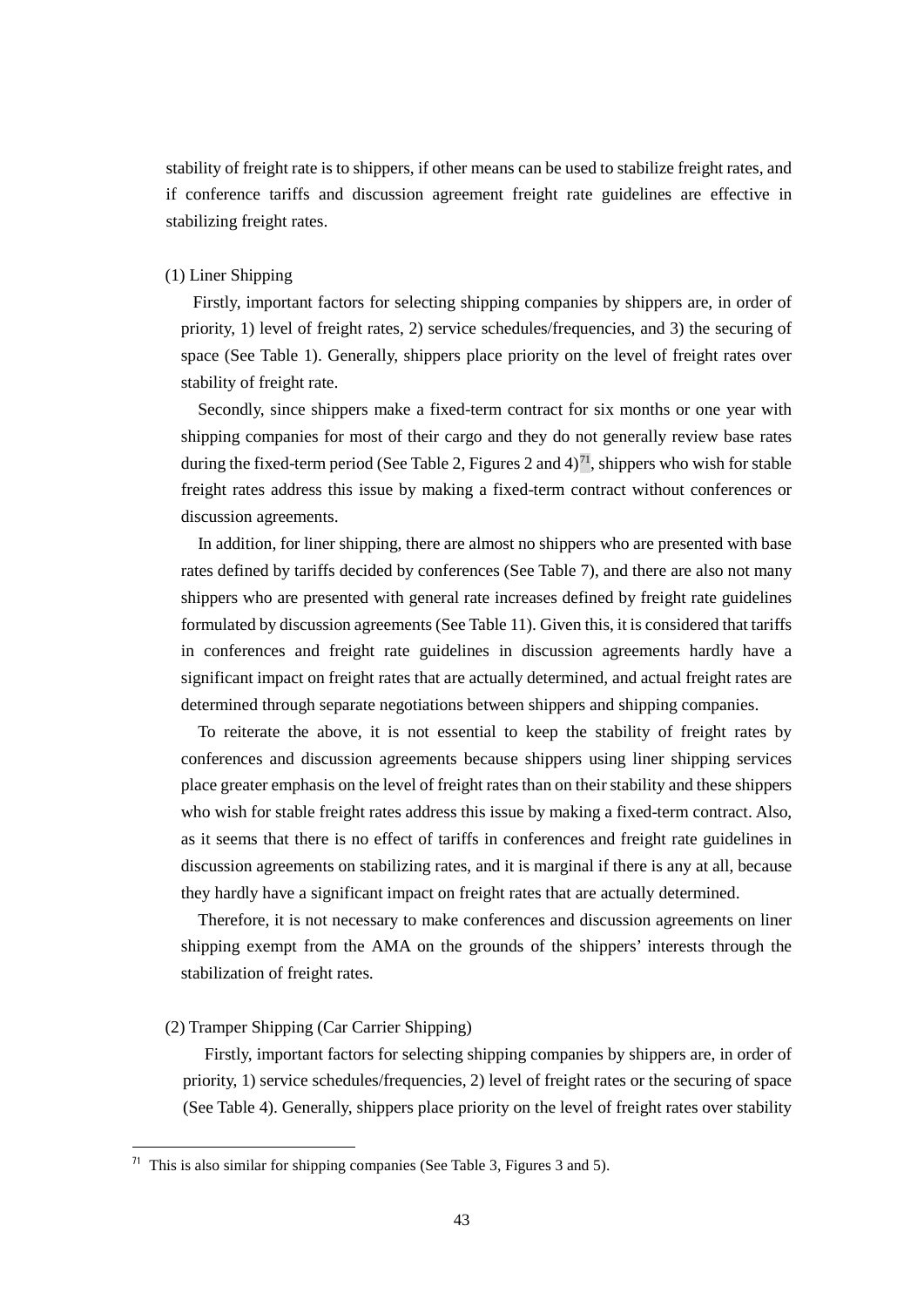stability of freight rate is to shippers, if other means can be used to stabilize freight rates, and if conference tariffs and discussion agreement freight rate guidelines are effective in stabilizing freight rates.

(1) Liner Shipping

Firstly, important factors for selecting shipping companies by shippers are, in order of priority, 1) level of freight rates, 2) service schedules/frequencies, and 3) the securing of space (See Table 1). Generally, shippers place priority on the level of freight rates over stability of freight rate.

Secondly, since shippers make a fixed-term contract for six months or one year with shipping companies for most of their cargo and they do not generally review base rates during the fixed-term period (See Table 2, Figures 2 and 4)[71], shippers who wish for stable freight rates address this issue by making a fixed-term contract without conferences or discussion agreements.

In addition, for liner shipping, there are almost no shippers who are presented with base rates defined by tariffs decided by conferences (See Table 7), and there are also not many shippers who are presented with general rate increases defined by freight rate guidelines formulated by discussion agreements (See Table 11). Given this, it is considered that tariffs in conferences and freight rate guidelines in discussion agreements hardly have a significant impact on freight rates that are actually determined, and actual freight rates are determined through separate negotiations between shippers and shipping companies.

To reiterate the above, it is not essential to keep the stability of freight rates by conferences and discussion agreements because shippers using liner shipping services place greater emphasis on the level of freight rates than on their stability and these shippers who wish for stable freight rates address this issue by making a fixed-term contract. Also, as it seems that there is no effect of tariffs in conferences and freight rate guidelines in discussion agreements on stabilizing rates, and it is marginal if there is any at all, because they hardly have a significant impact on freight rates that are actually determined.

Therefore, it is not necessary to make conferences and discussion agreements on liner shipping exempt from the AMA on the grounds of the shippers' interests through the stabilization of freight rates.

(2) Tramper Shipping (Car Carrier Shipping)

Firstly, important factors for selecting shipping companies by shippers are, in order of priority, 1) service schedules/frequencies, 2) level of freight rates or the securing of space (See Table 4). Generally, shippers place priority on the level of freight rates over stability

---

[71] This is also similar for shipping companies (See Table 3, Figures 3 and 5).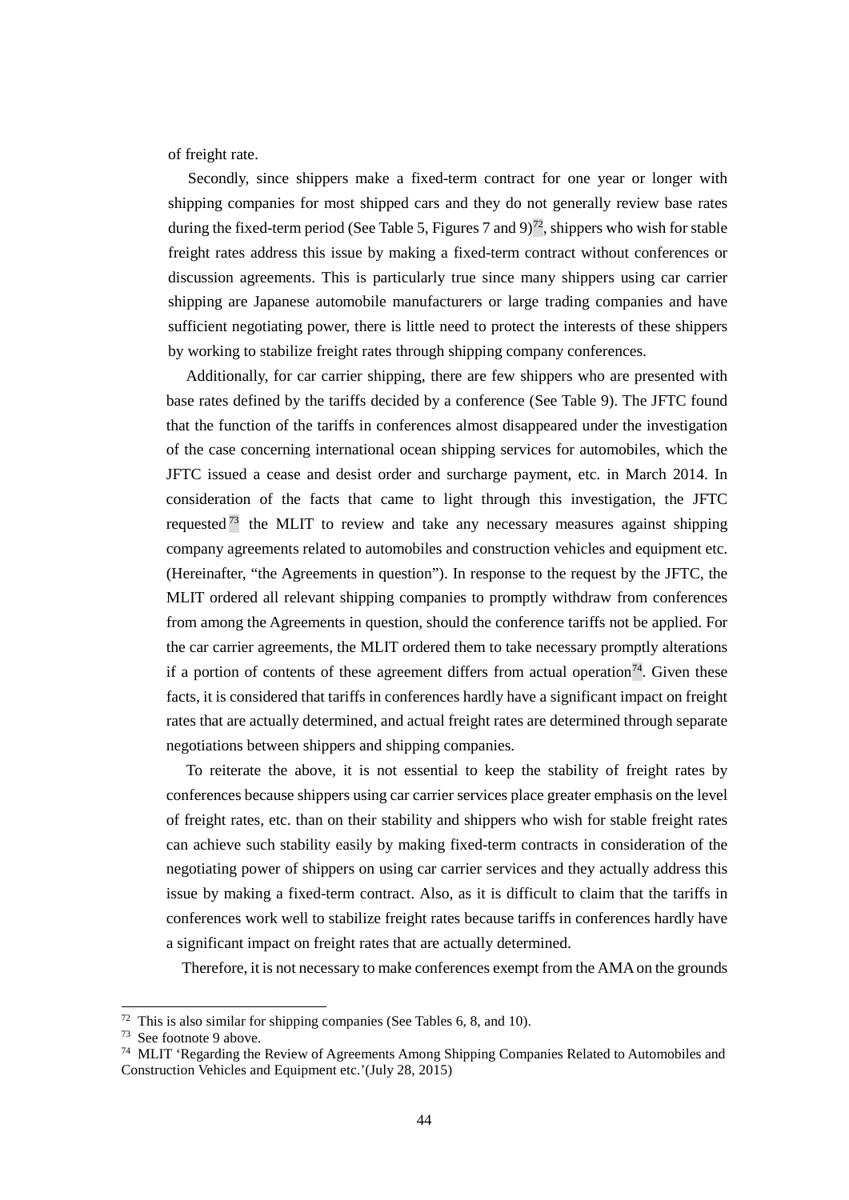of freight rate.

Secondly, since shippers make a fixed-term contract for one year or longer with shipping companies for most shipped cars and they do not generally review base rates during the fixed-term period (See Table 5, Figures 7 and 9)[72], shippers who wish for stable freight rates address this issue by making a fixed-term contract without conferences or discussion agreements. This is particularly true since many shippers using car carrier shipping are Japanese automobile manufacturers or large trading companies and have sufficient negotiating power, there is little need to protect the interests of these shippers by working to stabilize freight rates through shipping company conferences.

Additionally, for car carrier shipping, there are few shippers who are presented with base rates defined by the tariffs decided by a conference (See Table 9). The JFTC found that the function of the tariffs in conferences almost disappeared under the investigation of the case concerning international ocean shipping services for automobiles, which the JFTC issued a cease and desist order and surcharge payment, etc. in March 2014. In consideration of the facts that came to light through this investigation, the JFTC requested[73] the MLIT to review and take any necessary measures against shipping company agreements related to automobiles and construction vehicles and equipment etc. (Hereinafter, "the Agreements in question"). In response to the request by the JFTC, the MLIT ordered all relevant shipping companies to promptly withdraw from conferences from among the Agreements in question, should the conference tariffs not be applied. For the car carrier agreements, the MLIT ordered them to take necessary promptly alterations if a portion of contents of these agreement differs from actual operation[74]. Given these facts, it is considered that tariffs in conferences hardly have a significant impact on freight rates that are actually determined, and actual freight rates are determined through separate negotiations between shippers and shipping companies.

To reiterate the above, it is not essential to keep the stability of freight rates by conferences because shippers using car carrier services place greater emphasis on the level of freight rates, etc. than on their stability and shippers who wish for stable freight rates can achieve such stability easily by making fixed-term contracts in consideration of the negotiating power of shippers on using car carrier services and they actually address this issue by making a fixed-term contract. Also, as it is difficult to claim that the tariffs in conferences work well to stabilize freight rates because tariffs in conferences hardly have a significant impact on freight rates that are actually determined.

Therefore, it is not necessary to make conferences exempt from the AMA on the grounds

---

[72] This is also similar for shipping companies (See Tables 6, 8, and 10).

[73] See footnote 9 above.

[74] MLIT 'Regarding the Review of Agreements Among Shipping Companies Related to Automobiles and Construction Vehicles and Equipment etc.'(July 28, 2015)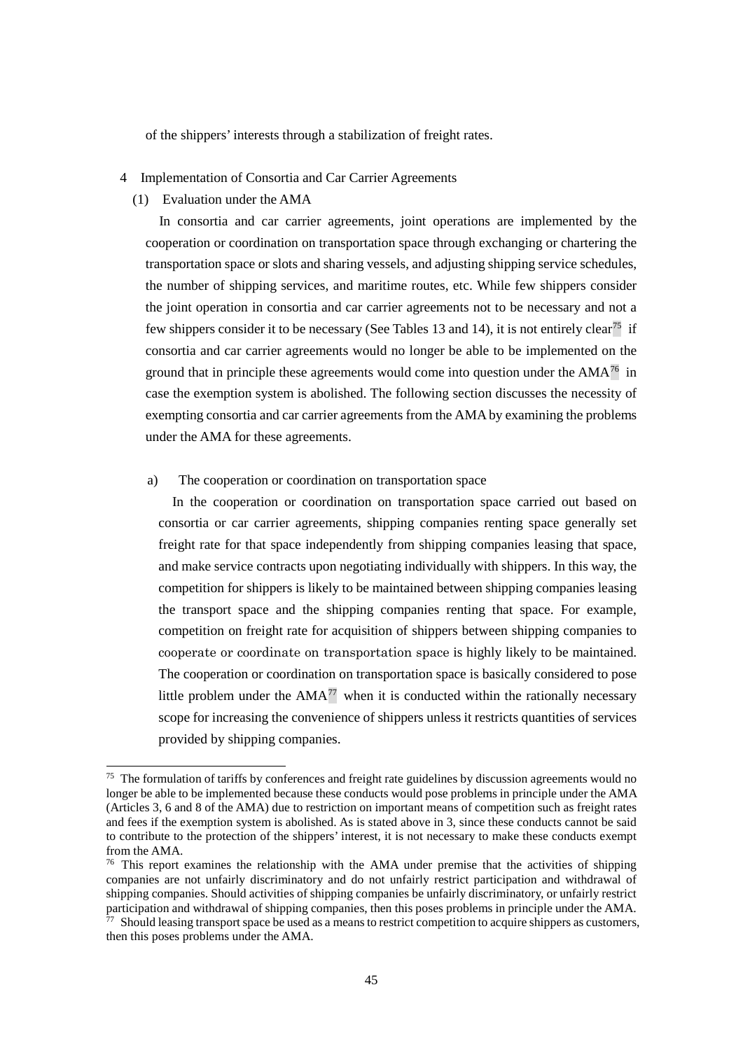of the shippers' interests through a stabilization of freight rates.

## 4 Implementation of Consortia and Car Carrier Agreements

### (1) Evaluation under the AMA

In consortia and car carrier agreements, joint operations are implemented by the cooperation or coordination on transportation space through exchanging or chartering the transportation space or slots and sharing vessels, and adjusting shipping service schedules, the number of shipping services, and maritime routes, etc. While few shippers consider the joint operation in consortia and car carrier agreements not to be necessary and not a few shippers consider it to be necessary (See Tables 13 and 14), it is not entirely clear[75] if consortia and car carrier agreements would no longer be able to be implemented on the ground that in principle these agreements would come into question under the AMA[76] in case the exemption system is abolished. The following section discusses the necessity of exempting consortia and car carrier agreements from the AMA by examining the problems under the AMA for these agreements.

#### a) The cooperation or coordination on transportation space

In the cooperation or coordination on transportation space carried out based on consortia or car carrier agreements, shipping companies renting space generally set freight rate for that space independently from shipping companies leasing that space, and make service contracts upon negotiating individually with shippers. In this way, the competition for shippers is likely to be maintained between shipping companies leasing the transport space and the shipping companies renting that space. For example, competition on freight rate for acquisition of shippers between shipping companies to cooperate or coordinate on transportation space is highly likely to be maintained. The cooperation or coordination on transportation space is basically considered to pose little problem under the AMA[77] when it is conducted within the rationally necessary scope for increasing the convenience of shippers unless it restricts quantities of services provided by shipping companies.

---

[75] The formulation of tariffs by conferences and freight rate guidelines by discussion agreements would no longer be able to be implemented because these conducts would pose problems in principle under the AMA (Articles 3, 6 and 8 of the AMA) due to restriction on important means of competition such as freight rates and fees if the exemption system is abolished. As is stated above in 3, since these conducts cannot be said to contribute to the protection of the shippers' interest, it is not necessary to make these conducts exempt from the AMA.

[76] This report examines the relationship with the AMA under premise that the activities of shipping companies are not unfairly discriminatory and do not unfairly restrict participation and withdrawal of shipping companies. Should activities of shipping companies be unfairly discriminatory, or unfairly restrict participation and withdrawal of shipping companies, then this poses problems in principle under the AMA.

[77] Should leasing transport space be used as a means to restrict competition to acquire shippers as customers, then this poses problems under the AMA.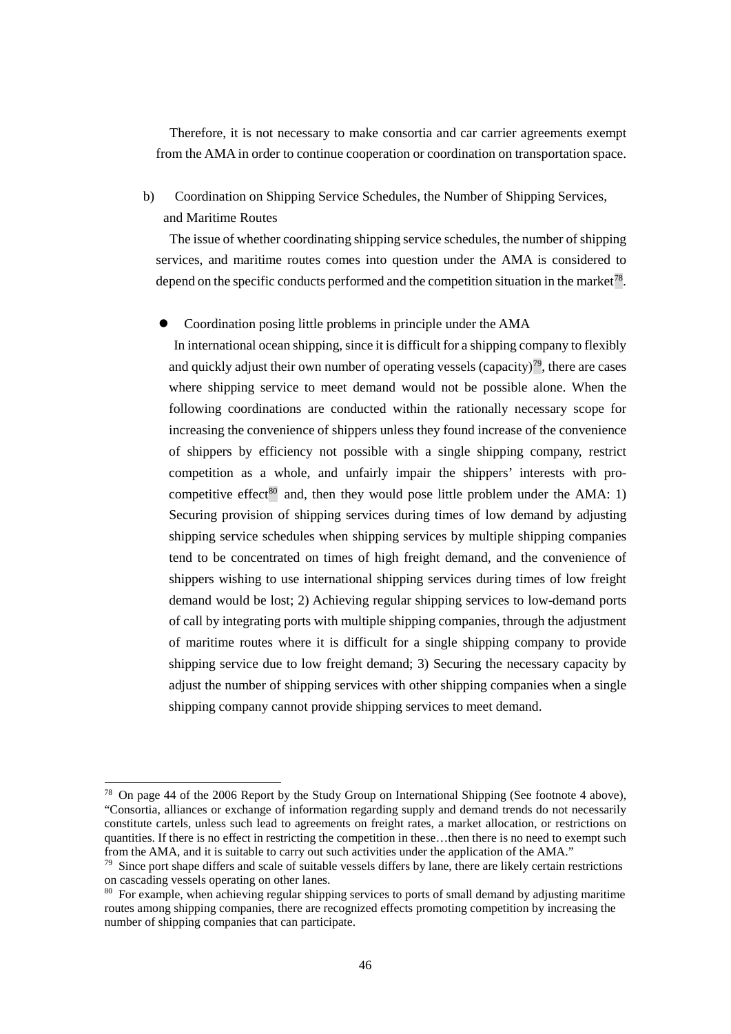Therefore, it is not necessary to make consortia and car carrier agreements exempt from the AMA in order to continue cooperation or coordination on transportation space.

b) Coordination on Shipping Service Schedules, the Number of Shipping Services, and Maritime Routes

The issue of whether coordinating shipping service schedules, the number of shipping services, and maritime routes comes into question under the AMA is considered to depend on the specific conducts performed and the competition situation in the market[78].

- Coordination posing little problems in principle under the AMA

  In international ocean shipping, since it is difficult for a shipping company to flexibly and quickly adjust their own number of operating vessels (capacity)[79], there are cases where shipping service to meet demand would not be possible alone. When the following coordinations are conducted within the rationally necessary scope for increasing the convenience of shippers unless they found increase of the convenience of shippers by efficiency not possible with a single shipping company, restrict competition as a whole, and unfairly impair the shippers' interests with pro-competitive effect[80] and, then they would pose little problem under the AMA: 1) Securing provision of shipping services during times of low demand by adjusting shipping service schedules when shipping services by multiple shipping companies tend to be concentrated on times of high freight demand, and the convenience of shippers wishing to use international shipping services during times of low freight demand would be lost; 2) Achieving regular shipping services to low-demand ports of call by integrating ports with multiple shipping companies, through the adjustment of maritime routes where it is difficult for a single shipping company to provide shipping service due to low freight demand; 3) Securing the necessary capacity by adjust the number of shipping services with other shipping companies when a single shipping company cannot provide shipping services to meet demand.

---

[78] On page 44 of the 2006 Report by the Study Group on International Shipping (See footnote 4 above), "Consortia, alliances or exchange of information regarding supply and demand trends do not necessarily constitute cartels, unless such lead to agreements on freight rates, a market allocation, or restrictions on quantities. If there is no effect in restricting the competition in these…then there is no need to exempt such from the AMA, and it is suitable to carry out such activities under the application of the AMA."

[79] Since port shape differs and scale of suitable vessels differs by lane, there are likely certain restrictions on cascading vessels operating on other lanes.

[80] For example, when achieving regular shipping services to ports of small demand by adjusting maritime routes among shipping companies, there are recognized effects promoting competition by increasing the number of shipping companies that can participate.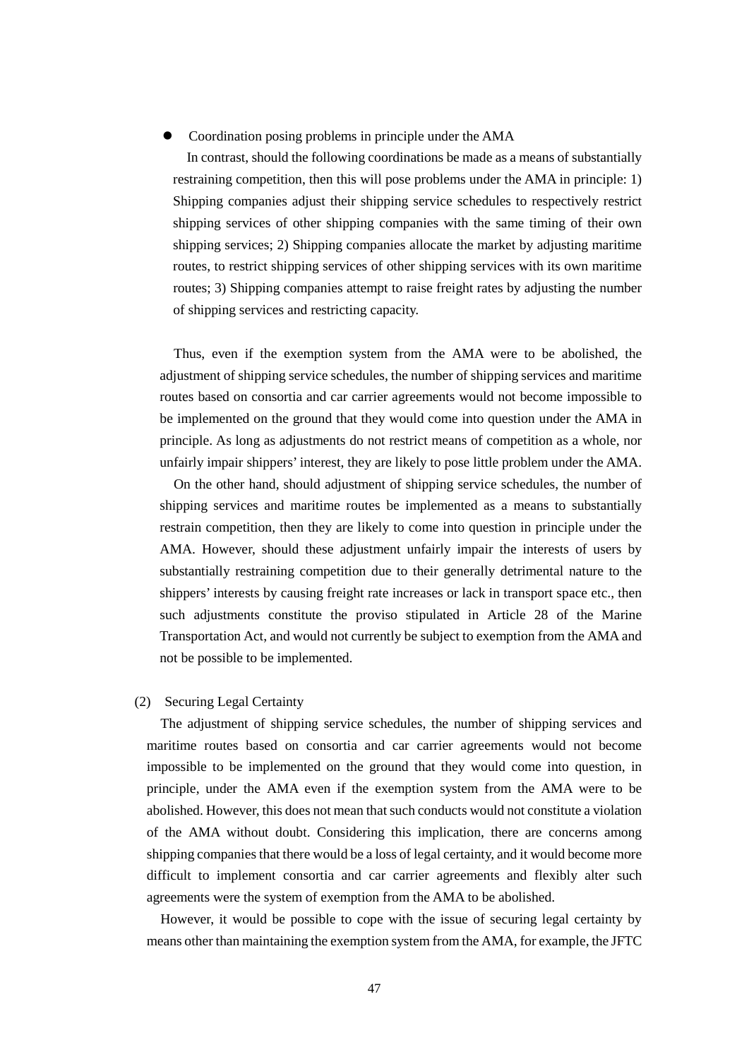- Coordination posing problems in principle under the AMA

  In contrast, should the following coordinations be made as a means of substantially restraining competition, then this will pose problems under the AMA in principle: 1) Shipping companies adjust their shipping service schedules to respectively restrict shipping services of other shipping companies with the same timing of their own shipping services; 2) Shipping companies allocate the market by adjusting maritime routes, to restrict shipping services of other shipping services with its own maritime routes; 3) Shipping companies attempt to raise freight rates by adjusting the number of shipping services and restricting capacity.

Thus, even if the exemption system from the AMA were to be abolished, the adjustment of shipping service schedules, the number of shipping services and maritime routes based on consortia and car carrier agreements would not become impossible to be implemented on the ground that they would come into question under the AMA in principle. As long as adjustments do not restrict means of competition as a whole, nor unfairly impair shippers' interest, they are likely to pose little problem under the AMA.

On the other hand, should adjustment of shipping service schedules, the number of shipping services and maritime routes be implemented as a means to substantially restrain competition, then they are likely to come into question in principle under the AMA. However, should these adjustment unfairly impair the interests of users by substantially restraining competition due to their generally detrimental nature to the shippers' interests by causing freight rate increases or lack in transport space etc., then such adjustments constitute the proviso stipulated in Article 28 of the Marine Transportation Act, and would not currently be subject to exemption from the AMA and not be possible to be implemented.

(2) Securing Legal Certainty

The adjustment of shipping service schedules, the number of shipping services and maritime routes based on consortia and car carrier agreements would not become impossible to be implemented on the ground that they would come into question, in principle, under the AMA even if the exemption system from the AMA were to be abolished. However, this does not mean that such conducts would not constitute a violation of the AMA without doubt. Considering this implication, there are concerns among shipping companies that there would be a loss of legal certainty, and it would become more difficult to implement consortia and car carrier agreements and flexibly alter such agreements were the system of exemption from the AMA to be abolished.

However, it would be possible to cope with the issue of securing legal certainty by means other than maintaining the exemption system from the AMA, for example, the JFTC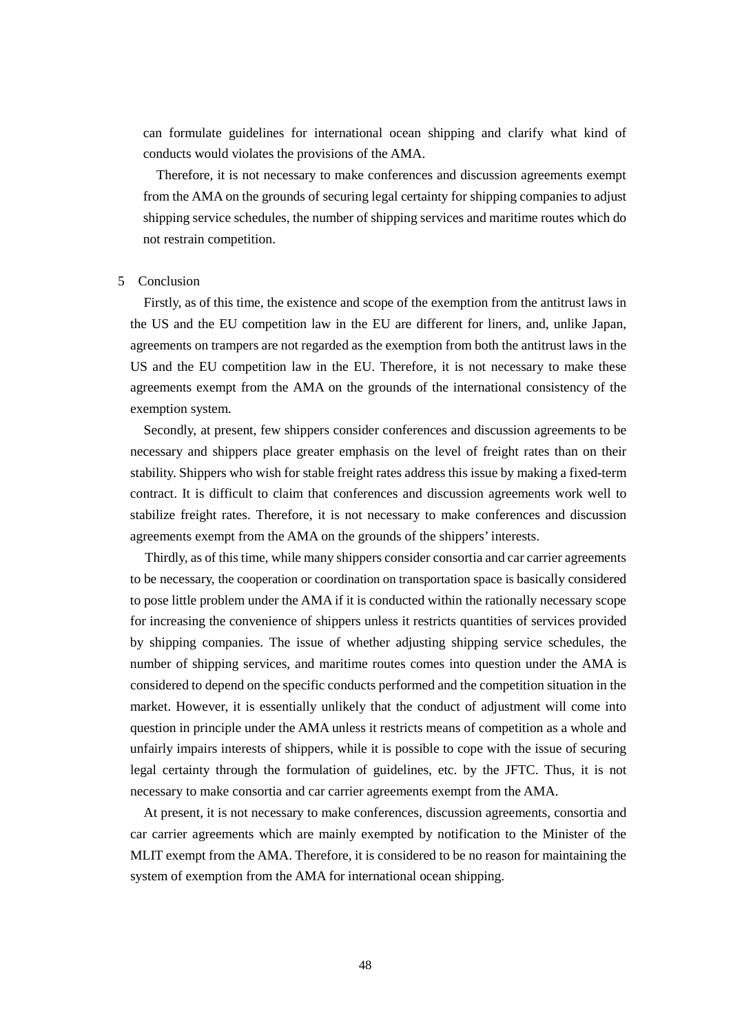can formulate guidelines for international ocean shipping and clarify what kind of conducts would violates the provisions of the AMA.

Therefore, it is not necessary to make conferences and discussion agreements exempt from the AMA on the grounds of securing legal certainty for shipping companies to adjust shipping service schedules, the number of shipping services and maritime routes which do not restrain competition.

## 5 Conclusion

Firstly, as of this time, the existence and scope of the exemption from the antitrust laws in the US and the EU competition law in the EU are different for liners, and, unlike Japan, agreements on trampers are not regarded as the exemption from both the antitrust laws in the US and the EU competition law in the EU. Therefore, it is not necessary to make these agreements exempt from the AMA on the grounds of the international consistency of the exemption system.

Secondly, at present, few shippers consider conferences and discussion agreements to be necessary and shippers place greater emphasis on the level of freight rates than on their stability. Shippers who wish for stable freight rates address this issue by making a fixed-term contract. It is difficult to claim that conferences and discussion agreements work well to stabilize freight rates. Therefore, it is not necessary to make conferences and discussion agreements exempt from the AMA on the grounds of the shippers' interests.

Thirdly, as of this time, while many shippers consider consortia and car carrier agreements to be necessary, the cooperation or coordination on transportation space is basically considered to pose little problem under the AMA if it is conducted within the rationally necessary scope for increasing the convenience of shippers unless it restricts quantities of services provided by shipping companies. The issue of whether adjusting shipping service schedules, the number of shipping services, and maritime routes comes into question under the AMA is considered to depend on the specific conducts performed and the competition situation in the market. However, it is essentially unlikely that the conduct of adjustment will come into question in principle under the AMA unless it restricts means of competition as a whole and unfairly impairs interests of shippers, while it is possible to cope with the issue of securing legal certainty through the formulation of guidelines, etc. by the JFTC. Thus, it is not necessary to make consortia and car carrier agreements exempt from the AMA.

At present, it is not necessary to make conferences, discussion agreements, consortia and car carrier agreements which are mainly exempted by notification to the Minister of the MLIT exempt from the AMA. Therefore, it is considered to be no reason for maintaining the system of exemption from the AMA for international ocean shipping.